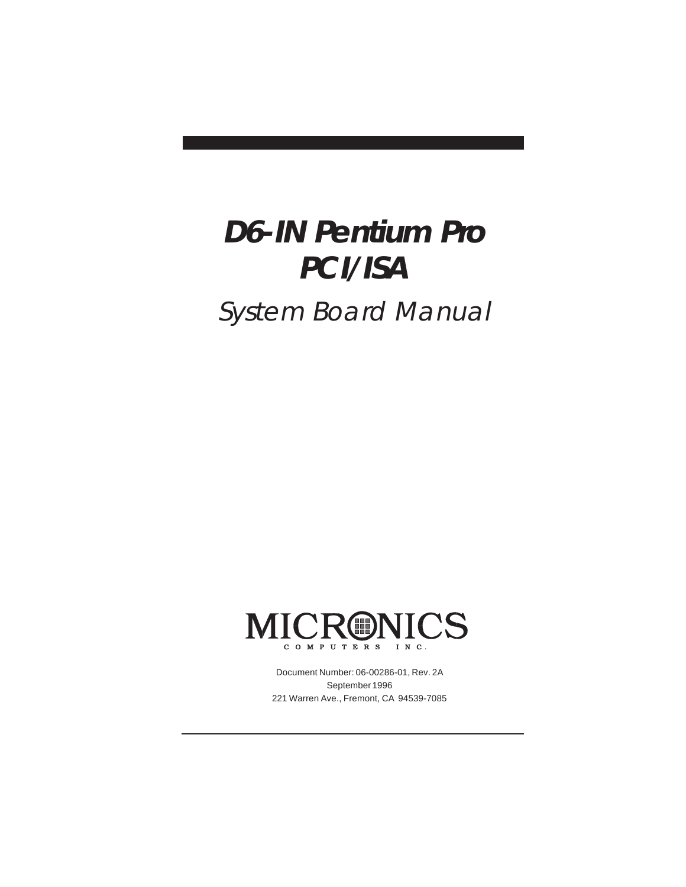# D6-IN Pentium Pro PCI/ISA

*System Board Manual*

MICRONICS
COMPUTERS INC.

Document Number: 06-00286-01, Rev. 2A
September 1996
221 Warren Ave., Fremont, CA 94539-7085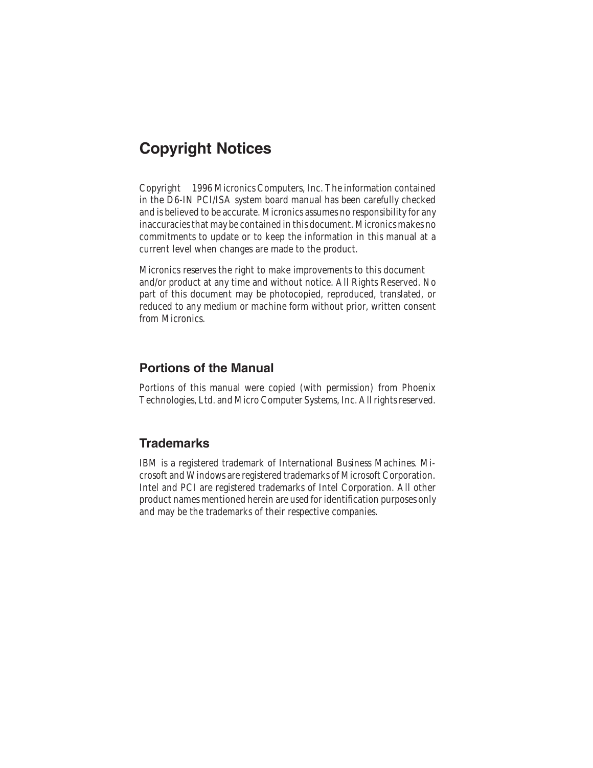# Copyright Notices

Copyright  1996 Micronics Computers, Inc. The information contained in the D6-IN PCI/ISA system board manual has been carefully checked and is believed to be accurate. Micronics assumes no responsibility for any inaccuracies that may be contained in this document. Micronics makes no commitments to update or to keep the information in this manual at a current level when changes are made to the product.

Micronics reserves the right to make improvements to this document and/or product at any time and without notice. All Rights Reserved. No part of this document may be photocopied, reproduced, translated, or reduced to any medium or machine form without prior, written consent from Micronics.

## Portions of the Manual

Portions of this manual were copied (with permission) from Phoenix Technologies, Ltd. and Micro Computer Systems, Inc. All rights reserved.

## Trademarks

IBM is a registered trademark of International Business Machines. Microsoft and Windows are registered trademarks of Microsoft Corporation. Intel and PCI are registered trademarks of Intel Corporation. All other product names mentioned herein are used for identification purposes only and may be the trademarks of their respective companies.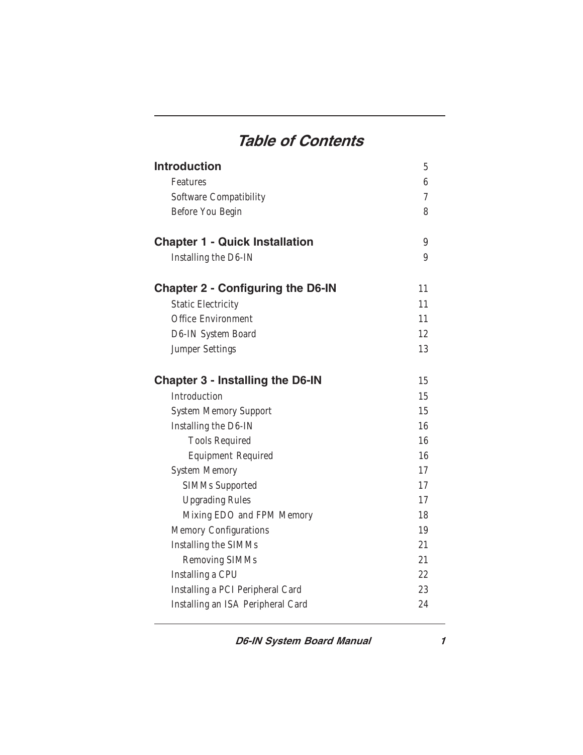# Table of Contents

| | |
|---|---|
| **Introduction** | 5 |
| Features | 6 |
| Software Compatibility | 7 |
| Before You Begin | 8 |
| **Chapter 1 - Quick Installation** | 9 |
| Installing the D6-IN | 9 |
| **Chapter 2 - Configuring the D6-IN** | 11 |
| Static Electricity | 11 |
| Office Environment | 11 |
| D6-IN System Board | 12 |
| Jumper Settings | 13 |
| **Chapter 3 - Installing the D6-IN** | 15 |
| Introduction | 15 |
| System Memory Support | 15 |
| Installing the D6-IN | 16 |
| Tools Required | 16 |
| Equipment Required | 16 |
| System Memory | 17 |
| SIMMs Supported | 17 |
| Upgrading Rules | 17 |
| Mixing EDO and FPM Memory | 18 |
| Memory Configurations | 19 |
| Installing the SIMMs | 21 |
| Removing SIMMs | 21 |
| Installing a CPU | 22 |
| Installing a PCI Peripheral Card | 23 |
| Installing an ISA Peripheral Card | 24 |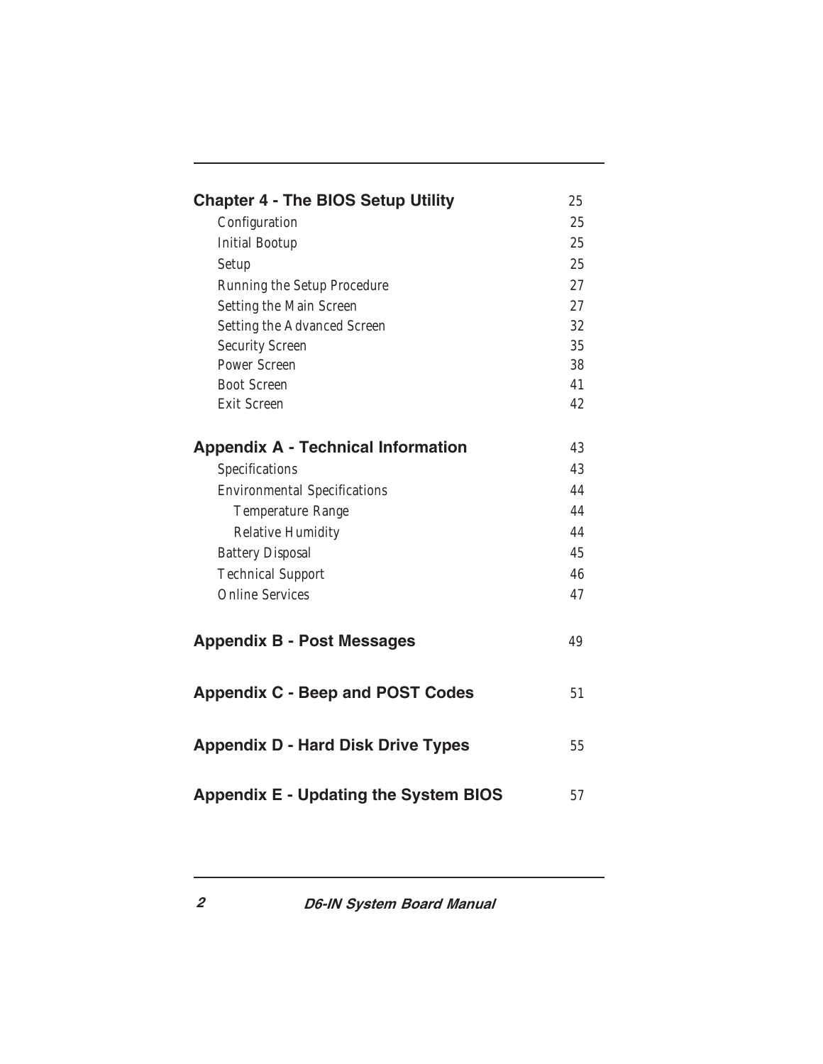| | |
|---|---|
| **Chapter 4 - The BIOS Setup Utility** | 25 |
| Configuration | 25 |
| Initial Bootup | 25 |
| Setup | 25 |
| Running the Setup Procedure | 27 |
| Setting the Main Screen | 27 |
| Setting the Advanced Screen | 32 |
| Security Screen | 35 |
| Power Screen | 38 |
| Boot Screen | 41 |
| Exit Screen | 42 |
| **Appendix A - Technical Information** | 43 |
| Specifications | 43 |
| Environmental Specifications | 44 |
| Temperature Range | 44 |
| Relative Humidity | 44 |
| Battery Disposal | 45 |
| Technical Support | 46 |
| Online Services | 47 |
| **Appendix B - Post Messages** | 49 |
| **Appendix C - Beep and POST Codes** | 51 |
| **Appendix D - Hard Disk Drive Types** | 55 |
| **Appendix E - Updating the System BIOS** | 57 |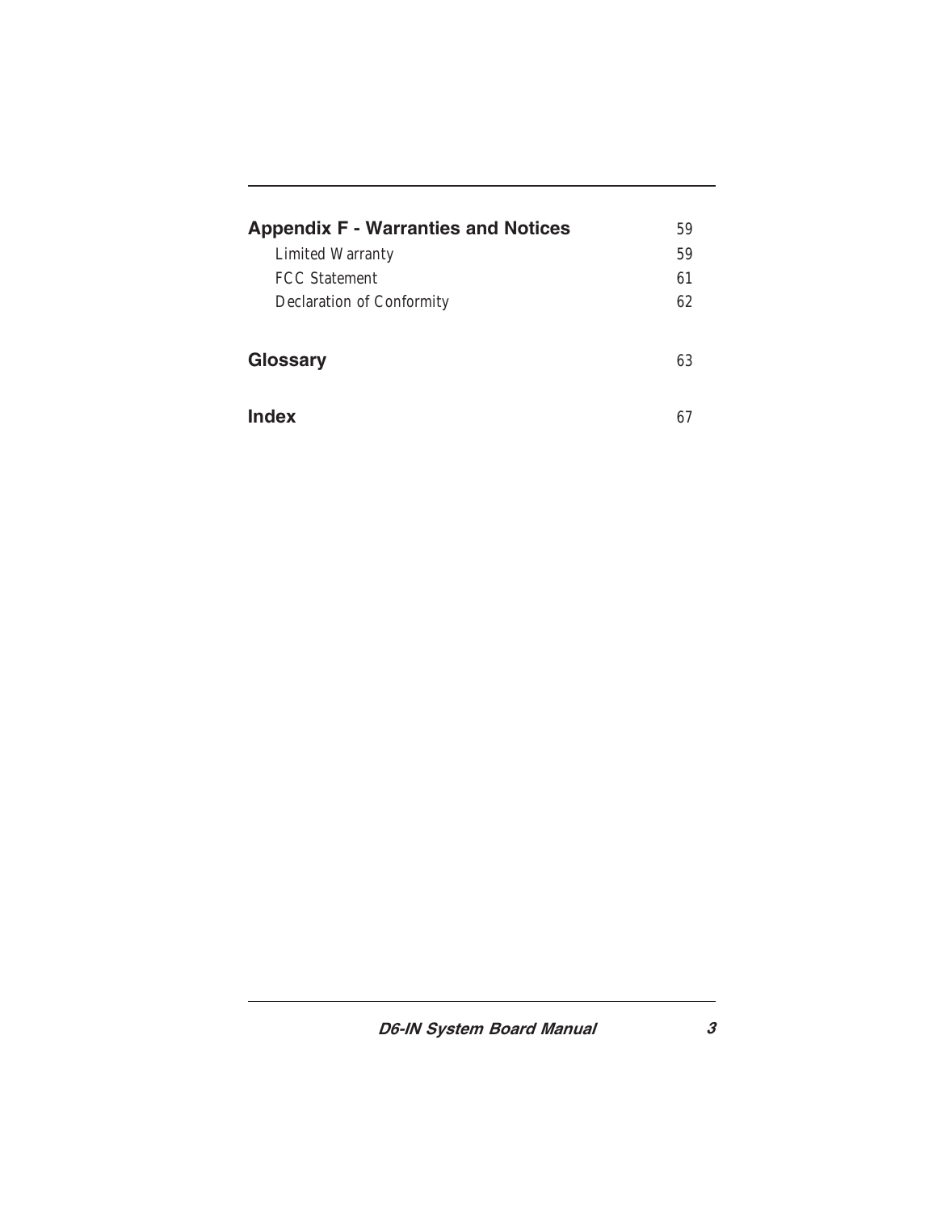| | |
|---|---|
| **Appendix F - Warranties and Notices** | 59 |
| Limited Warranty | 59 |
| FCC Statement | 61 |
| Declaration of Conformity | 62 |
| **Glossary** | 63 |
| **Index** | 67 |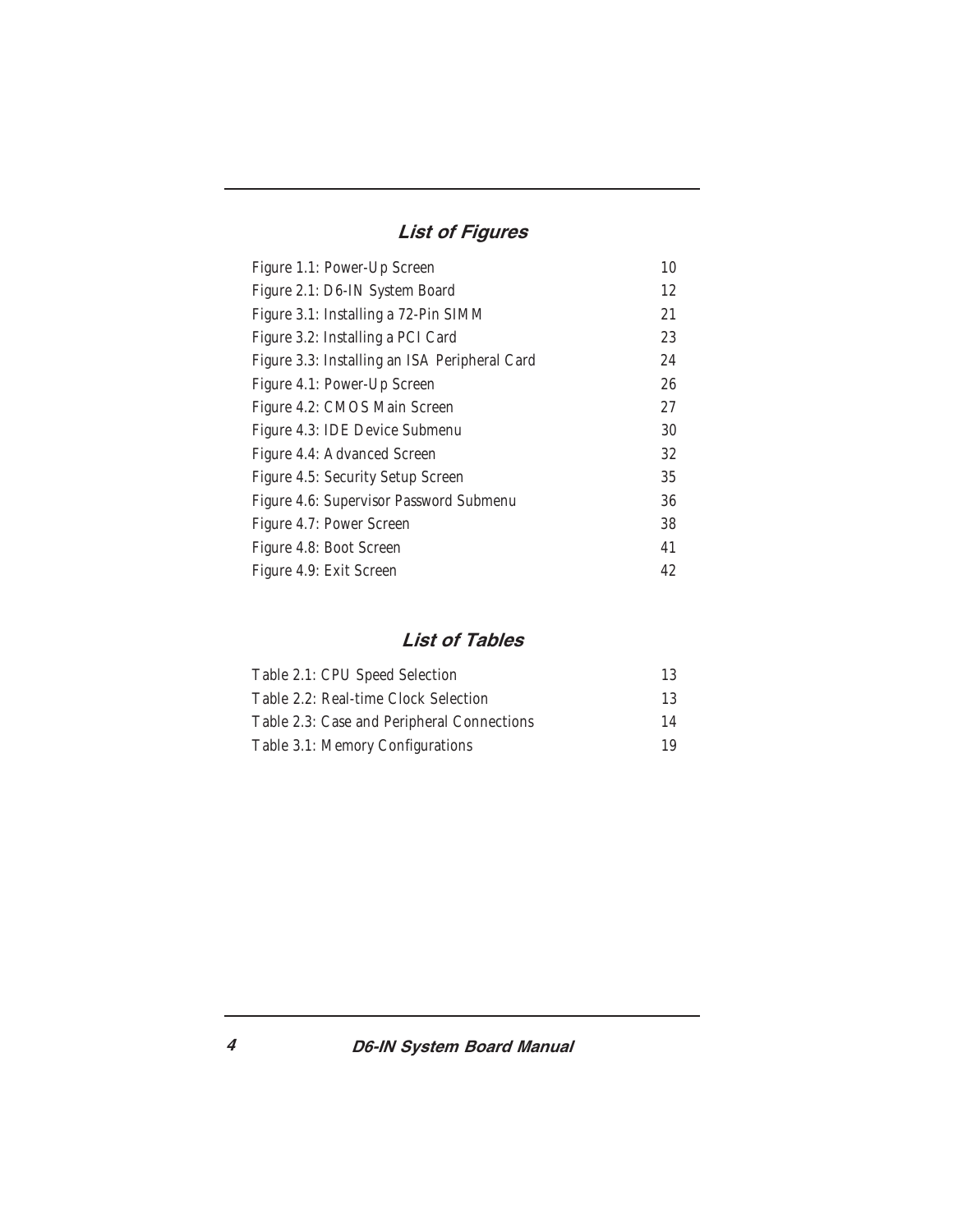## List of Figures

| | |
|---|---|
| Figure 1.1: Power-Up Screen | 10 |
| Figure 2.1: D6-IN System Board | 12 |
| Figure 3.1: Installing a 72-Pin SIMM | 21 |
| Figure 3.2: Installing a PCI Card | 23 |
| Figure 3.3: Installing an ISA Peripheral Card | 24 |
| Figure 4.1: Power-Up Screen | 26 |
| Figure 4.2: CMOS Main Screen | 27 |
| Figure 4.3: IDE Device Submenu | 30 |
| Figure 4.4: Advanced Screen | 32 |
| Figure 4.5: Security Setup Screen | 35 |
| Figure 4.6: Supervisor Password Submenu | 36 |
| Figure 4.7: Power Screen | 38 |
| Figure 4.8: Boot Screen | 41 |
| Figure 4.9: Exit Screen | 42 |

## List of Tables

| | |
|---|---|
| Table 2.1: CPU Speed Selection | 13 |
| Table 2.2: Real-time Clock Selection | 13 |
| Table 2.3: Case and Peripheral Connections | 14 |
| Table 3.1: Memory Configurations | 19 |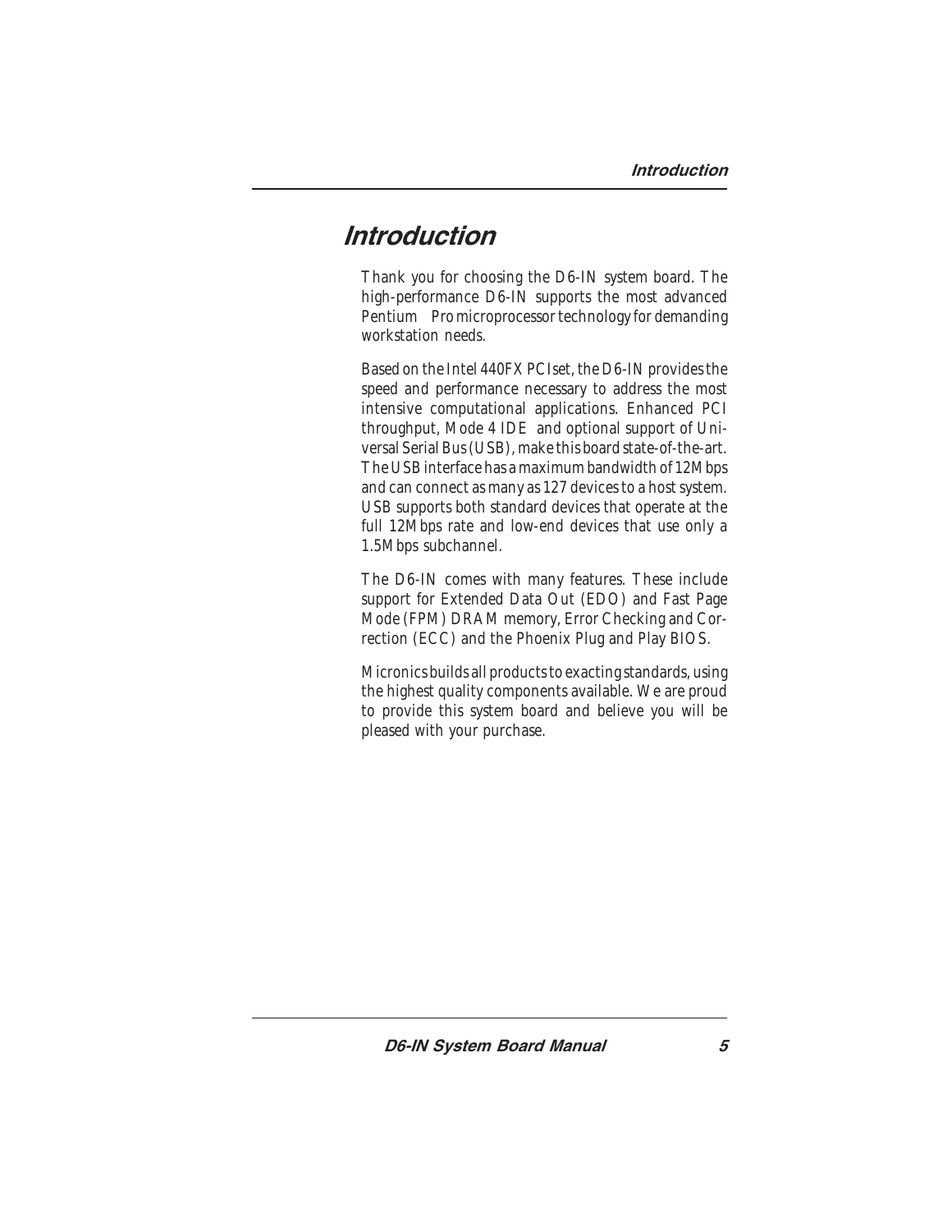# Introduction

Thank you for choosing the D6-IN system board. The high-performance D6-IN supports the most advanced Pentium Pro microprocessor technology for demanding workstation needs.

Based on the Intel 440FX PCIset, the D6-IN provides the speed and performance necessary to address the most intensive computational applications. Enhanced PCI throughput, Mode 4 IDE and optional support of Universal Serial Bus (USB), make this board state-of-the-art. The USB interface has a maximum bandwidth of 12Mbps and can connect as many as 127 devices to a host system. USB supports both standard devices that operate at the full 12Mbps rate and low-end devices that use only a 1.5Mbps subchannel.

The D6-IN comes with many features. These include support for Extended Data Out (EDO) and Fast Page Mode (FPM) DRAM memory, Error Checking and Correction (ECC) and the Phoenix Plug and Play BIOS.

Micronics builds all products to exacting standards, using the highest quality components available. We are proud to provide this system board and believe you will be pleased with your purchase.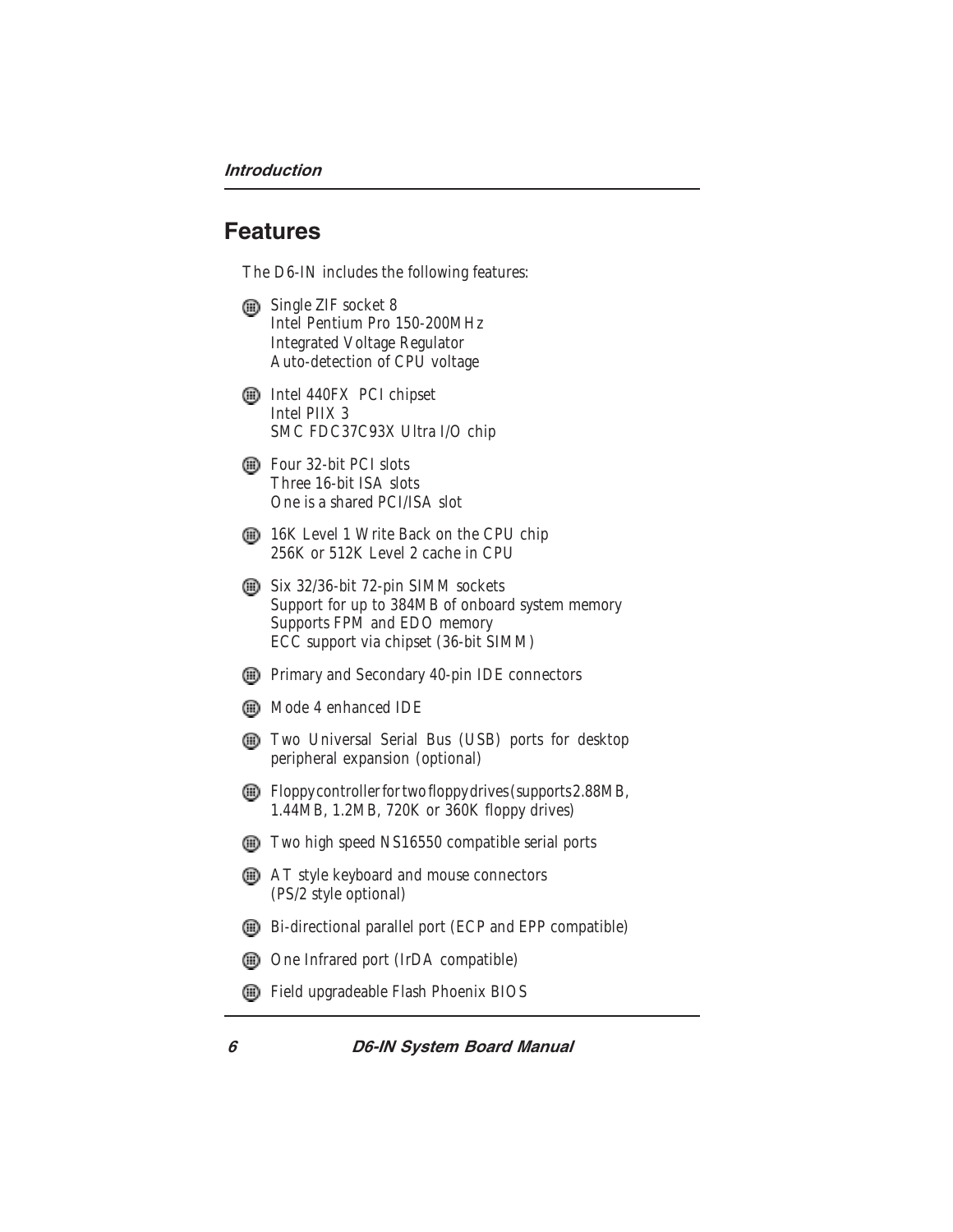## Features

The D6-IN includes the following features:

- Single ZIF socket 8  
  Intel Pentium Pro 150-200MHz  
  Integrated Voltage Regulator  
  Auto-detection of CPU voltage
- Intel 440FX PCI chipset  
  Intel PIIX 3  
  SMC FDC37C93X Ultra I/O chip
- Four 32-bit PCI slots  
  Three 16-bit ISA slots  
  One is a shared PCI/ISA slot
- 16K Level 1 Write Back on the CPU chip  
  256K or 512K Level 2 cache in CPU
- Six 32/36-bit 72-pin SIMM sockets  
  Support for up to 384MB of onboard system memory  
  Supports FPM and EDO memory  
  ECC support via chipset (36-bit SIMM)
- Primary and Secondary 40-pin IDE connectors
- Mode 4 enhanced IDE
- Two Universal Serial Bus (USB) ports for desktop peripheral expansion (optional)
- Floppy controller for two floppy drives (supports 2.88MB, 1.44MB, 1.2MB, 720K or 360K floppy drives)
- Two high speed NS16550 compatible serial ports
- AT style keyboard and mouse connectors  
  (PS/2 style optional)
- Bi-directional parallel port (ECP and EPP compatible)
- One Infrared port (IrDA compatible)
- Field upgradeable Flash Phoenix BIOS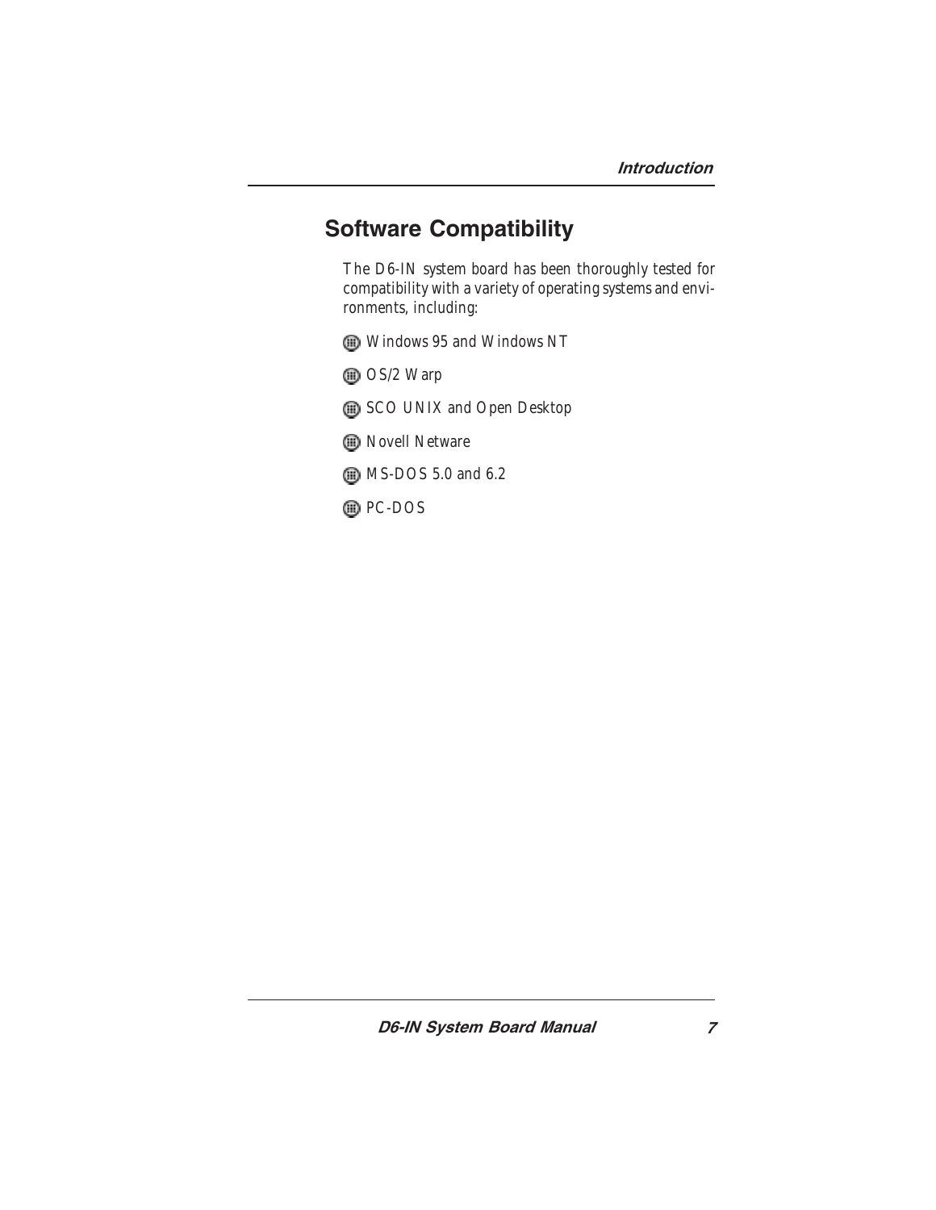## Software Compatibility

The D6-IN system board has been thoroughly tested for compatibility with a variety of operating systems and environments, including:

- Windows 95 and Windows NT
- OS/2 Warp
- SCO UNIX and Open Desktop
- Novell Netware
- MS-DOS 5.0 and 6.2
- PC-DOS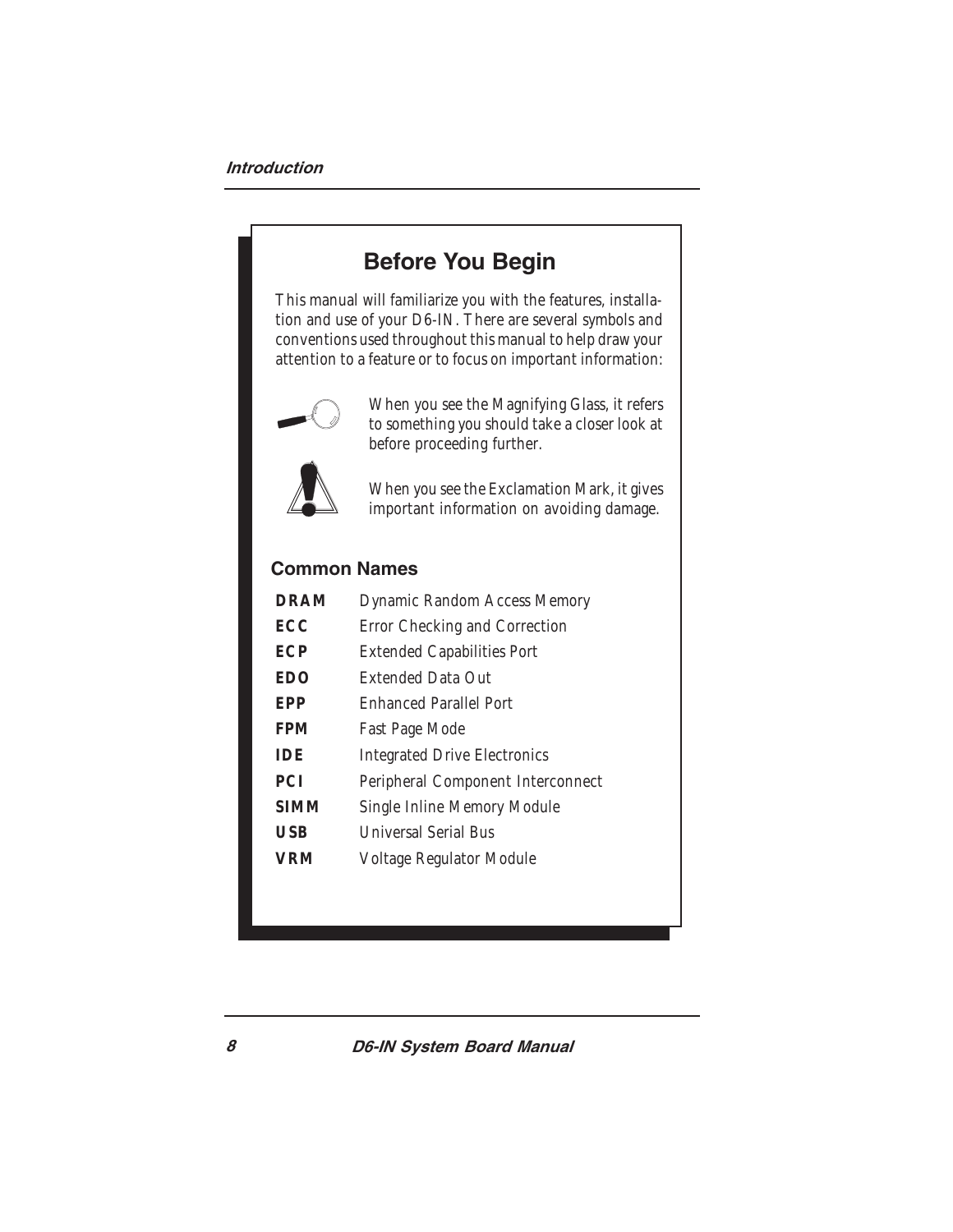## Before You Begin

This manual will familiarize you with the features, installation and use of your D6-IN. There are several symbols and conventions used throughout this manual to help draw your attention to a feature or to focus on important information:

When you see the Magnifying Glass, it refers to something you should take a closer look at before proceeding further.

When you see the Exclamation Mark, it gives important information on avoiding damage.

### Common Names

| | |
|---|---|
| **DRAM** | Dynamic Random Access Memory |
| **ECC** | Error Checking and Correction |
| **ECP** | Extended Capabilities Port |
| **EDO** | Extended Data Out |
| **EPP** | Enhanced Parallel Port |
| **FPM** | Fast Page Mode |
| **IDE** | Integrated Drive Electronics |
| **PCI** | Peripheral Component Interconnect |
| **SIMM** | Single Inline Memory Module |
| **USB** | Universal Serial Bus |
| **VRM** | Voltage Regulator Module |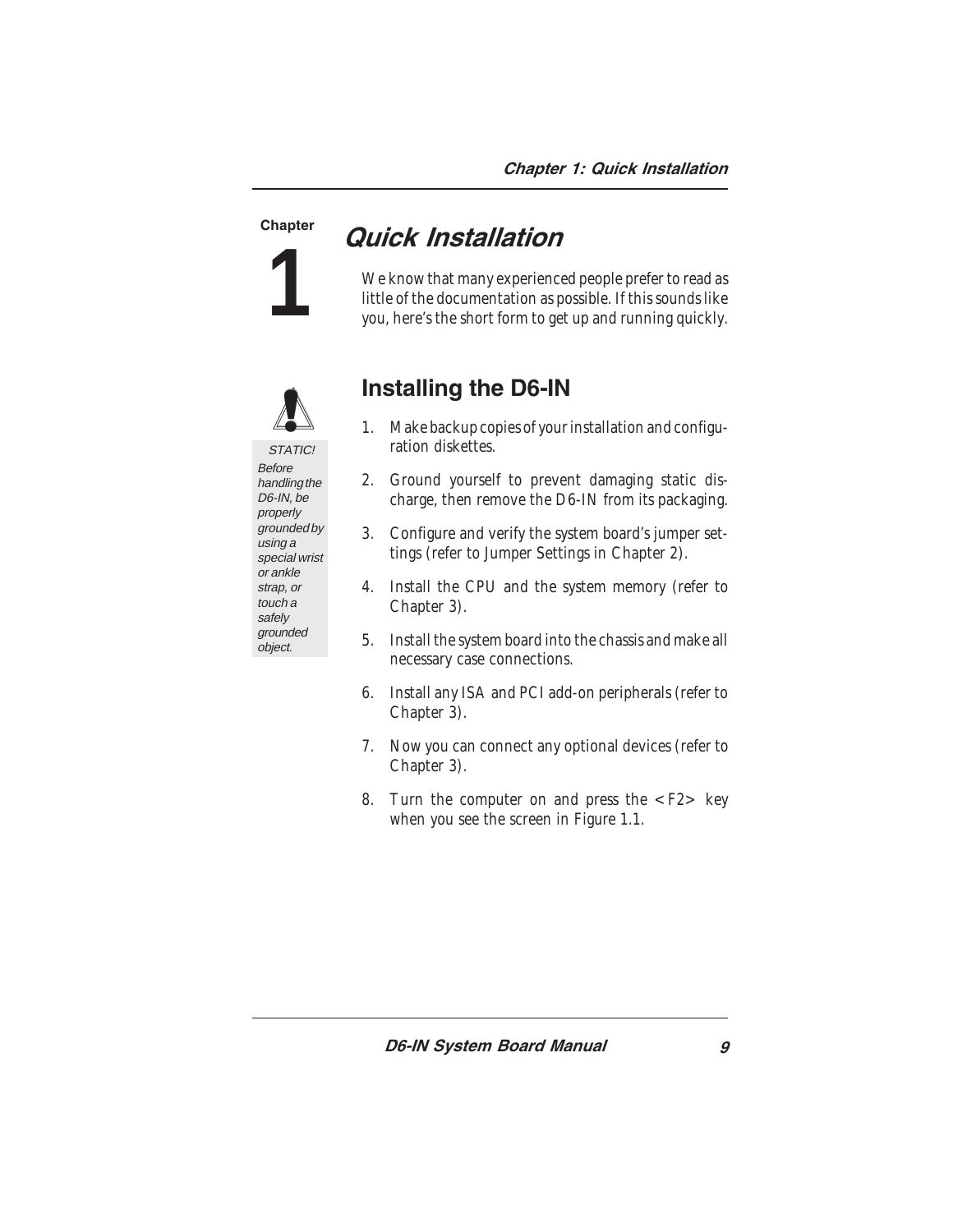Chapter

1

# Quick Installation

We know that many experienced people prefer to read as little of the documentation as possible. If this sounds like you, here's the short form to get up and running quickly.

STATIC!
Before handling the D6-IN, be properly grounded by using a special wrist or ankle strap, or touch a safely grounded object.

## Installing the D6-IN

1. Make backup copies of your installation and configuration diskettes.
2. Ground yourself to prevent damaging static discharge, then remove the D6-IN from its packaging.
3. Configure and verify the system board's jumper settings (refer to Jumper Settings in Chapter 2).
4. Install the CPU and the system memory (refer to Chapter 3).
5. Install the system board into the chassis and make all necessary case connections.
6. Install any ISA and PCI add-on peripherals (refer to Chapter 3).
7. Now you can connect any optional devices (refer to Chapter 3).
8. Turn the computer on and press the <F2> key when you see the screen in Figure 1.1.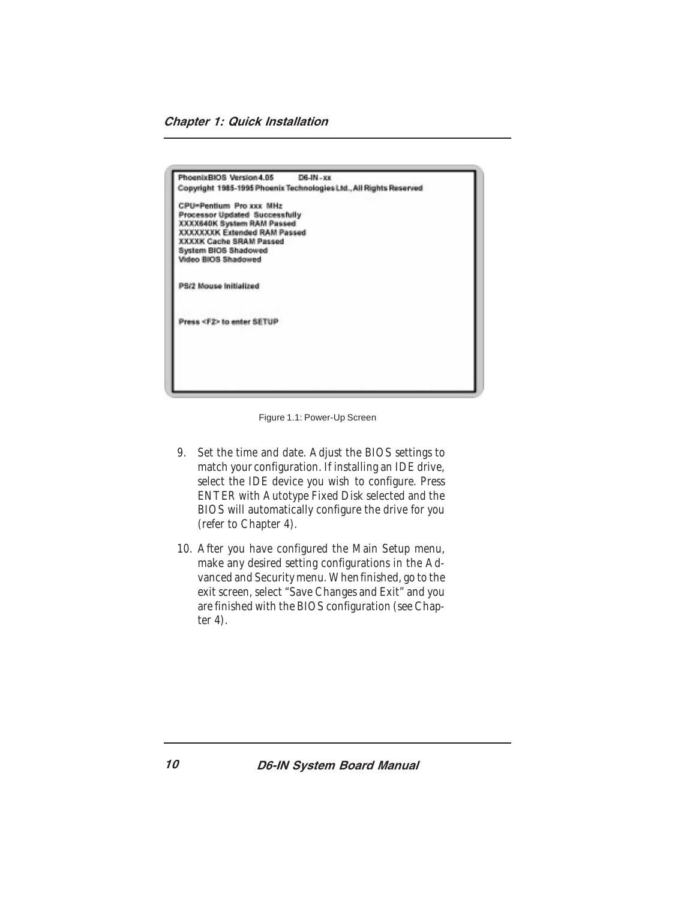```
PhoenixBIOS Version 4.05          D6-IN - xx
Copyright 1985-1995 Phoenix Technologies Ltd., All Rights Reserved

CPU=Pentium Pro xxx MHz
Processor Updated Successfully
XXXX640K System RAM Passed
XXXXXXXK Extended RAM Passed
XXXXK Cache SRAM Passed
System BIOS Shadowed
Video BIOS Shadowed


PS/2 Mouse Initialized



Press <F2> to enter SETUP
```

Figure 1.1: Power-Up Screen

9. Set the time and date. Adjust the BIOS settings to match your configuration. If installing an IDE drive, select the IDE device you wish to configure. Press ENTER with Autotype Fixed Disk selected and the BIOS will automatically configure the drive for you (refer to Chapter 4).

10. After you have configured the Main Setup menu, make any desired setting configurations in the Advanced and Security menu. When finished, go to the exit screen, select "Save Changes and Exit" and you are finished with the BIOS configuration (see Chapter 4).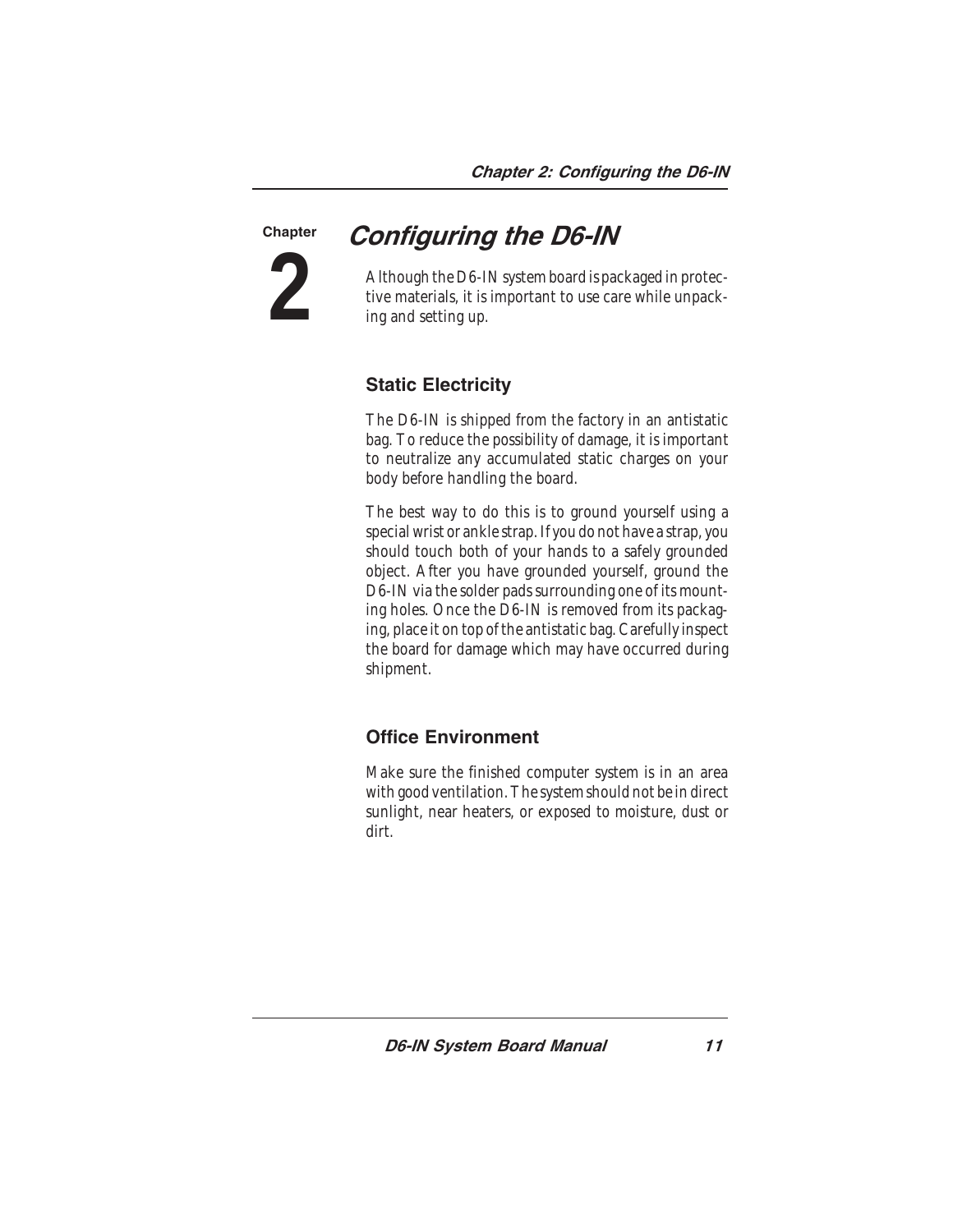# Chapter 2

# Configuring the D6-IN

Although the D6-IN system board is packaged in protective materials, it is important to use care while unpacking and setting up.

## Static Electricity

The D6-IN is shipped from the factory in an antistatic bag. To reduce the possibility of damage, it is important to neutralize any accumulated static charges on your body before handling the board.

The best way to do this is to ground yourself using a special wrist or ankle strap. If you do not have a strap, you should touch both of your hands to a safely grounded object. After you have grounded yourself, ground the D6-IN via the solder pads surrounding one of its mounting holes. Once the D6-IN is removed from its packaging, place it on top of the antistatic bag. Carefully inspect the board for damage which may have occurred during shipment.

## Office Environment

Make sure the finished computer system is in an area with good ventilation. The system should not be in direct sunlight, near heaters, or exposed to moisture, dust or dirt.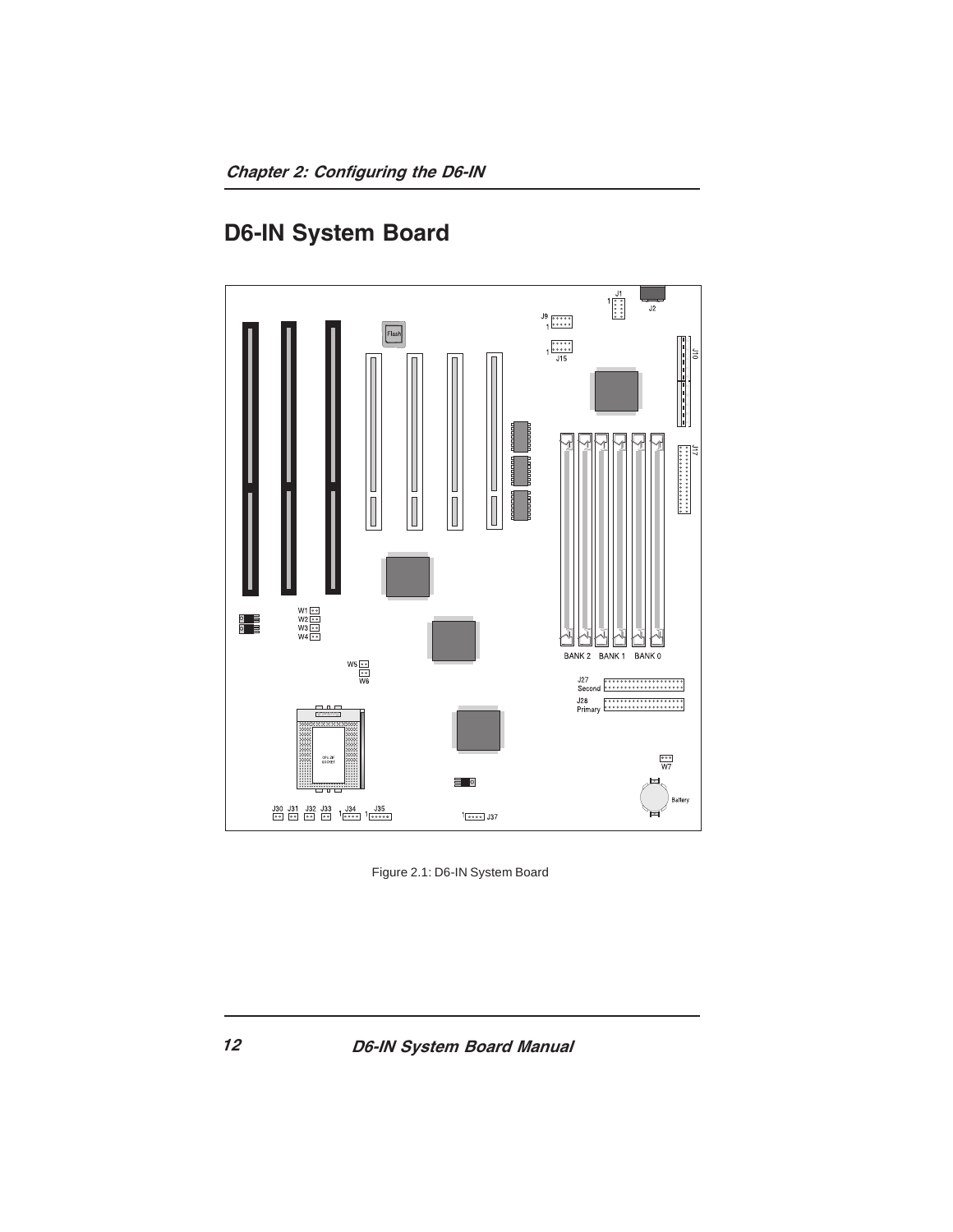## D6-IN System Board

Figure 2.1: D6-IN System Board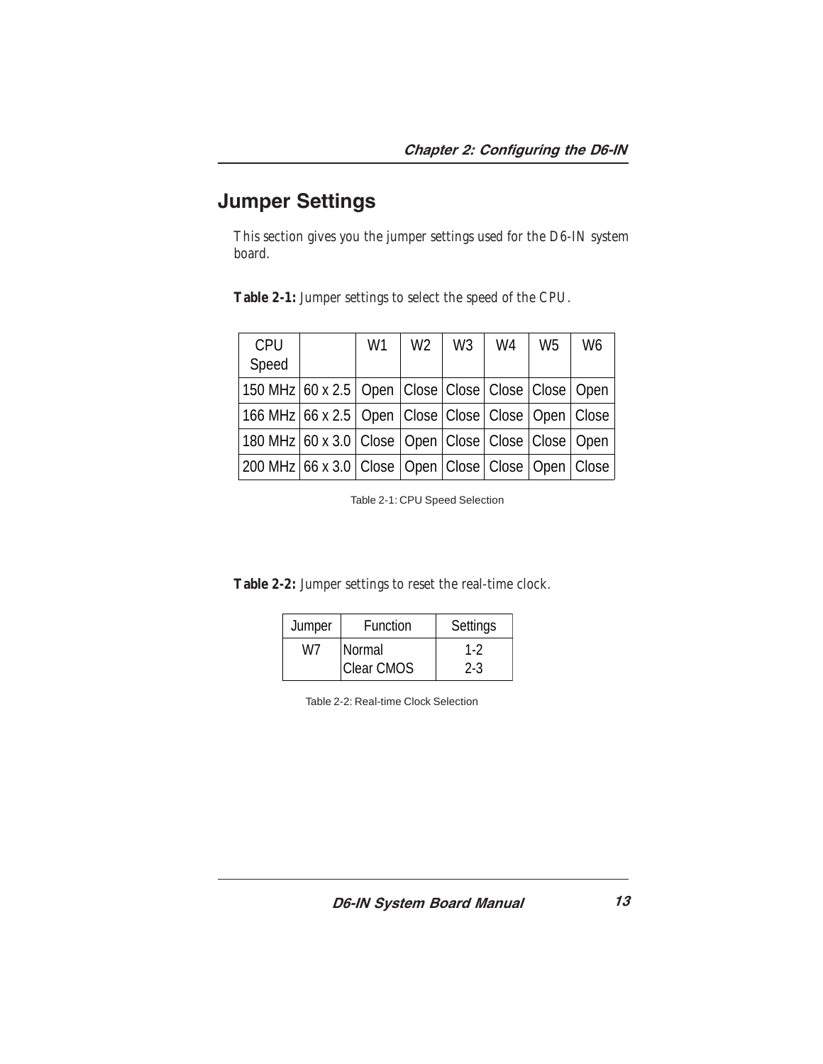## Jumper Settings

This section gives you the jumper settings used for the D6-IN system board.

**Table 2-1:** Jumper settings to select the speed of the CPU.

| CPU Speed | | W1 | W2 | W3 | W4 | W5 | W6 |
|---|---|---|---|---|---|---|---|
| 150 MHz | 60 x 2.5 | Open | Close | Close | Close | Close | Open |
| 166 MHz | 66 x 2.5 | Open | Close | Close | Close | Open | Close |
| 180 MHz | 60 x 3.0 | Close | Open | Close | Close | Close | Open |
| 200 MHz | 66 x 3.0 | Close | Open | Close | Close | Open | Close |

Table 2-1: CPU Speed Selection

**Table 2-2:** Jumper settings to reset the real-time clock.

| Jumper | Function | Settings |
|---|---|---|
| W7 | Normal<br>Clear CMOS | 1-2<br>2-3 |

Table 2-2: Real-time Clock Selection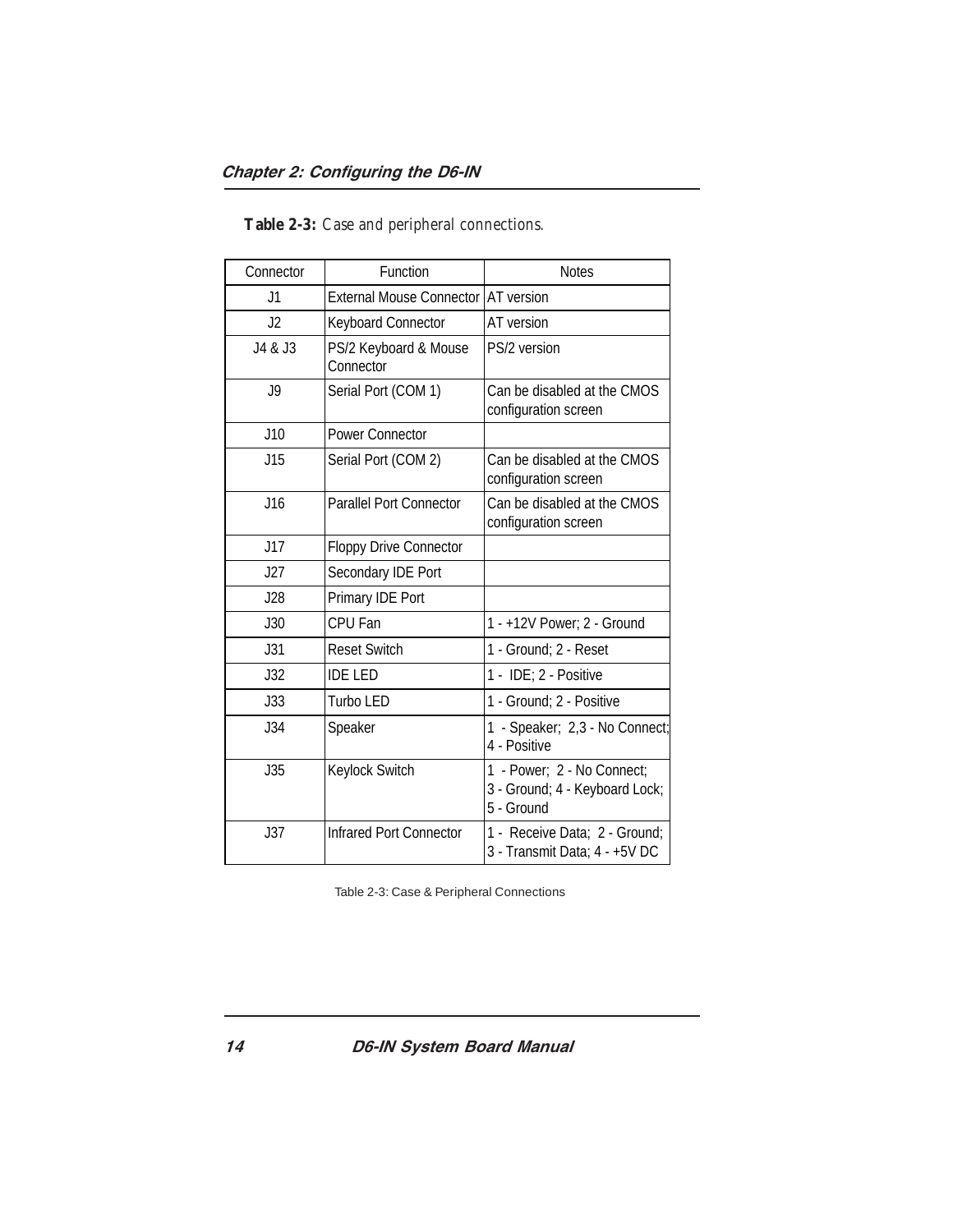**Table 2-3:** *Case and peripheral connections.*

| Connector | Function | Notes |
|---|---|---|
| J1 | External Mouse Connector | AT version |
| J2 | Keyboard Connector | AT version |
| J4 & J3 | PS/2 Keyboard & Mouse Connector | PS/2 version |
| J9 | Serial Port (COM 1) | Can be disabled at the CMOS configuration screen |
| J10 | Power Connector | |
| J15 | Serial Port (COM 2) | Can be disabled at the CMOS configuration screen |
| J16 | Parallel Port Connector | Can be disabled at the CMOS configuration screen |
| J17 | Floppy Drive Connector | |
| J27 | Secondary IDE Port | |
| J28 | Primary IDE Port | |
| J30 | CPU Fan | 1 - +12V Power; 2 - Ground |
| J31 | Reset Switch | 1 - Ground; 2 - Reset |
| J32 | IDE LED | 1 - IDE; 2 - Positive |
| J33 | Turbo LED | 1 - Ground; 2 - Positive |
| J34 | Speaker | 1 - Speaker; 2,3 - No Connect; 4 - Positive |
| J35 | Keylock Switch | 1 - Power; 2 - No Connect; 3 - Ground; 4 - Keyboard Lock; 5 - Ground |
| J37 | Infrared Port Connector | 1 - Receive Data; 2 - Ground; 3 - Transmit Data; 4 - +5V DC |

Table 2-3: Case & Peripheral Connections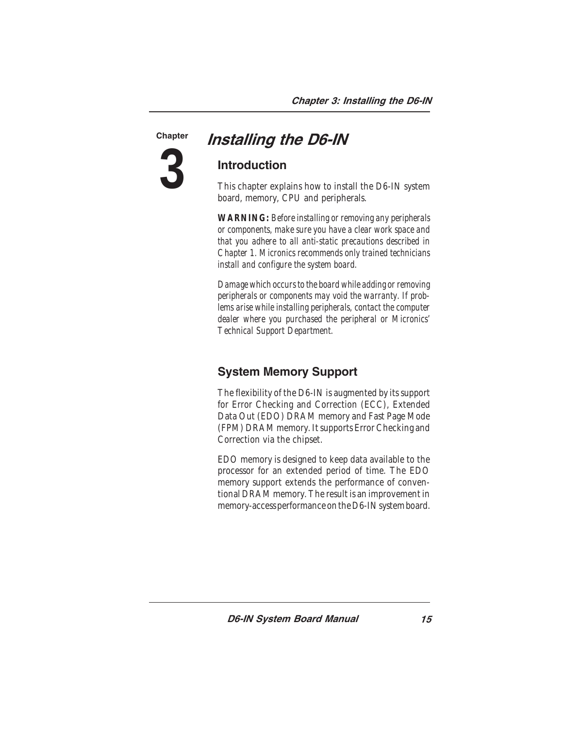# Chapter 3: Installing the D6-IN

## Introduction

This chapter explains how to install the D6-IN system board, memory, CPU and peripherals.

***WARNING:*** *Before installing or removing any peripherals or components, make sure you have a clear work space and that you adhere to all anti-static precautions described in Chapter 1. Micronics recommends only trained technicians install and configure the system board.*

*Damage which occurs to the board while adding or removing peripherals or components may void the warranty. If problems arise while installing peripherals, contact the computer dealer where you purchased the peripheral or Micronics' Technical Support Department.*

## System Memory Support

The flexibility of the D6-IN is augmented by its support for Error Checking and Correction (ECC), Extended Data Out (EDO) DRAM memory and Fast Page Mode (FPM) DRAM memory. It supports Error Checking and Correction via the chipset.

EDO memory is designed to keep data available to the processor for an extended period of time. The EDO memory support extends the performance of conventional DRAM memory. The result is an improvement in memory-access performance on the D6-IN system board.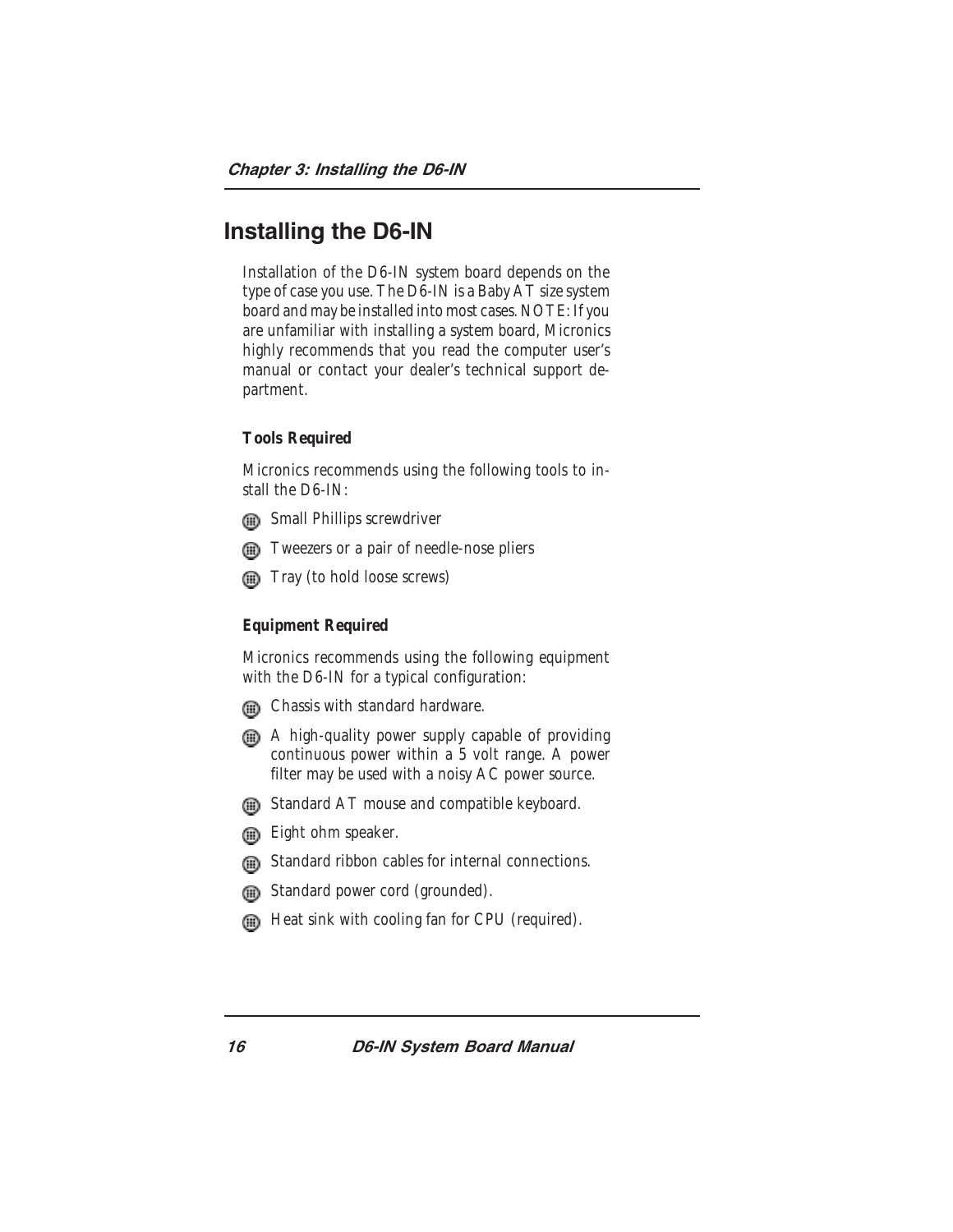# Installing the D6-IN

Installation of the D6-IN system board depends on the type of case you use. The D6-IN is a Baby AT size system board and may be installed into most cases. NOTE: If you are unfamiliar with installing a system board, Micronics highly recommends that you read the computer user's manual or contact your dealer's technical support department.

### Tools Required

Micronics recommends using the following tools to install the D6-IN:

- Small Phillips screwdriver
- Tweezers or a pair of needle-nose pliers
- Tray (to hold loose screws)

### Equipment Required

Micronics recommends using the following equipment with the D6-IN for a typical configuration:

- Chassis with standard hardware.
- A high-quality power supply capable of providing continuous power within a 5 volt range. A power filter may be used with a noisy AC power source.
- Standard AT mouse and compatible keyboard.
- Eight ohm speaker.
- Standard ribbon cables for internal connections.
- Standard power cord (grounded).
- Heat sink with cooling fan for CPU (required).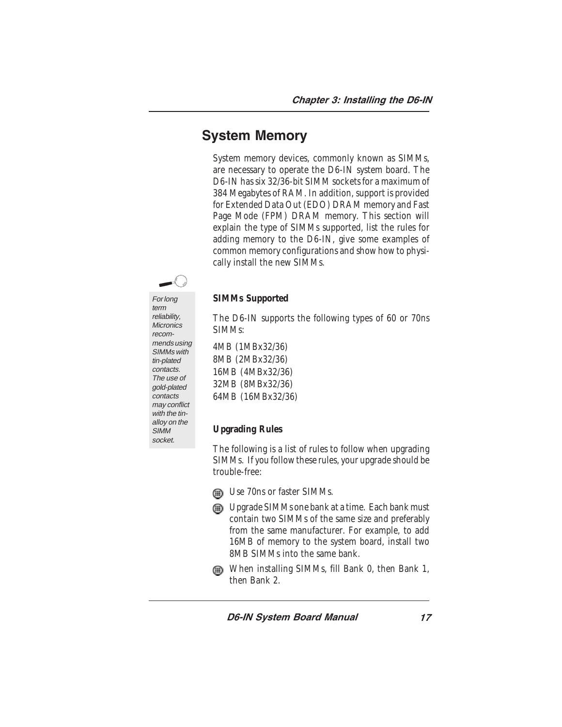## System Memory

System memory devices, commonly known as SIMMs, are necessary to operate the D6-IN system board. The D6-IN has six 32/36-bit SIMM sockets for a maximum of 384 Megabytes of RAM. In addition, support is provided for Extended Data Out (EDO) DRAM memory and Fast Page Mode (FPM) DRAM memory. This section will explain the type of SIMMs supported, list the rules for adding memory to the D6-IN, give some examples of common memory configurations and show how to physically install the new SIMMs.

*For long term reliability, Micronics recommends using SIMMs with tin-plated contacts. The use of gold-plated contacts may conflict with the tin-alloy on the SIMM socket.*

### SIMMs Supported

The D6-IN supports the following types of 60 or 70ns SIMMs:

4MB (1MBx32/36)
8MB (2MBx32/36)
16MB (4MBx32/36)
32MB (8MBx32/36)
64MB (16MBx32/36)

### Upgrading Rules

The following is a list of rules to follow when upgrading SIMMs. If you follow these rules, your upgrade should be trouble-free:

- Use 70ns or faster SIMMs.
- Upgrade SIMMs one bank at a time. Each bank must contain two SIMMs of the same size and preferably from the same manufacturer. For example, to add 16MB of memory to the system board, install two 8MB SIMMs into the same bank.
- When installing SIMMs, fill Bank 0, then Bank 1, then Bank 2.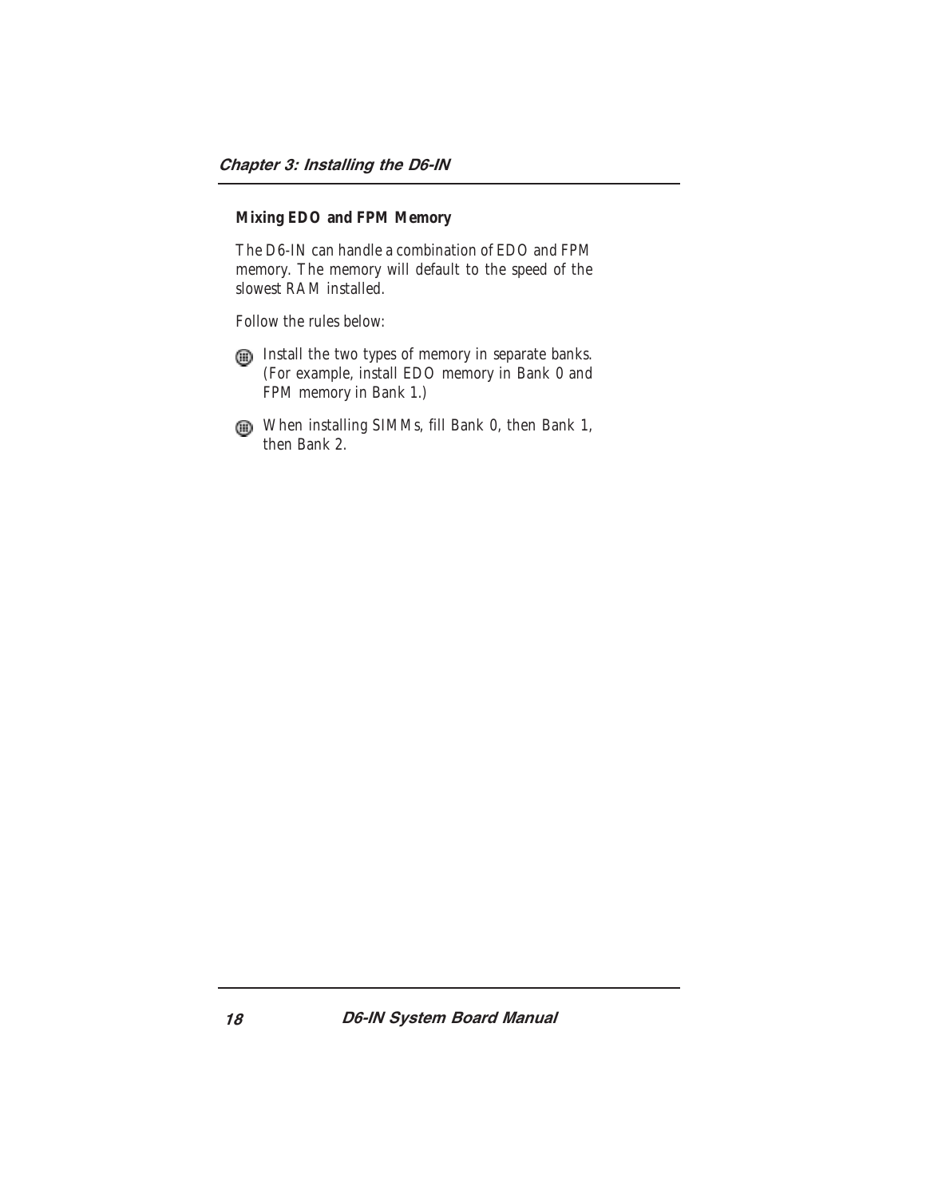### Mixing EDO and FPM Memory

The D6-IN can handle a combination of EDO and FPM memory. The memory will default to the speed of the slowest RAM installed.

Follow the rules below:

- Install the two types of memory in separate banks. (For example, install EDO memory in Bank 0 and FPM memory in Bank 1.)
- When installing SIMMs, fill Bank 0, then Bank 1, then Bank 2.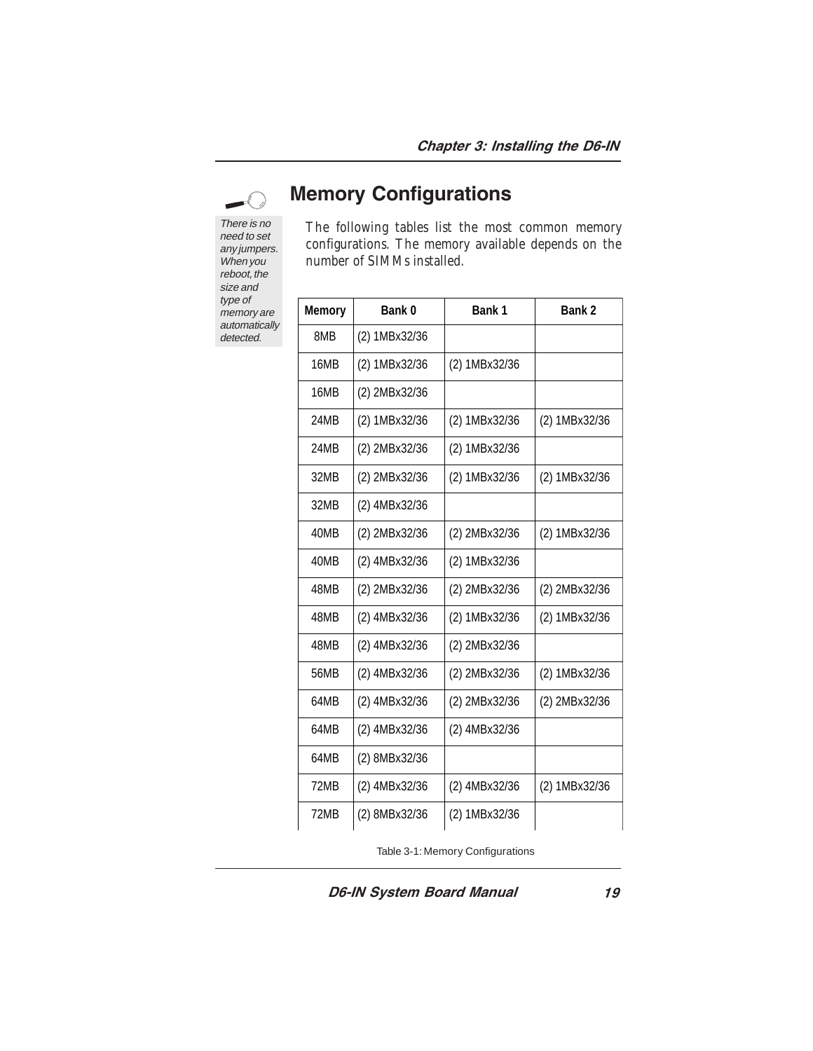## Memory Configurations

*There is no need to set any jumpers. When you reboot, the size and type of memory are automatically detected.*

The following tables list the most common memory configurations. The memory available depends on the number of SIMMs installed.

| Memory | Bank 0 | Bank 1 | Bank 2 |
|---|---|---|---|
| 8MB | (2) 1MBx32/36 | | |
| 16MB | (2) 1MBx32/36 | (2) 1MBx32/36 | |
| 16MB | (2) 2MBx32/36 | | |
| 24MB | (2) 1MBx32/36 | (2) 1MBx32/36 | (2) 1MBx32/36 |
| 24MB | (2) 2MBx32/36 | (2) 1MBx32/36 | |
| 32MB | (2) 2MBx32/36 | (2) 1MBx32/36 | (2) 1MBx32/36 |
| 32MB | (2) 4MBx32/36 | | |
| 40MB | (2) 2MBx32/36 | (2) 2MBx32/36 | (2) 1MBx32/36 |
| 40MB | (2) 4MBx32/36 | (2) 1MBx32/36 | |
| 48MB | (2) 2MBx32/36 | (2) 2MBx32/36 | (2) 2MBx32/36 |
| 48MB | (2) 4MBx32/36 | (2) 1MBx32/36 | (2) 1MBx32/36 |
| 48MB | (2) 4MBx32/36 | (2) 2MBx32/36 | |
| 56MB | (2) 4MBx32/36 | (2) 2MBx32/36 | (2) 1MBx32/36 |
| 64MB | (2) 4MBx32/36 | (2) 2MBx32/36 | (2) 2MBx32/36 |
| 64MB | (2) 4MBx32/36 | (2) 4MBx32/36 | |
| 64MB | (2) 8MBx32/36 | | |
| 72MB | (2) 4MBx32/36 | (2) 4MBx32/36 | (2) 1MBx32/36 |
| 72MB | (2) 8MBx32/36 | (2) 1MBx32/36 | |

Table 3-1: Memory Configurations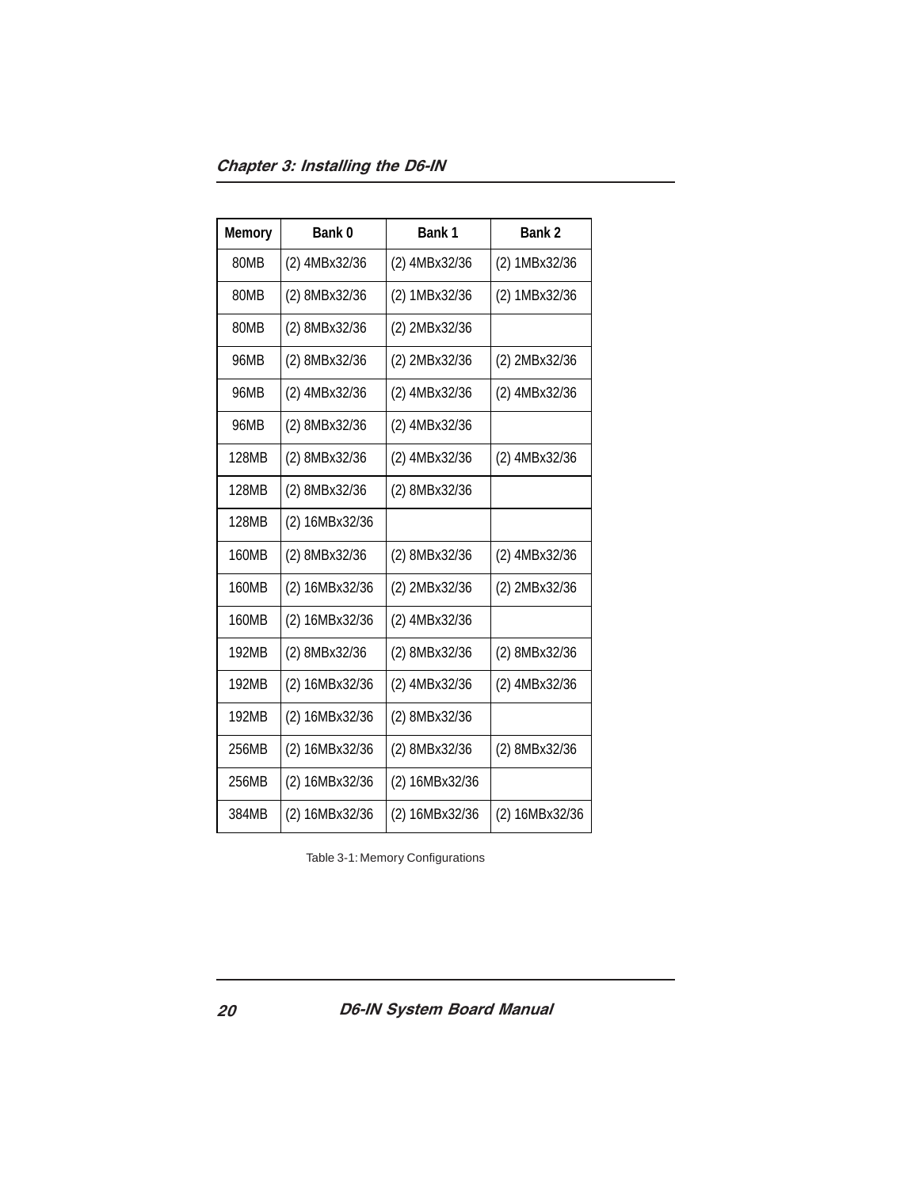| Memory | Bank 0 | Bank 1 | Bank 2 |
|---|---|---|---|
| 80MB | (2) 4MBx32/36 | (2) 4MBx32/36 | (2) 1MBx32/36 |
| 80MB | (2) 8MBx32/36 | (2) 1MBx32/36 | (2) 1MBx32/36 |
| 80MB | (2) 8MBx32/36 | (2) 2MBx32/36 | |
| 96MB | (2) 8MBx32/36 | (2) 2MBx32/36 | (2) 2MBx32/36 |
| 96MB | (2) 4MBx32/36 | (2) 4MBx32/36 | (2) 4MBx32/36 |
| 96MB | (2) 8MBx32/36 | (2) 4MBx32/36 | |
| 128MB | (2) 8MBx32/36 | (2) 4MBx32/36 | (2) 4MBx32/36 |
| 128MB | (2) 8MBx32/36 | (2) 8MBx32/36 | |
| 128MB | (2) 16MBx32/36 | | |
| 160MB | (2) 8MBx32/36 | (2) 8MBx32/36 | (2) 4MBx32/36 |
| 160MB | (2) 16MBx32/36 | (2) 2MBx32/36 | (2) 2MBx32/36 |
| 160MB | (2) 16MBx32/36 | (2) 4MBx32/36 | |
| 192MB | (2) 8MBx32/36 | (2) 8MBx32/36 | (2) 8MBx32/36 |
| 192MB | (2) 16MBx32/36 | (2) 4MBx32/36 | (2) 4MBx32/36 |
| 192MB | (2) 16MBx32/36 | (2) 8MBx32/36 | |
| 256MB | (2) 16MBx32/36 | (2) 8MBx32/36 | (2) 8MBx32/36 |
| 256MB | (2) 16MBx32/36 | (2) 16MBx32/36 | |
| 384MB | (2) 16MBx32/36 | (2) 16MBx32/36 | (2) 16MBx32/36 |

Table 3-1: Memory Configurations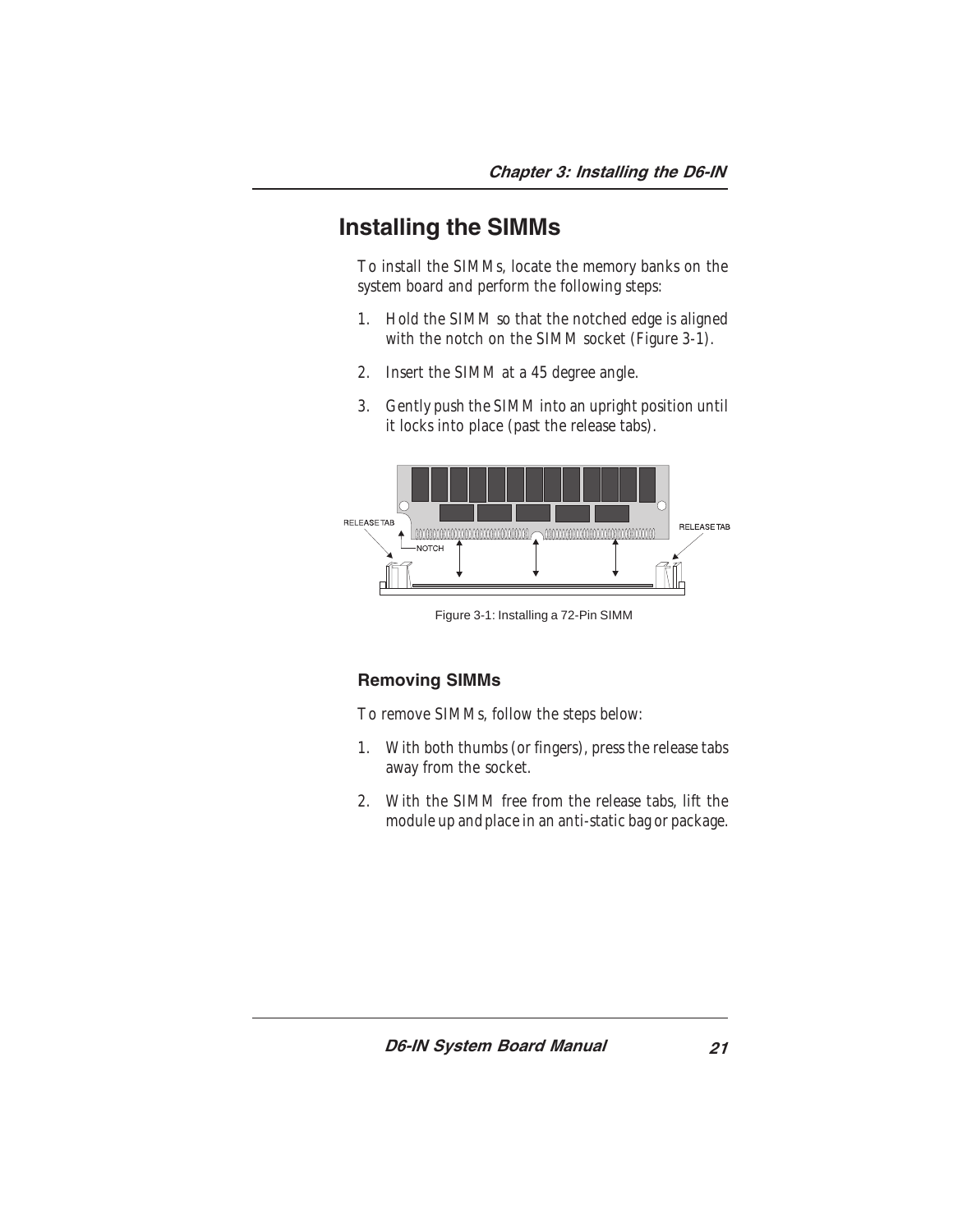## Installing the SIMMs

To install the SIMMs, locate the memory banks on the system board and perform the following steps:

1. Hold the SIMM so that the notched edge is aligned with the notch on the SIMM socket (Figure 3-1).
2. Insert the SIMM at a 45 degree angle.
3. Gently push the SIMM into an upright position until it locks into place (past the release tabs).

Figure 3-1: Installing a 72-Pin SIMM

### Removing SIMMs

To remove SIMMs, follow the steps below:

1. With both thumbs (or fingers), press the release tabs away from the socket.
2. With the SIMM free from the release tabs, lift the module up and place in an anti-static bag or package.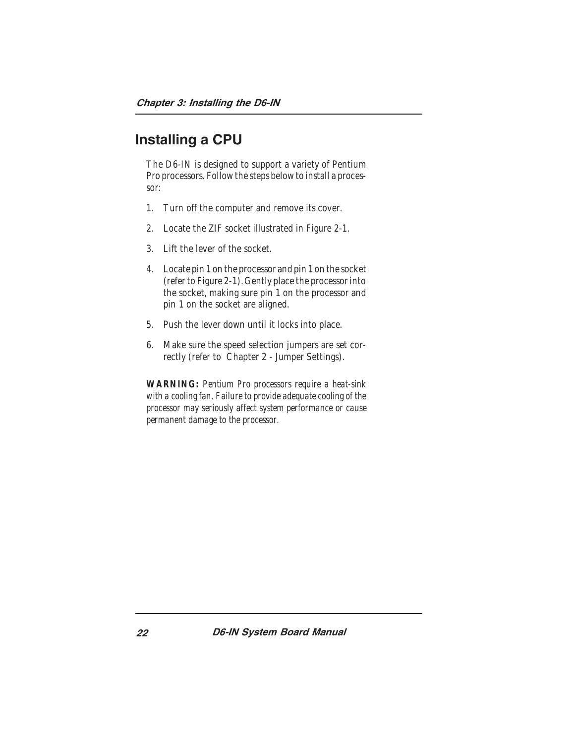## Installing a CPU

The D6-IN is designed to support a variety of Pentium Pro processors. Follow the steps below to install a processor:

1. Turn off the computer and remove its cover.
2. Locate the ZIF socket illustrated in Figure 2-1.
3. Lift the lever of the socket.
4. Locate pin 1 on the processor and pin 1 on the socket (refer to Figure 2-1). Gently place the processor into the socket, making sure pin 1 on the processor and pin 1 on the socket are aligned.
5. Push the lever down until it locks into place.
6. Make sure the speed selection jumpers are set correctly (refer to Chapter 2 - Jumper Settings).

**WARNING:** *Pentium Pro processors require a heat-sink with a cooling fan. Failure to provide adequate cooling of the processor may seriously affect system performance or cause permanent damage to the processor.*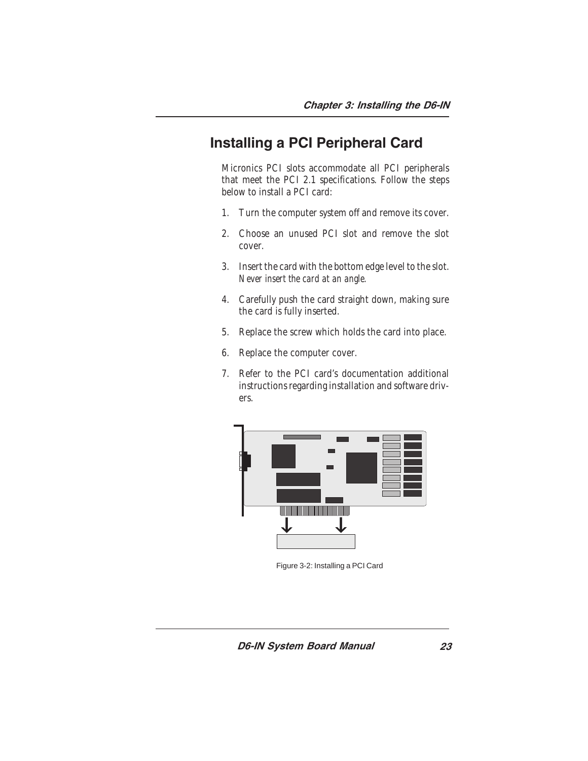## Installing a PCI Peripheral Card

Micronics PCI slots accommodate all PCI peripherals that meet the PCI 2.1 specifications. Follow the steps below to install a PCI card:

1. Turn the computer system off and remove its cover.
2. Choose an unused PCI slot and remove the slot cover.
3. Insert the card with the bottom edge level to the slot. *Never insert the card at an angle.*
4. Carefully push the card straight down, making sure the card is fully inserted.
5. Replace the screw which holds the card into place.
6. Replace the computer cover.
7. Refer to the PCI card's documentation additional instructions regarding installation and software drivers.

Figure 3-2: Installing a PCI Card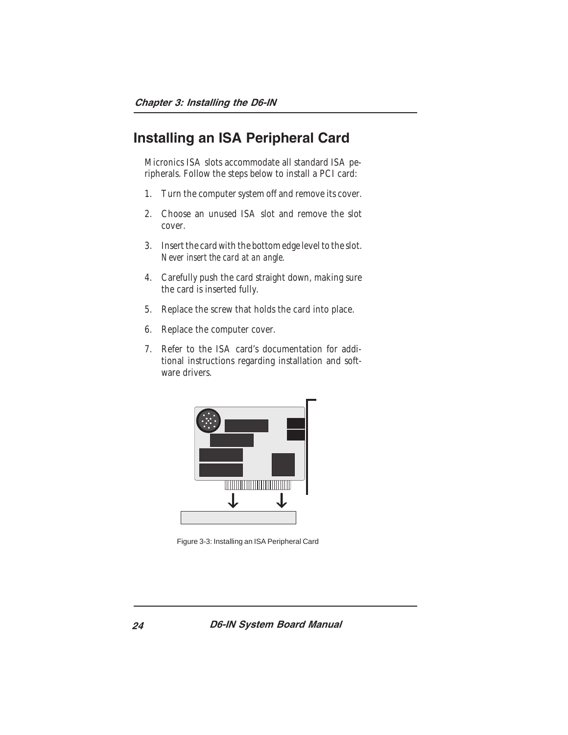# Installing an ISA Peripheral Card

Micronics ISA slots accommodate all standard ISA peripherals. Follow the steps below to install a PCI card:

1. Turn the computer system off and remove its cover.
2. Choose an unused ISA slot and remove the slot cover.
3. Insert the card with the bottom edge level to the slot. *Never insert the card at an angle.*
4. Carefully push the card straight down, making sure the card is inserted fully.
5. Replace the screw that holds the card into place.
6. Replace the computer cover.
7. Refer to the ISA card's documentation for additional instructions regarding installation and software drivers.

Figure 3-3: Installing an ISA Peripheral Card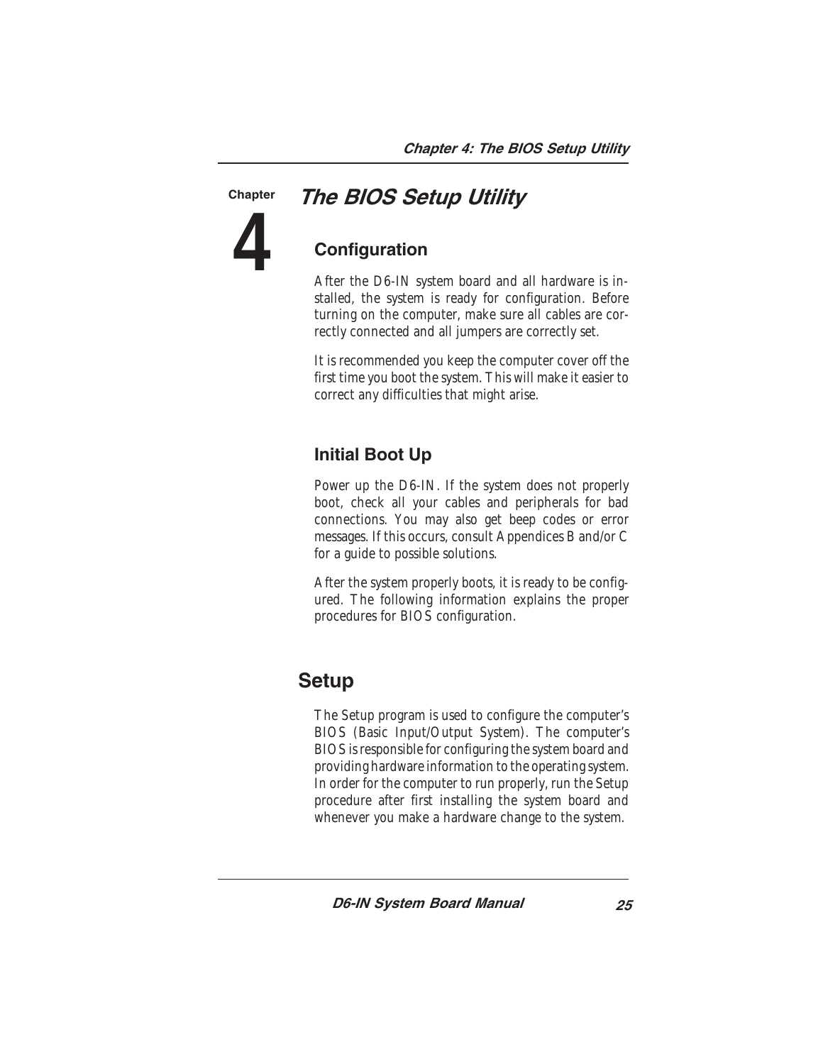# Chapter 4 The BIOS Setup Utility

## Configuration

After the D6-IN system board and all hardware is installed, the system is ready for configuration. Before turning on the computer, make sure all cables are correctly connected and all jumpers are correctly set.

It is recommended you keep the computer cover off the first time you boot the system. This will make it easier to correct any difficulties that might arise.

## Initial Boot Up

Power up the D6-IN. If the system does not properly boot, check all your cables and peripherals for bad connections. You may also get beep codes or error messages. If this occurs, consult Appendices B and/or C for a guide to possible solutions.

After the system properly boots, it is ready to be configured. The following information explains the proper procedures for BIOS configuration.

# Setup

The Setup program is used to configure the computer's BIOS (Basic Input/Output System). The computer's BIOS is responsible for configuring the system board and providing hardware information to the operating system. In order for the computer to run properly, run the Setup procedure after first installing the system board and whenever you make a hardware change to the system.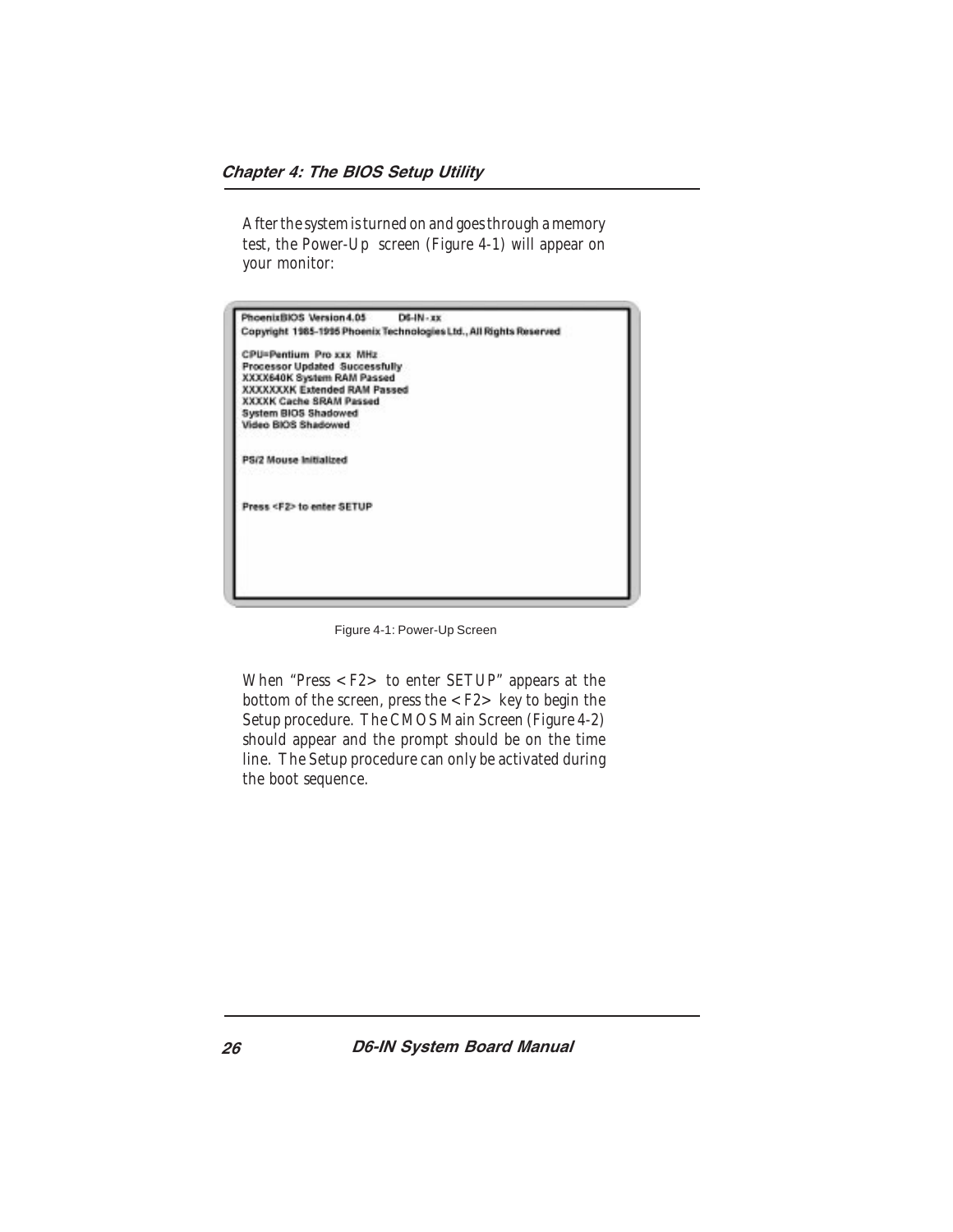After the system is turned on and goes through a memory test, the Power-Up screen (Figure 4-1) will appear on your monitor:

```
PhoenixBIOS Version 4.05        D6-IN - xx
Copyright 1985-1995 Phoenix Technologies Ltd., All Rights Reserved

CPU=Pentium Pro xxx MHz
Processor Updated Successfully
XXXX640K System RAM Passed
XXXXXXXK Extended RAM Passed
XXXXK Cache SRAM Passed
System BIOS Shadowed
Video BIOS Shadowed


PS/2 Mouse Initialized



Press <F2> to enter SETUP
```

Figure 4-1: Power-Up Screen

When "Press <F2> to enter SETUP" appears at the bottom of the screen, press the <F2> key to begin the Setup procedure. The CMOS Main Screen (Figure 4-2) should appear and the prompt should be on the time line. The Setup procedure can only be activated during the boot sequence.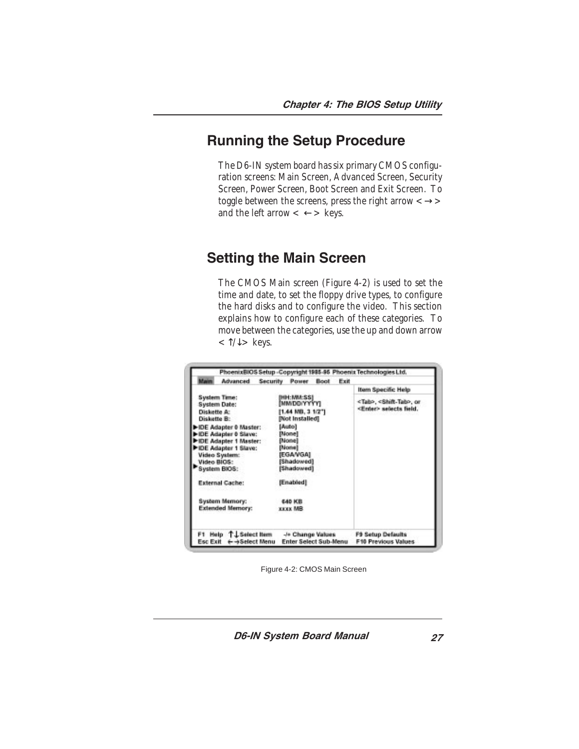## Running the Setup Procedure

The D6-IN system board has six primary CMOS configuration screens: Main Screen, Advanced Screen, Security Screen, Power Screen, Boot Screen and Exit Screen. To toggle between the screens, press the right arrow < → > and the left arrow < ← > keys.

## Setting the Main Screen

The CMOS Main screen (Figure 4-2) is used to set the time and date, to set the floppy drive types, to configure the hard disks and to configure the video. This section explains how to configure each of these categories. To move between the categories, use the up and down arrow < ↑/↓> keys.

```
PhoenixBIOS Setup - Copyright 1985-95 Phoenix Technologies Ltd.
Main  Advanced  Security  Power  Boot  Exit
                                                     Item Specific Help
System Time:               [HH:MM:SS]
System Date:               [MM/DD/YYYY]              <Tab>, <Shift-Tab>, or
Diskette A:                [1.44 MB, 3 1/2"]         <Enter> selects field.
Diskette B:                [Not Installed]
►IDE Adapter 0 Master:     [Auto]
►IDE Adapter 0 Slave:      [None]
►IDE Adapter 1 Master:     [None]
►IDE Adapter 1 Slave:      [None]
Video System:              [EGA/VGA]
Video BIOS:                [Shadowed]
►System BIOS:              [Shadowed]

External Cache:            [Enabled]

System Memory:             640 KB
Extended Memory:           xxxx MB

F1  Help  ↑↓ Select Item   -/+ Change Values        F9 Setup Defaults
Esc Exit  ←→ Select Menu   Enter Select Sub-Menu    F10 Previous Values
```

Figure 4-2: CMOS Main Screen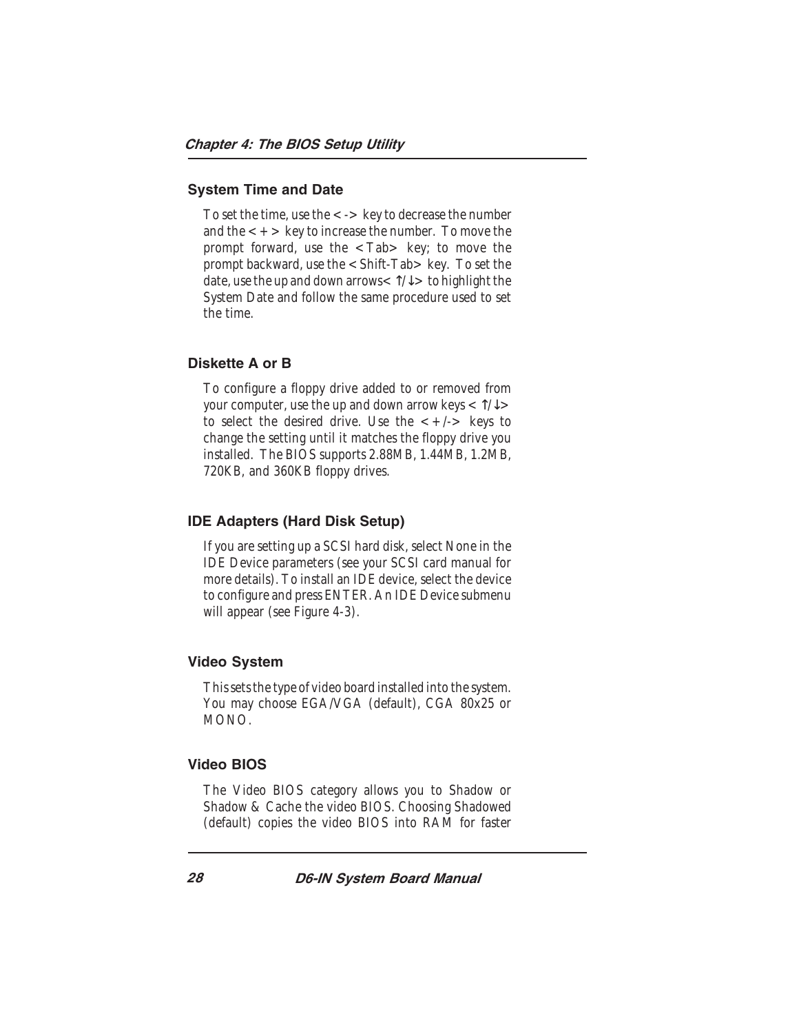### System Time and Date

To set the time, use the <-> key to decrease the number and the <+> key to increase the number. To move the prompt forward, use the <Tab> key; to move the prompt backward, use the <Shift-Tab> key. To set the date, use the up and down arrows< ↑/↓> to highlight the System Date and follow the same procedure used to set the time.

### Diskette A or B

To configure a floppy drive added to or removed from your computer, use the up and down arrow keys < ↑/↓> to select the desired drive. Use the <+/-> keys to change the setting until it matches the floppy drive you installed. The BIOS supports 2.88MB, 1.44MB, 1.2MB, 720KB, and 360KB floppy drives.

### IDE Adapters (Hard Disk Setup)

If you are setting up a SCSI hard disk, select None in the IDE Device parameters (see your SCSI card manual for more details). To install an IDE device, select the device to configure and press ENTER. An IDE Device submenu will appear (see Figure 4-3).

### Video System

This sets the type of video board installed into the system. You may choose EGA/VGA (default), CGA 80x25 or MONO.

### Video BIOS

The Video BIOS category allows you to Shadow or Shadow & Cache the video BIOS. Choosing Shadowed (default) copies the video BIOS into RAM for faster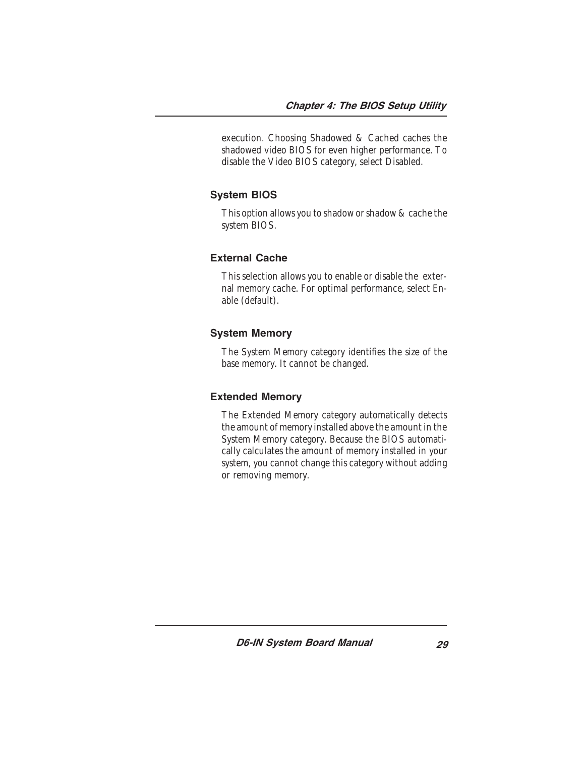execution. Choosing Shadowed & Cached caches the shadowed video BIOS for even higher performance. To disable the Video BIOS category, select Disabled.

### System BIOS

This option allows you to shadow or shadow & cache the system BIOS.

### External Cache

This selection allows you to enable or disable the external memory cache. For optimal performance, select Enable (default).

### System Memory

The System Memory category identifies the size of the base memory. It cannot be changed.

### Extended Memory

The Extended Memory category automatically detects the amount of memory installed above the amount in the System Memory category. Because the BIOS automatically calculates the amount of memory installed in your system, you cannot change this category without adding or removing memory.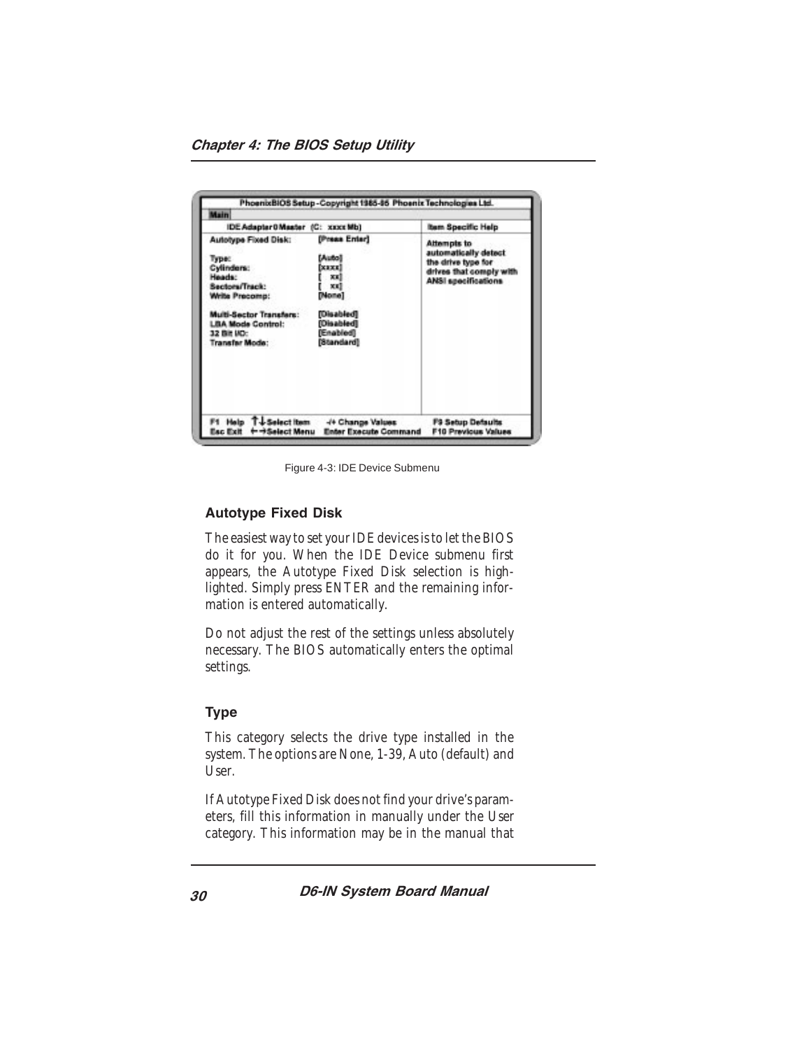```
PhoenixBIOS Setup - Copyright 1985-95 Phoenix Technologies Ltd.
Main
  IDE Adapter 0 Master  (C:  xxxx Mb)              Item Specific Help

  Autotype Fixed Disk:        [Press Enter]        Attempts to
                                                   automatically detect
  Type:                       [Auto]               the drive type for
  Cylinders:                  [xxxx]               drives that comply with
  Heads:                      [  xx]               ANSI specifications
  Sectors/Track:              [  xx]
  Write Precomp:              [None]

  Multi-Sector Transfers:     [Disabled]
  LBA Mode Control:           [Disabled]
  32 Bit I/O:                 [Enabled]
  Transfer Mode:              [Standard]

F1  Help  ↑↓ Select Item   -/+ Change Values        F9 Setup Defaults
Esc Exit  ←→ Select Menu   Enter Execute Command    F10 Previous Values
```

Figure 4-3: IDE Device Submenu

### Autotype Fixed Disk

The easiest way to set your IDE devices is to let the BIOS do it for you. When the IDE Device submenu first appears, the Autotype Fixed Disk selection is highlighted. Simply press ENTER and the remaining information is entered automatically.

Do not adjust the rest of the settings unless absolutely necessary. The BIOS automatically enters the optimal settings.

### Type

This category selects the drive type installed in the system. The options are None, 1-39, Auto (default) and User.

If Autotype Fixed Disk does not find your drive's parameters, fill this information in manually under the User category. This information may be in the manual that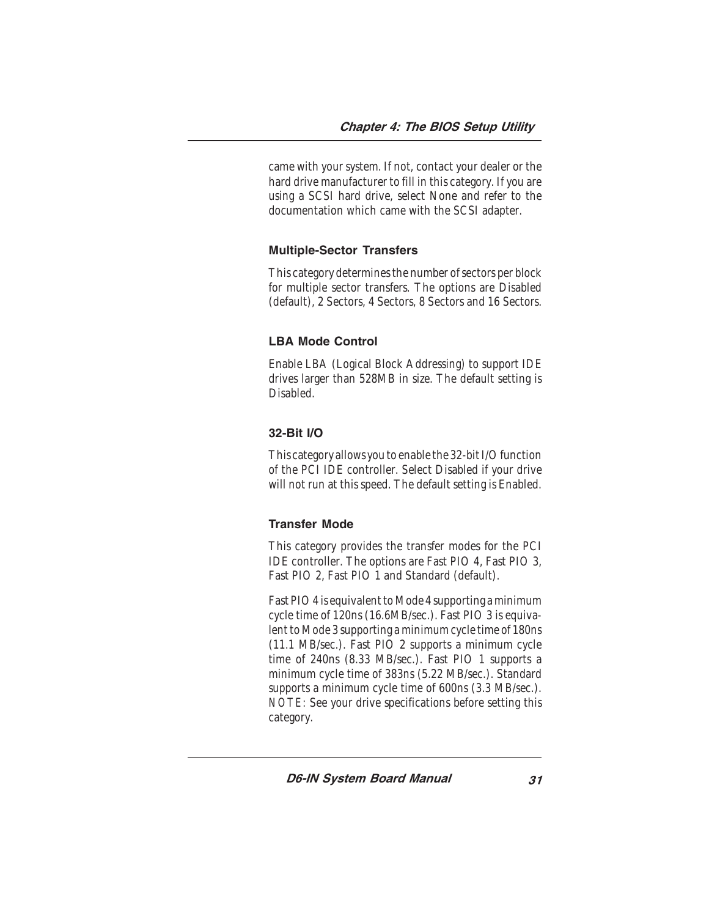came with your system. If not, contact your dealer or the hard drive manufacturer to fill in this category. If you are using a SCSI hard drive, select None and refer to the documentation which came with the SCSI adapter.

### Multiple-Sector Transfers

This category determines the number of sectors per block for multiple sector transfers. The options are Disabled (default), 2 Sectors, 4 Sectors, 8 Sectors and 16 Sectors.

### LBA Mode Control

Enable LBA (Logical Block Addressing) to support IDE drives larger than 528MB in size. The default setting is Disabled.

### 32-Bit I/O

This category allows you to enable the 32-bit I/O function of the PCI IDE controller. Select Disabled if your drive will not run at this speed. The default setting is Enabled.

### Transfer Mode

This category provides the transfer modes for the PCI IDE controller. The options are Fast PIO 4, Fast PIO 3, Fast PIO 2, Fast PIO 1 and Standard (default).

Fast PIO 4 is equivalent to Mode 4 supporting a minimum cycle time of 120ns (16.6MB/sec.). Fast PIO 3 is equivalent to Mode 3 supporting a minimum cycle time of 180ns (11.1 MB/sec.). Fast PIO 2 supports a minimum cycle time of 240ns (8.33 MB/sec.). Fast PIO 1 supports a minimum cycle time of 383ns (5.22 MB/sec.). Standard supports a minimum cycle time of 600ns (3.3 MB/sec.). NOTE: See your drive specifications before setting this category.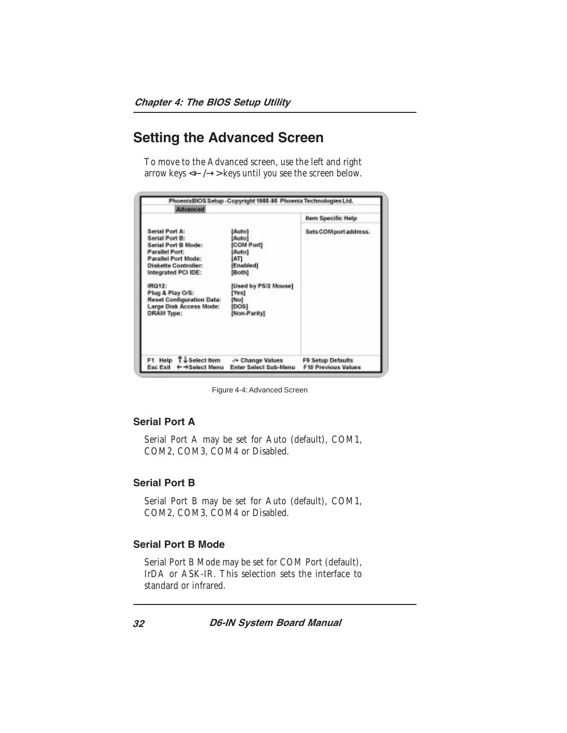## Setting the Advanced Screen

To move to the Advanced screen, use the left and right arrow keys <←/→> keys until you see the screen below.

```
PhoenixBIOS Setup - Copyright 1985-95 Phoenix Technologies Ltd.
Advanced
                                                          Item Specific Help

Serial Port A:                [Auto]                      Sets COMport address.
Serial Port B:                [Auto]
Serial Port B Mode:           [COM Port]
Parallel Port:                [Auto]
Parallel Port Mode:           [AT]
Diskette Controller:          [Enabled]
Integrated PCI IDE:           [Both]

IRQ12:                        [Used by PS/2 Mouse]
Plug & Play O/S:              [Yes]
Reset Configuration Data:     [No]
Large Disk Access Mode:       [DOS]
DRAM Type:                    [Non-Parity]

F1  Help  ↑↓ Select Item    -/+ Change Values         F9 Setup Defaults
Esc Exit  ←→ Select Menu    Enter Select Sub-Menu     F10 Previous Values
```

Figure 4-4: Advanced Screen

### Serial Port A

Serial Port A may be set for Auto (default), COM1, COM2, COM3, COM4 or Disabled.

### Serial Port B

Serial Port B may be set for Auto (default), COM1, COM2, COM3, COM4 or Disabled.

### Serial Port B Mode

Serial Port B Mode may be set for COM Port (default), IrDA or ASK-IR. This selection sets the interface to standard or infrared.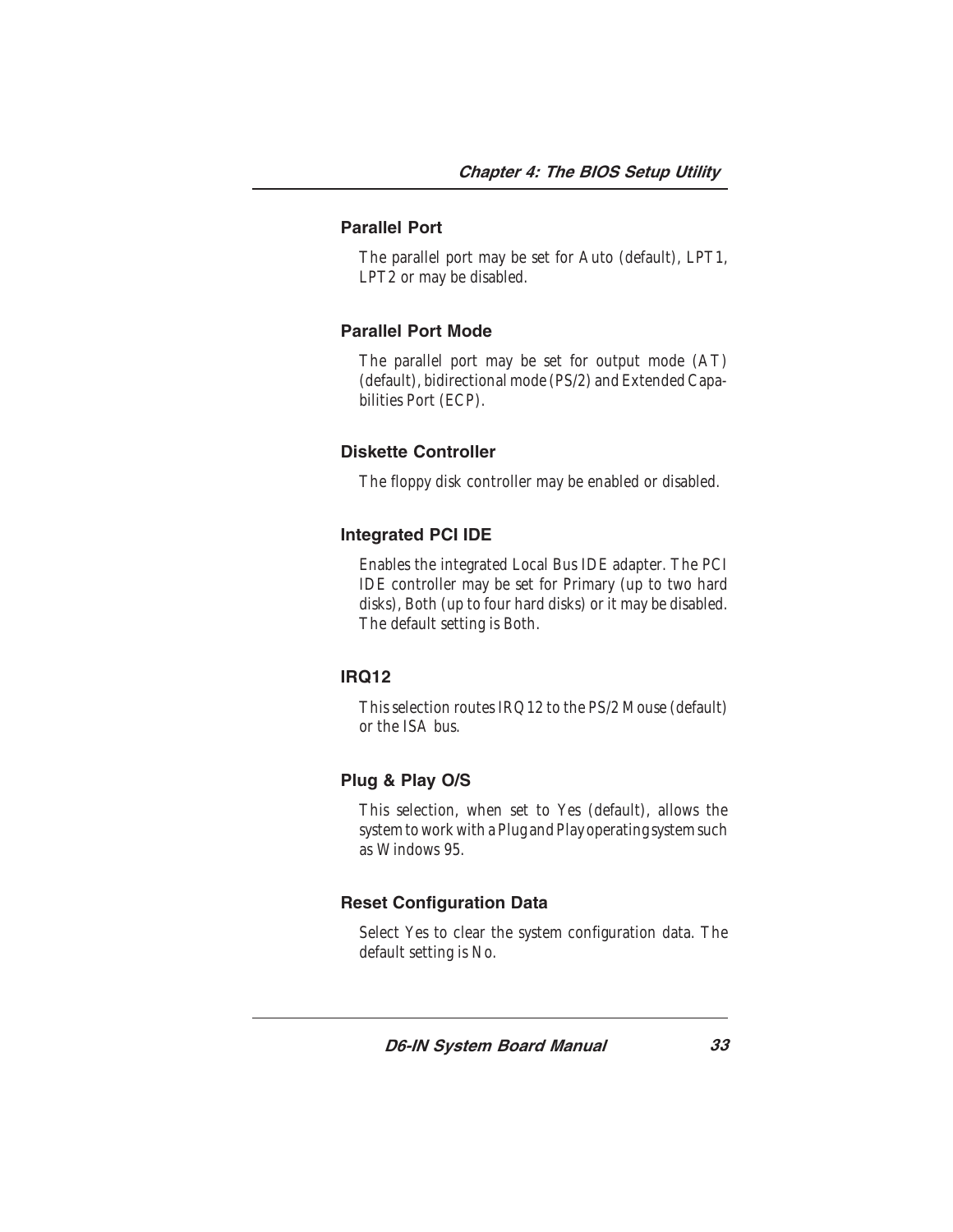## Parallel Port

The parallel port may be set for Auto (default), LPT1, LPT2 or may be disabled.

## Parallel Port Mode

The parallel port may be set for output mode (AT) (default), bidirectional mode (PS/2) and Extended Capabilities Port (ECP).

## Diskette Controller

The floppy disk controller may be enabled or disabled.

## Integrated PCI IDE

Enables the integrated Local Bus IDE adapter. The PCI IDE controller may be set for Primary (up to two hard disks), Both (up to four hard disks) or it may be disabled. The default setting is Both.

## IRQ12

This selection routes IRQ12 to the PS/2 Mouse (default) or the ISA bus.

## Plug & Play O/S

This selection, when set to Yes (default), allows the system to work with a Plug and Play operating system such as Windows 95.

## Reset Configuration Data

Select Yes to clear the system configuration data. The default setting is No.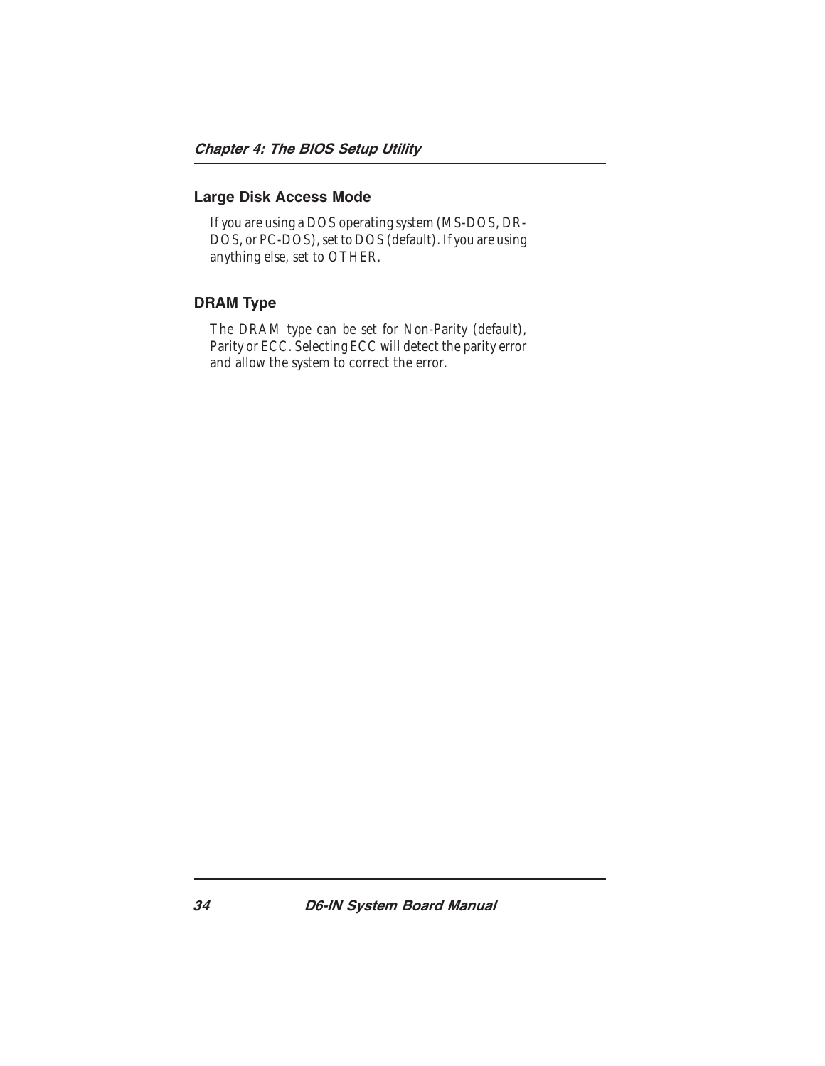### Large Disk Access Mode

If you are using a DOS operating system (MS-DOS, DR-DOS, or PC-DOS), set to DOS (default). If you are using anything else, set to OTHER.

### DRAM Type

The DRAM type can be set for Non-Parity (default), Parity or ECC. Selecting ECC will detect the parity error and allow the system to correct the error.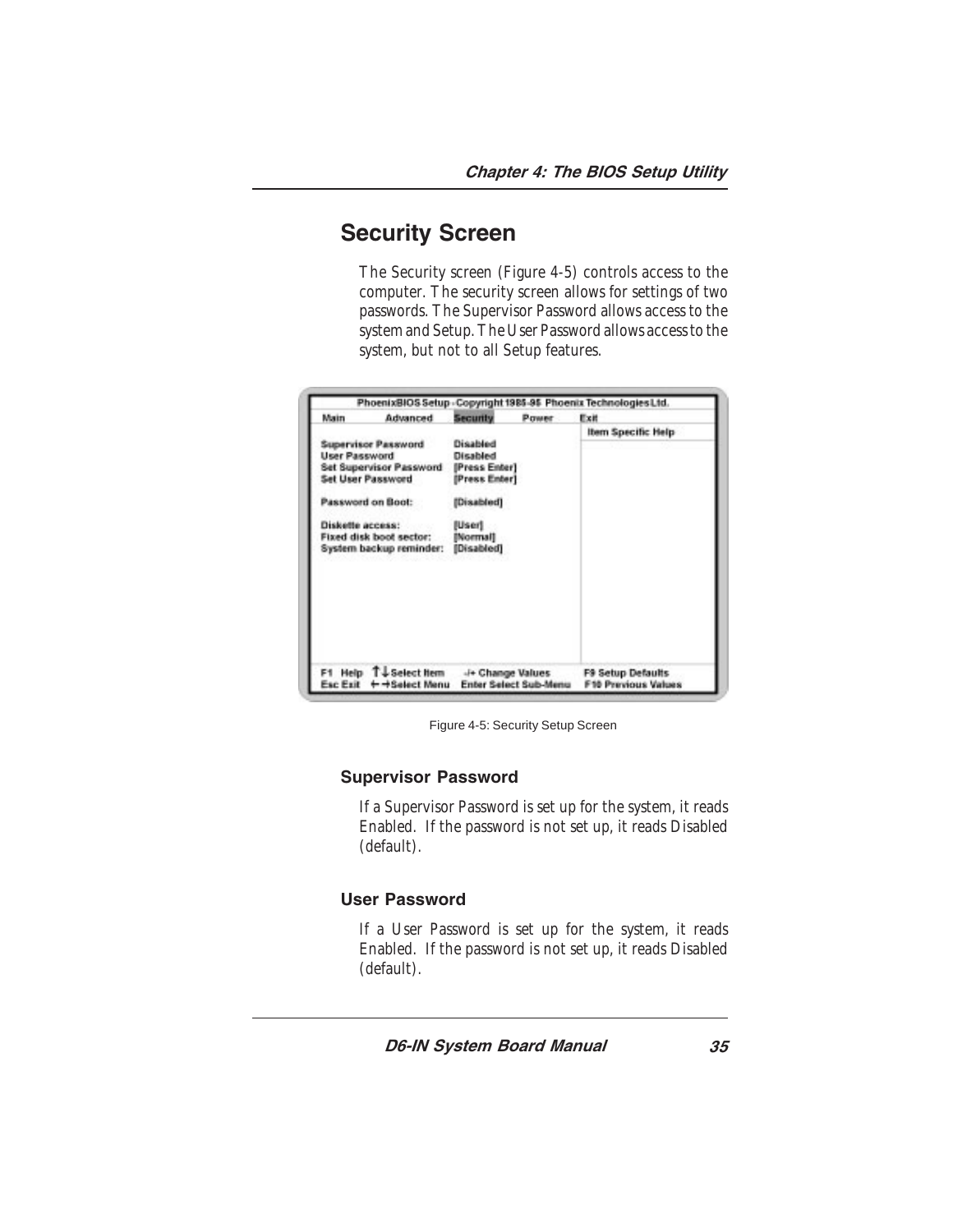## Security Screen

The Security screen (Figure 4-5) controls access to the computer. The security screen allows for settings of two passwords. The Supervisor Password allows access to the system and Setup. The User Password allows access to the system, but not to all Setup features.

```
PhoenixBIOS Setup - Copyright 1985-95 Phoenix Technologies Ltd.
Main      Advanced      Security      Power      Exit
                                                  Item Specific Help
Supervisor Password        Disabled
User Password              Disabled
Set Supervisor Password    [Press Enter]
Set User Password          [Press Enter]

Password on Boot:          [Disabled]

Diskette access:           [User]
Fixed disk boot sector:    [Normal]
System backup reminder:    [Disabled]

F1  Help  ↑↓ Select Item    -/+ Change Values        F9 Setup Defaults
Esc Exit  ←→ Select Menu    Enter Select Sub-Menu    F10 Previous Values
```

Figure 4-5: Security Setup Screen

### Supervisor Password

If a Supervisor Password is set up for the system, it reads Enabled. If the password is not set up, it reads Disabled (default).

### User Password

If a User Password is set up for the system, it reads Enabled. If the password is not set up, it reads Disabled (default).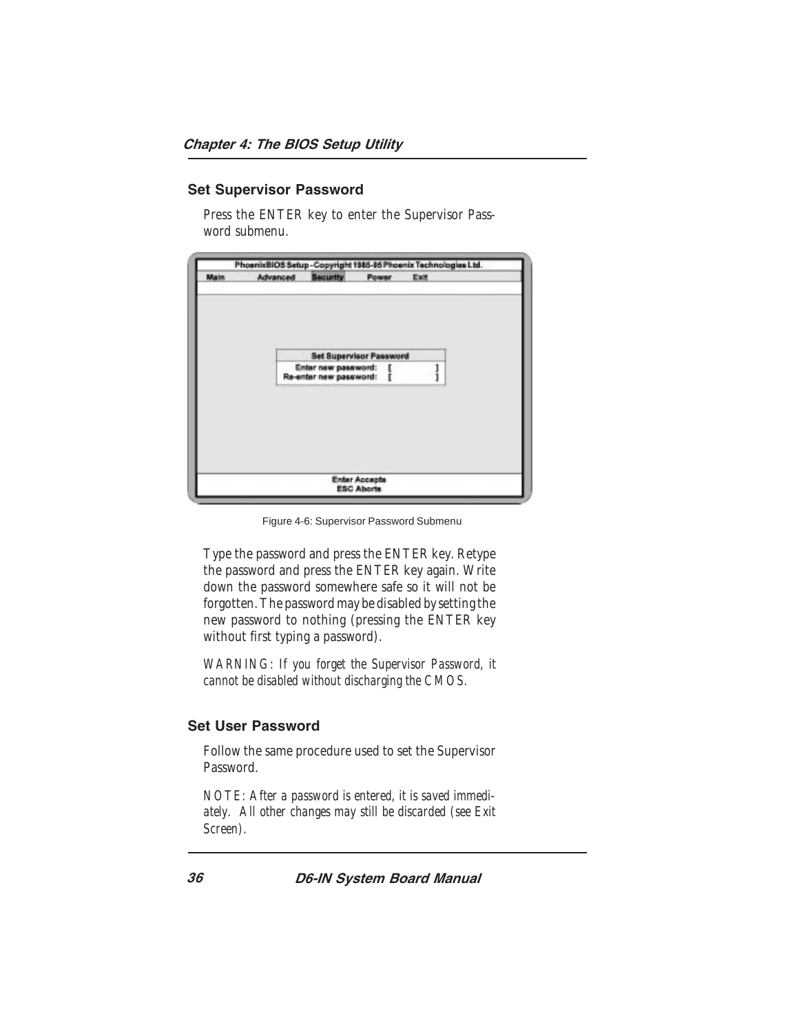## Set Supervisor Password

Press the ENTER key to enter the Supervisor Password submenu.

Figure 4-6: Supervisor Password Submenu

Type the password and press the ENTER key. Retype the password and press the ENTER key again. Write down the password somewhere safe so it will not be forgotten. The password may be disabled by setting the new password to nothing (pressing the ENTER key without first typing a password).

*WARNING: If you forget the Supervisor Password, it cannot be disabled without discharging the CMOS.*

## Set User Password

Follow the same procedure used to set the Supervisor Password.

*NOTE: After a password is entered, it is saved immediately. All other changes may still be discarded (see Exit Screen).*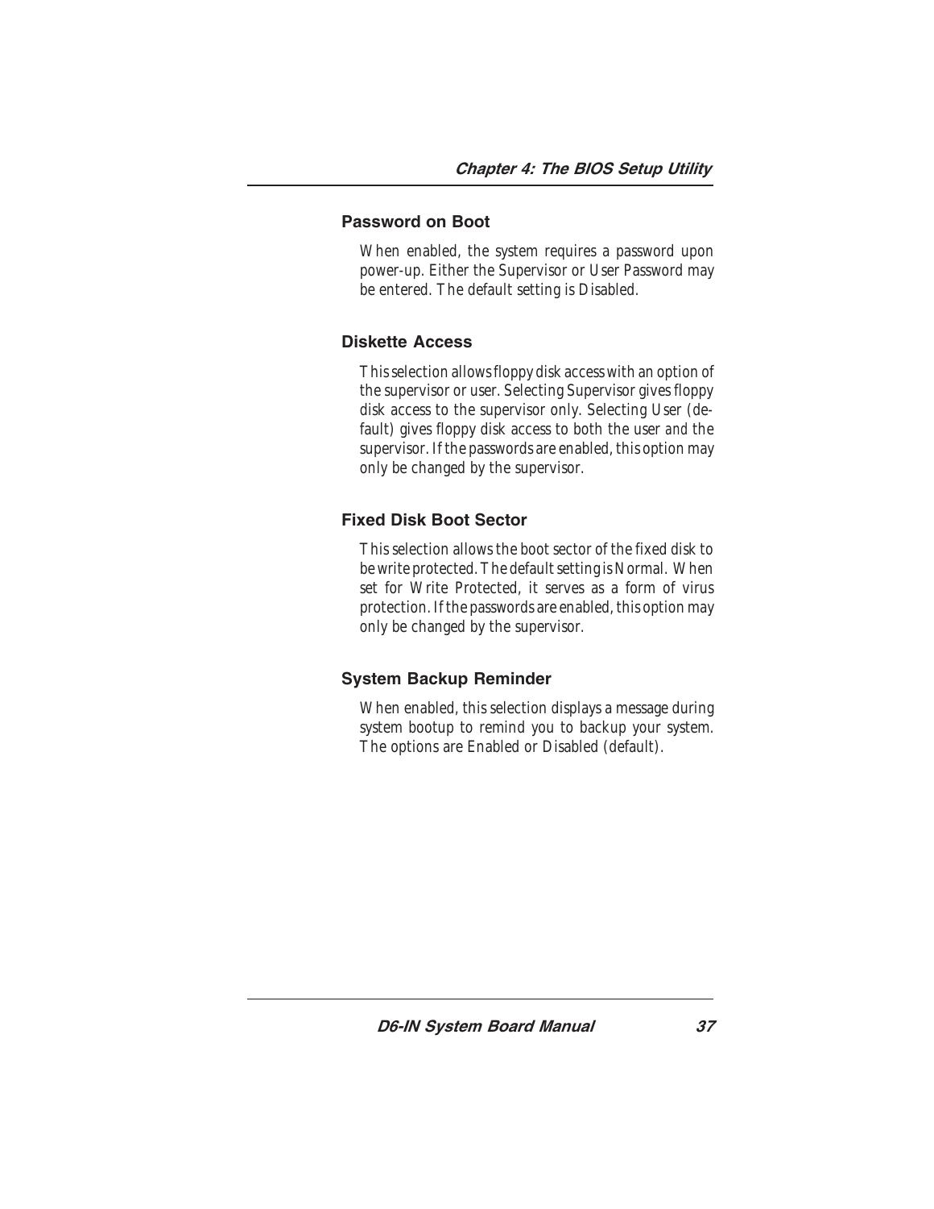### Password on Boot

When enabled, the system requires a password upon power-up. Either the Supervisor or User Password may be entered. The default setting is Disabled.

### Diskette Access

This selection allows floppy disk access with an option of the supervisor or user. Selecting Supervisor gives floppy disk access to the supervisor only. Selecting User (default) gives floppy disk access to both the user *and* the supervisor. If the passwords are enabled, this option may only be changed by the supervisor.

### Fixed Disk Boot Sector

This selection allows the boot sector of the fixed disk to be write protected. The default setting is Normal. When set for Write Protected, it serves as a form of virus protection. If the passwords are enabled, this option may only be changed by the supervisor.

### System Backup Reminder

When enabled, this selection displays a message during system bootup to remind you to backup your system. The options are Enabled or Disabled (default).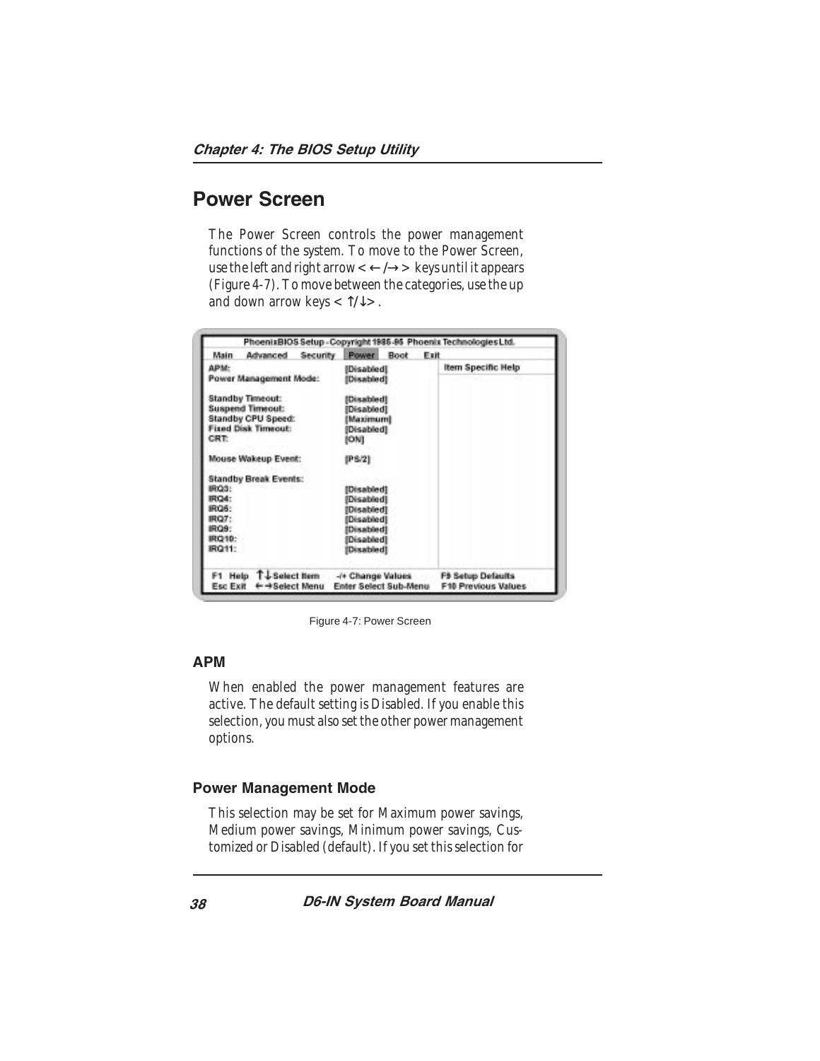## Power Screen

The Power Screen controls the power management functions of the system. To move to the Power Screen, use the left and right arrow < ← / → > keys until it appears (Figure 4-7). To move between the categories, use the up and down arrow keys < ↑/↓>.

```
PhoenixBIOS Setup - Copyright 1985-95 Phoenix Technologies Ltd.
Main   Advanced   Security   Power   Boot   Exit

APM:                          [Disabled]       Item Specific Help
Power Management Mode:        [Disabled]

Standby Timeout:              [Disabled]
Suspend Timeout:              [Disabled]
Standby CPU Speed:            [Maximum]
Fixed Disk Timeout:           [Disabled]
CRT:                          [ON]

Mouse Wakeup Event:           [PS/2]

Standby Break Events:
IRQ3:                         [Disabled]
IRQ4:                         [Disabled]
IRQ5:                         [Disabled]
IRQ7:                         [Disabled]
IRQ9:                         [Disabled]
IRQ10:                        [Disabled]
IRQ11:                        [Disabled]

F1  Help  ↑↓ Select Item   -/+ Change Values       F9 Setup Defaults
Esc Exit  ←→ Select Menu   Enter Select Sub-Menu   F10 Previous Values
```

Figure 4-7: Power Screen

### APM

When enabled the power management features are active. The default setting is Disabled. If you enable this selection, you must also set the other power management options.

### Power Management Mode

This selection may be set for Maximum power savings, Medium power savings, Minimum power savings, Customized or Disabled (default). If you set this selection for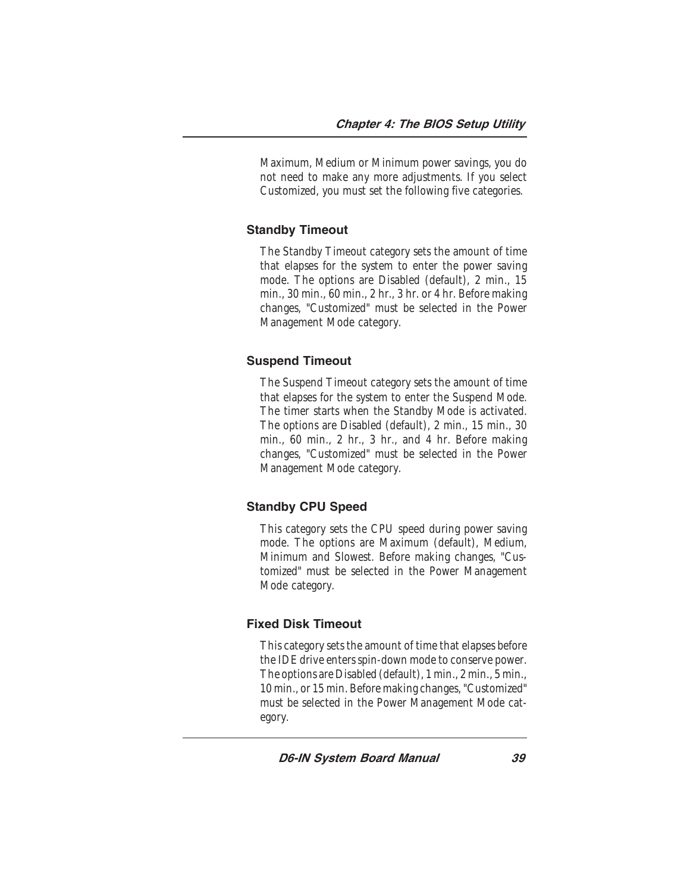Maximum, Medium or Minimum power savings, you do not need to make any more adjustments. If you select Customized, you must set the following five categories.

### Standby Timeout

The Standby Timeout category sets the amount of time that elapses for the system to enter the power saving mode. The options are Disabled (default), 2 min., 15 min., 30 min., 60 min., 2 hr., 3 hr. or 4 hr. Before making changes, "Customized" must be selected in the Power Management Mode category.

### Suspend Timeout

The Suspend Timeout category sets the amount of time that elapses for the system to enter the Suspend Mode. The timer starts when the Standby Mode is activated. The options are Disabled (default), 2 min., 15 min., 30 min., 60 min., 2 hr., 3 hr., and 4 hr. Before making changes, "Customized" must be selected in the Power Management Mode category.

### Standby CPU Speed

This category sets the CPU speed during power saving mode. The options are Maximum (default), Medium, Minimum and Slowest. Before making changes, "Customized" must be selected in the Power Management Mode category.

### Fixed Disk Timeout

This category sets the amount of time that elapses before the IDE drive enters spin-down mode to conserve power. The options are Disabled (default), 1 min., 2 min., 5 min., 10 min., or 15 min. Before making changes, "Customized" must be selected in the Power Management Mode category.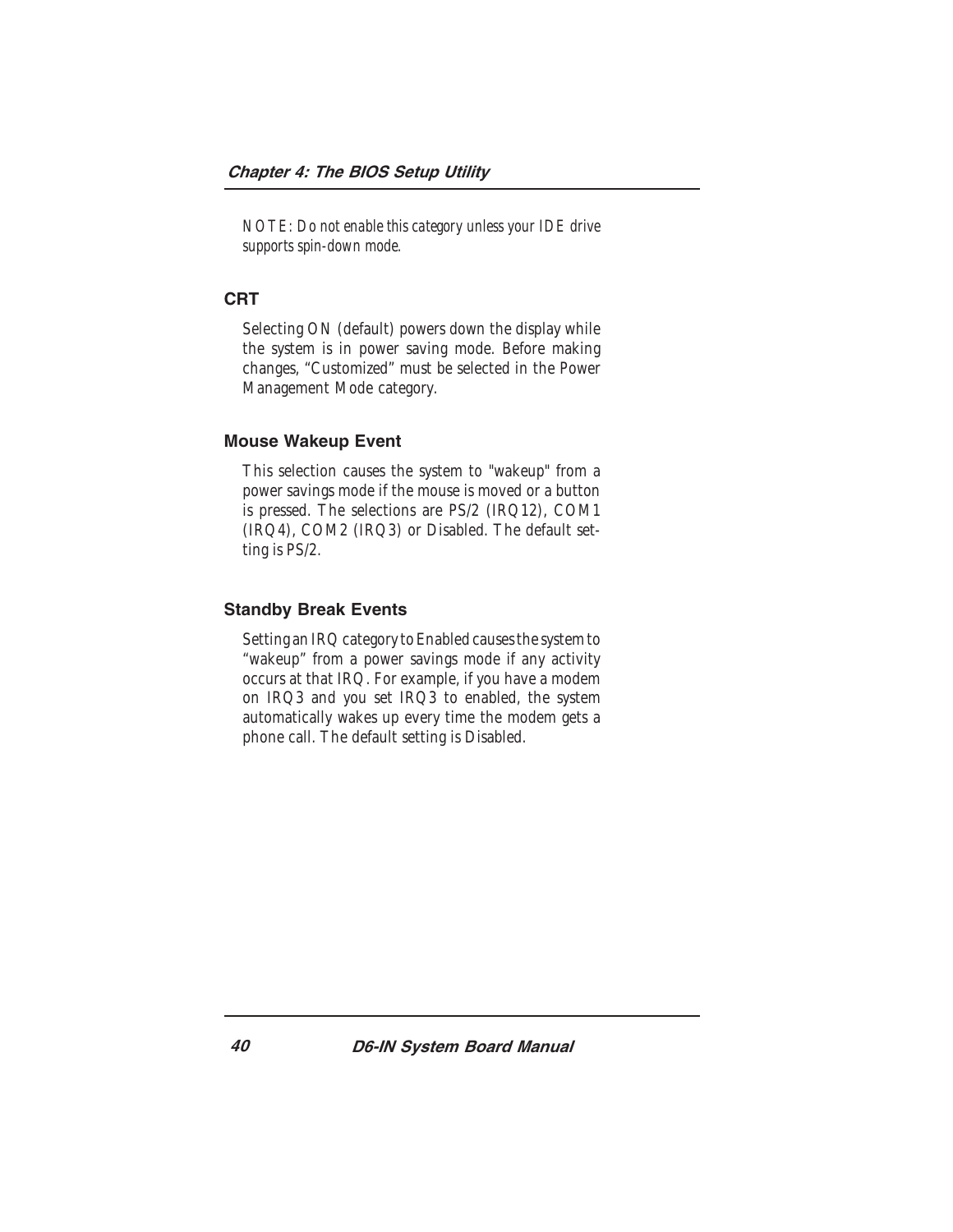NOTE: Do not enable this category unless your IDE drive supports spin-down mode.

### CRT

Selecting ON (default) powers down the display while the system is in power saving mode. Before making changes, "Customized" must be selected in the Power Management Mode category.

### Mouse Wakeup Event

This selection causes the system to "wakeup" from a power savings mode if the mouse is moved or a button is pressed. The selections are PS/2 (IRQ12), COM1 (IRQ4), COM2 (IRQ3) or Disabled. The default setting is PS/2.

### Standby Break Events

Setting an IRQ category to Enabled causes the system to "wakeup" from a power savings mode if any activity occurs at that IRQ. For example, if you have a modem on IRQ3 and you set IRQ3 to enabled, the system automatically wakes up every time the modem gets a phone call. The default setting is Disabled.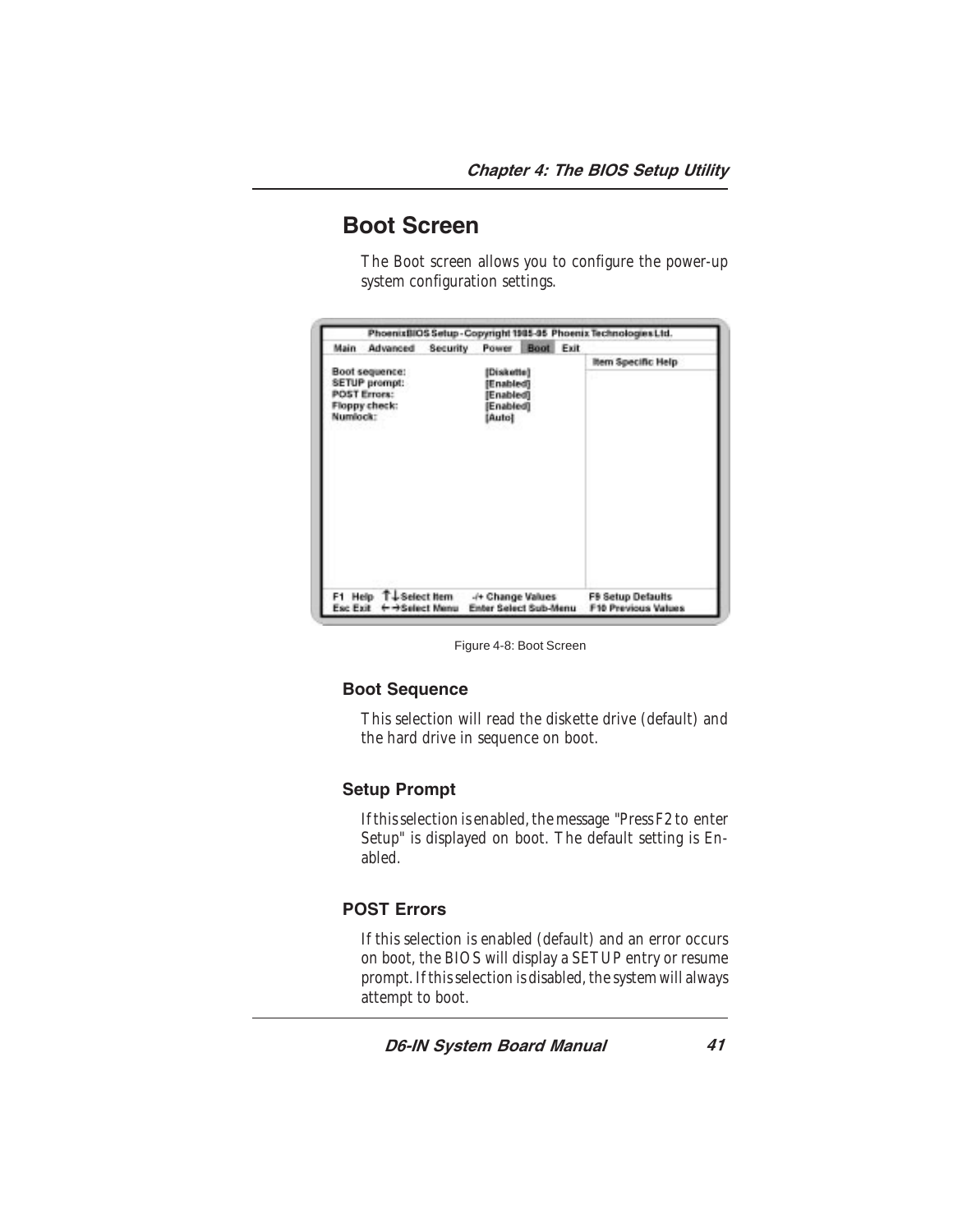# Boot Screen

The Boot screen allows you to configure the power-up system configuration settings.

```
PhoenixBIOS Setup - Copyright 1985-95 Phoenix Technologies Ltd.
Main  Advanced  Security  Power  Boot  Exit
                                                  Item Specific Help
Boot sequence:            [Diskette]
SETUP prompt:             [Enabled]
POST Errors:              [Enabled]
Floppy check:             [Enabled]
Numlock:                  [Auto]

F1  Help  ↑↓Select Item   -/+ Change Values      F9 Setup Defaults
Esc Exit  ←→Select Menu   Enter Select Sub-Menu  F10 Previous Values
```

Figure 4-8: Boot Screen

## Boot Sequence

This selection will read the diskette drive (default) and the hard drive in sequence on boot.

## Setup Prompt

If this selection is enabled, the message "Press F2 to enter Setup" is displayed on boot. The default setting is Enabled.

## POST Errors

If this selection is enabled (default) and an error occurs on boot, the BIOS will display a SETUP entry or resume prompt. If this selection is disabled, the system will always attempt to boot.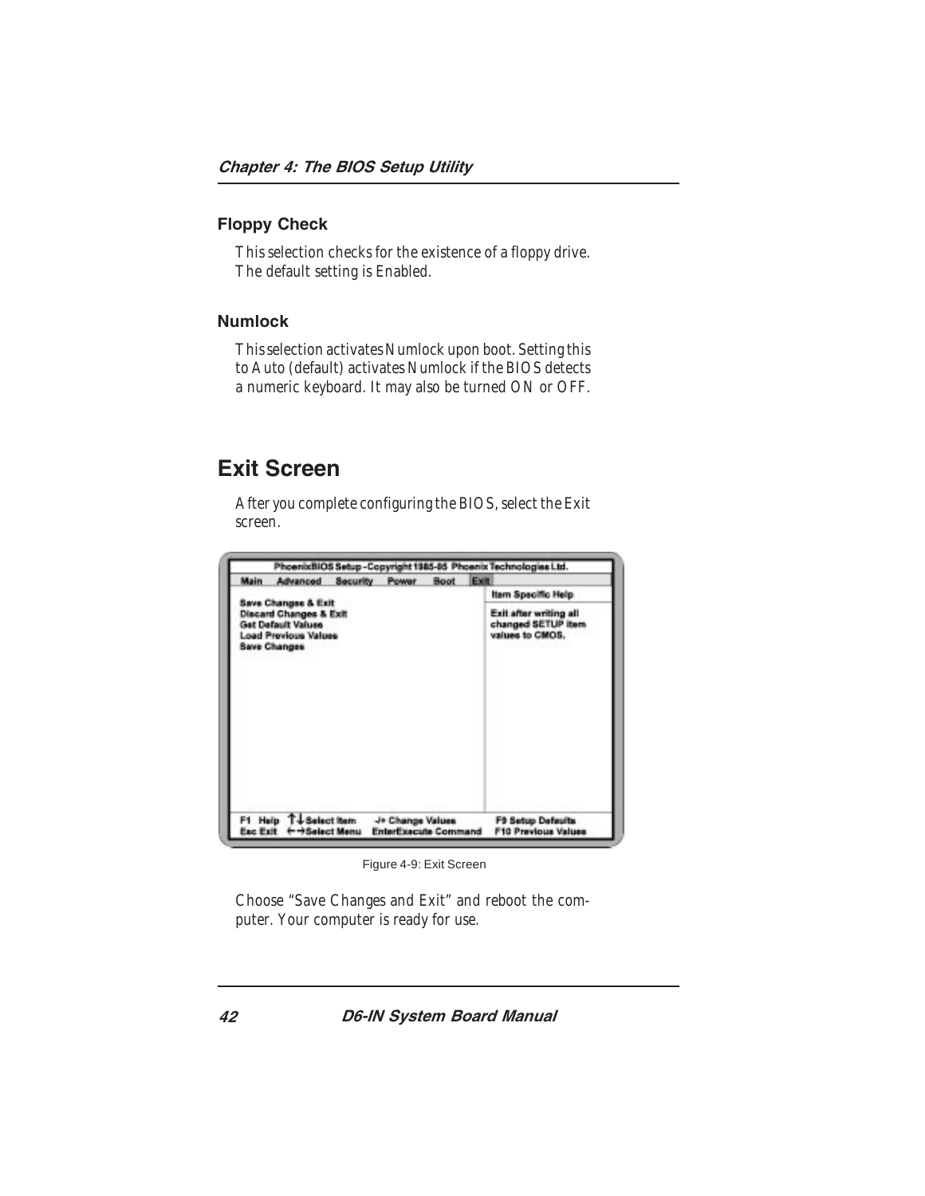### Floppy Check

This selection checks for the existence of a floppy drive. The default setting is Enabled.

### Numlock

This selection activates Numlock upon boot. Setting this to Auto (default) activates Numlock if the BIOS detects a numeric keyboard. It may also be turned ON or OFF.

## Exit Screen

After you complete configuring the BIOS, select the Exit screen.

Figure 4-9: Exit Screen

Choose "Save Changes and Exit" and reboot the computer. Your computer is ready for use.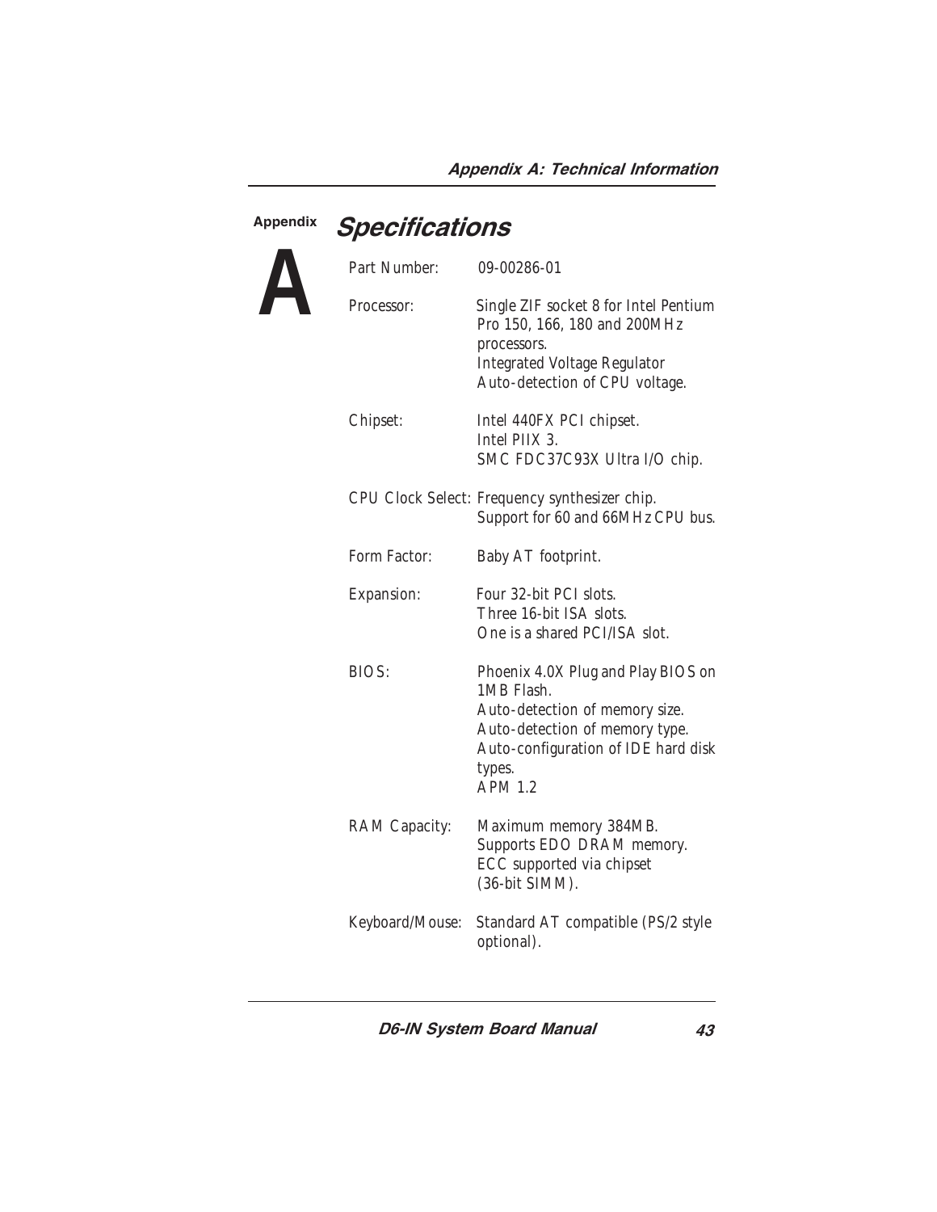# Appendix A

## Specifications

| | |
|---|---|
| Part Number: | 09-00286-01 |
| Processor: | Single ZIF socket 8 for Intel Pentium Pro 150, 166, 180 and 200MHz processors.<br>Integrated Voltage Regulator<br>Auto-detection of CPU voltage. |
| Chipset: | Intel 440FX PCI chipset.<br>Intel PIIX 3.<br>SMC FDC37C93X Ultra I/O chip. |
| CPU Clock Select: | Frequency synthesizer chip.<br>Support for 60 and 66MHz CPU bus. |
| Form Factor: | Baby AT footprint. |
| Expansion: | Four 32-bit PCI slots.<br>Three 16-bit ISA slots.<br>One is a shared PCI/ISA slot. |
| BIOS: | Phoenix 4.0X Plug and Play BIOS on 1MB Flash.<br>Auto-detection of memory size.<br>Auto-detection of memory type.<br>Auto-configuration of IDE hard disk types.<br>APM 1.2 |
| RAM Capacity: | Maximum memory 384MB.<br>Supports EDO DRAM memory.<br>ECC supported via chipset (36-bit SIMM). |
| Keyboard/Mouse: | Standard AT compatible (PS/2 style optional). |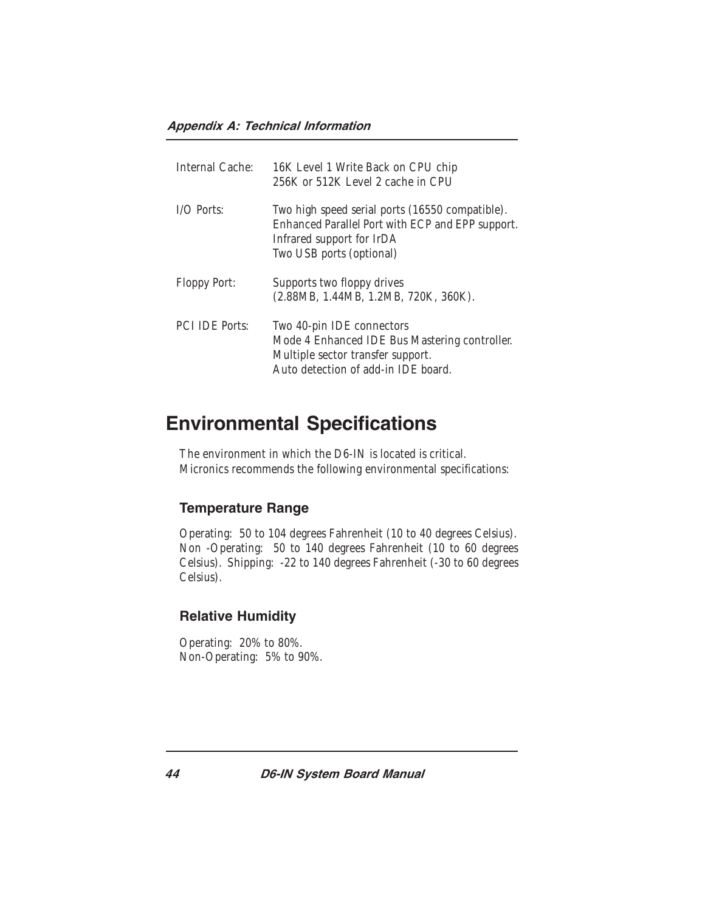| | |
|---|---|
| Internal Cache: | 16K Level 1 Write Back on CPU chip<br>256K or 512K Level 2 cache in CPU |
| I/O Ports: | Two high speed serial ports (16550 compatible).<br>Enhanced Parallel Port with ECP and EPP support.<br>Infrared support for IrDA<br>Two USB ports (optional) |
| Floppy Port: | Supports two floppy drives<br>(2.88MB, 1.44MB, 1.2MB, 720K, 360K). |
| PCI IDE Ports: | Two 40-pin IDE connectors<br>Mode 4 Enhanced IDE Bus Mastering controller.<br>Multiple sector transfer support.<br>Auto detection of add-in IDE board. |

# Environmental Specifications

The environment in which the D6-IN is located is critical. Micronics recommends the following environmental specifications:

## Temperature Range

Operating: 50 to 104 degrees Fahrenheit (10 to 40 degrees Celsius). Non -Operating: 50 to 140 degrees Fahrenheit (10 to 60 degrees Celsius). Shipping: -22 to 140 degrees Fahrenheit (-30 to 60 degrees Celsius).

## Relative Humidity

Operating: 20% to 80%.
Non-Operating: 5% to 90%.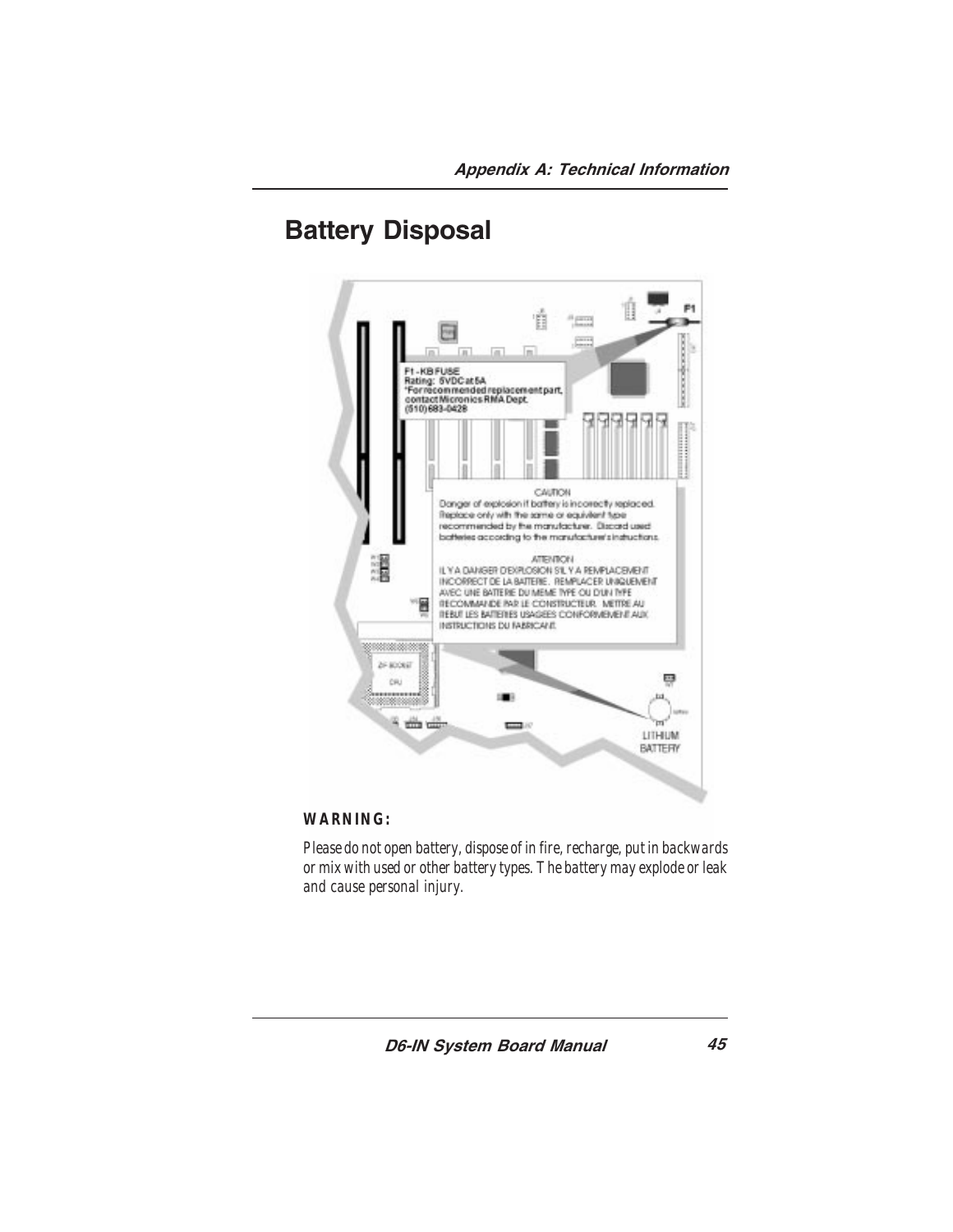# Battery Disposal

F1 - KB FUSE
Rating: 5VDC at 5A
*For recommended replacement part, contact Micronics RMA Dept. (510) 683-0428

CAUTION
Danger of explosion if battery is incorrectly replaced. Replace only with the same or equivalent type recommended by the manufacturer. Discard used batteries according to the manufacturer's instructions.

ATTENTION
IL Y A DANGER D'EXPLOSION S'IL Y A REMPLACEMENT INCORRECT DE LA BATTERIE. REMPLACER UNIQUEMENT AVEC UNE BATTERIE DU MEME TYPE OU D'UN TYPE RECOMMANDE PAR LE CONSTRUCTEUR. METTRE AU REBUT LES BATTERIES USAGEES CONFORMEMENT AUX INSTRUCTIONS DU FABRICANT.

LITHIUM BATTERY

**WARNING:**

*Please do not open battery, dispose of in fire, recharge, put in backwards or mix with used or other battery types. The battery may explode or leak and cause personal injury.*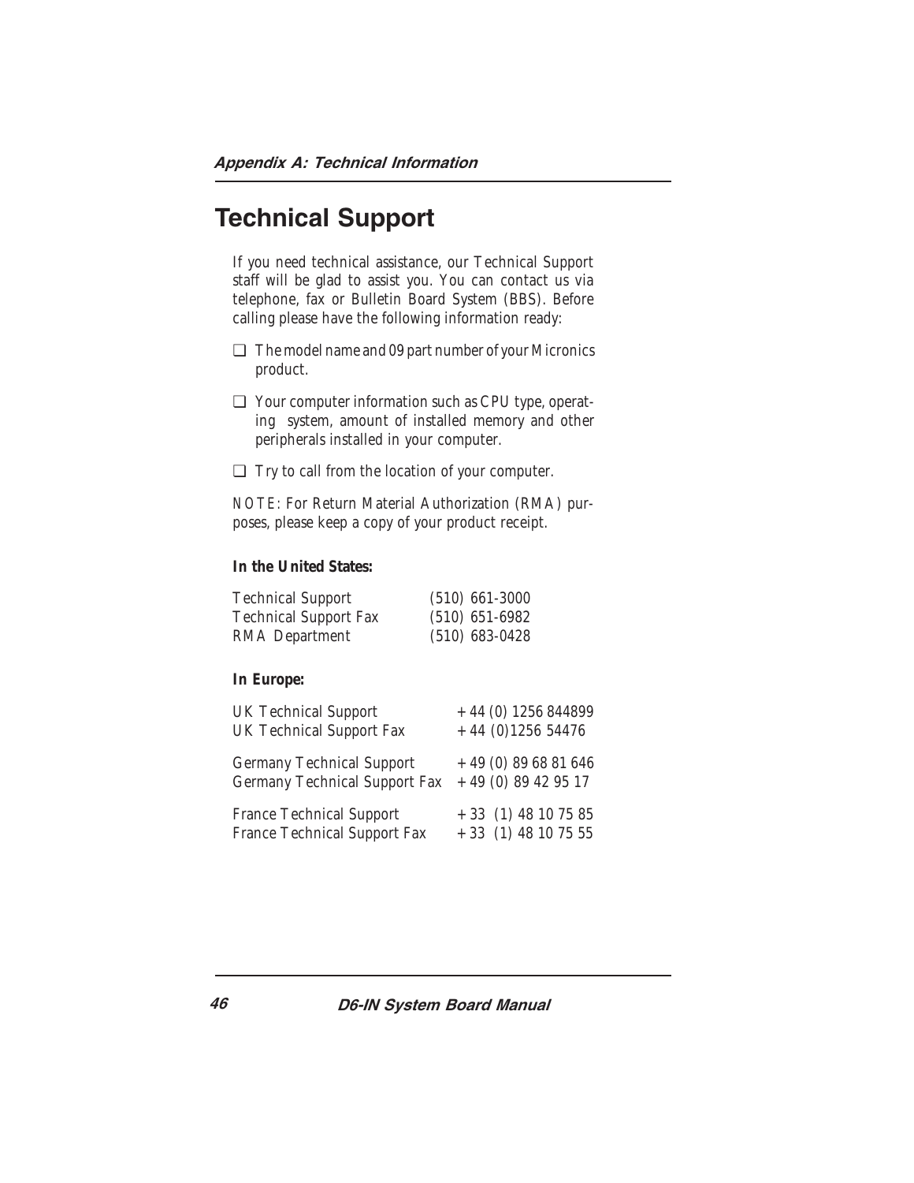# Technical Support

If you need technical assistance, our Technical Support staff will be glad to assist you. You can contact us via telephone, fax or Bulletin Board System (BBS). Before calling please have the following information ready:

❑ The model name and 09 part number of your Micronics product.

❑ Your computer information such as CPU type, operating system, amount of installed memory and other peripherals installed in your computer.

❑ Try to call from the location of your computer.

NOTE: For Return Material Authorization (RMA) purposes, please keep a copy of your product receipt.

**In the United States:**

| | |
|---|---|
| Technical Support | (510) 661-3000 |
| Technical Support Fax | (510) 651-6982 |
| RMA Department | (510) 683-0428 |

**In Europe:**

| | |
|---|---|
| UK Technical Support | +44 (0) 1256 844899 |
| UK Technical Support Fax | +44 (0)1256 54476 |
| Germany Technical Support | +49 (0) 89 68 81 646 |
| Germany Technical Support Fax | +49 (0) 89 42 95 17 |
| France Technical Support | +33 (1) 48 10 75 85 |
| France Technical Support Fax | +33 (1) 48 10 75 55 |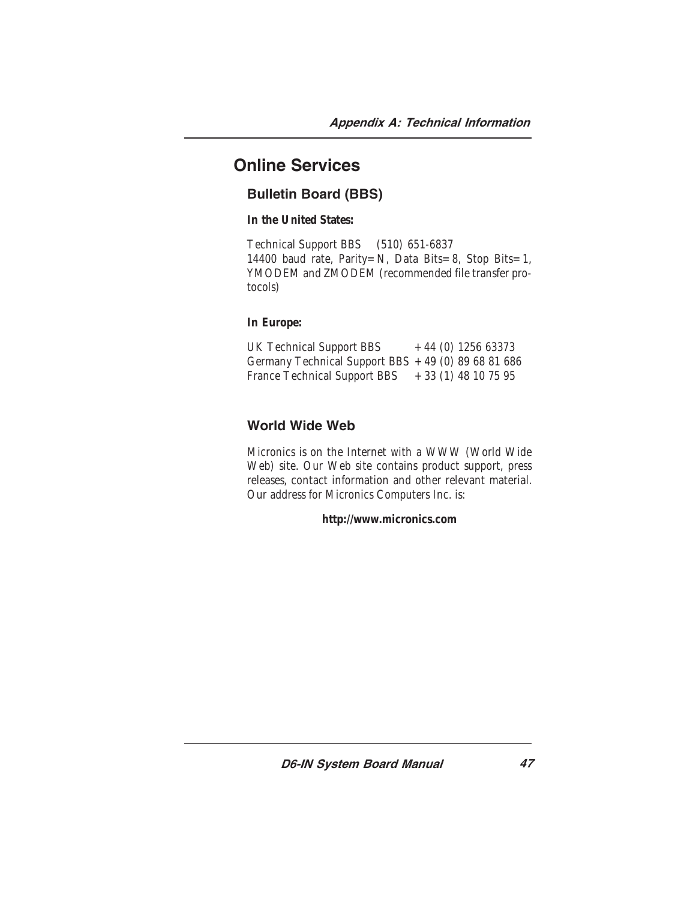# Online Services

## Bulletin Board (BBS)

**In the United States:**

Technical Support BBS (510) 651-6837
14400 baud rate, Parity=N, Data Bits=8, Stop Bits=1, YMODEM and ZMODEM (recommended file transfer protocols)

**In Europe:**

UK Technical Support BBS +44 (0) 1256 63373
Germany Technical Support BBS +49 (0) 89 68 81 686
France Technical Support BBS +33 (1) 48 10 75 95

## World Wide Web

Micronics is on the Internet with a WWW (World Wide Web) site. Our Web site contains product support, press releases, contact information and other relevant material. Our address for Micronics Computers Inc. is:

**http://www.micronics.com**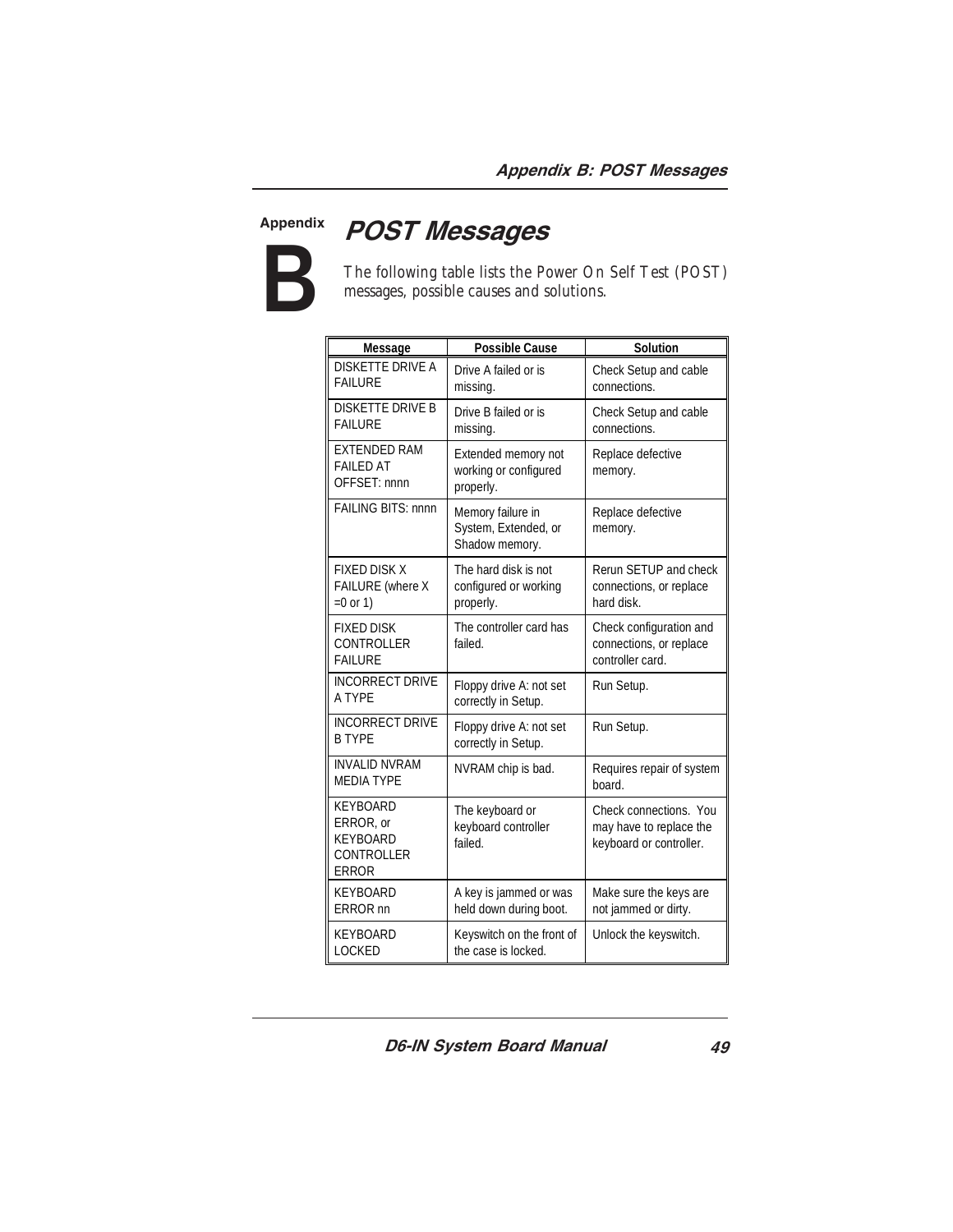Appendix B

# POST Messages

The following table lists the Power On Self Test (POST) messages, possible causes and solutions.

| Message | Possible Cause | Solution |
|---|---|---|
| DISKETTE DRIVE A FAILURE | Drive A failed or is missing. | Check Setup and cable connections. |
| DISKETTE DRIVE B FAILURE | Drive B failed or is missing. | Check Setup and cable connections. |
| EXTENDED RAM FAILED AT OFFSET: nnnn | Extended memory not working or configured properly. | Replace defective memory. |
| FAILING BITS: nnnn | Memory failure in System, Extended, or Shadow memory. | Replace defective memory. |
| FIXED DISK X FAILURE (where X =0 or 1) | The hard disk is not configured or working properly. | Rerun SETUP and check connections, or replace hard disk. |
| FIXED DISK CONTROLLER FAILURE | The controller card has failed. | Check configuration and connections, or replace controller card. |
| INCORRECT DRIVE A TYPE | Floppy drive A: not set correctly in Setup. | Run Setup. |
| INCORRECT DRIVE B TYPE | Floppy drive A: not set correctly in Setup. | Run Setup. |
| INVALID NVRAM MEDIA TYPE | NVRAM chip is bad. | Requires repair of system board. |
| KEYBOARD ERROR, or KEYBOARD CONTROLLER ERROR | The keyboard or keyboard controller failed. | Check connections. You may have to replace the keyboard or controller. |
| KEYBOARD ERROR nn | A key is jammed or was held down during boot. | Make sure the keys are not jammed or dirty. |
| KEYBOARD LOCKED | Keyswitch on the front of the case is locked. | Unlock the keyswitch. |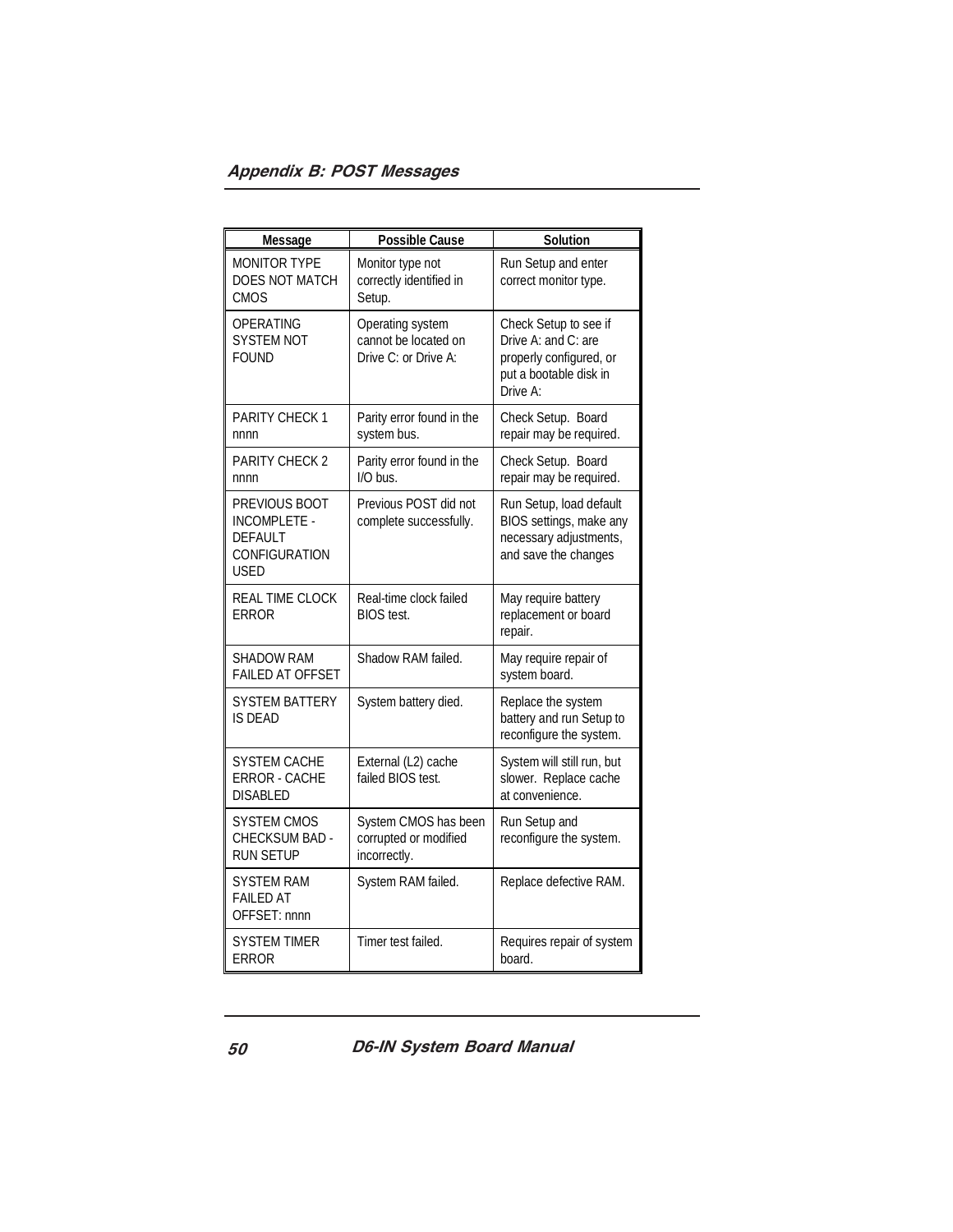| Message | Possible Cause | Solution |
|---|---|---|
| MONITOR TYPE DOES NOT MATCH CMOS | Monitor type not correctly identified in Setup. | Run Setup and enter correct monitor type. |
| OPERATING SYSTEM NOT FOUND | Operating system cannot be located on Drive C: or Drive A: | Check Setup to see if Drive A: and C: are properly configured, or put a bootable disk in Drive A: |
| PARITY CHECK 1 nnnn | Parity error found in the system bus. | Check Setup. Board repair may be required. |
| PARITY CHECK 2 nnnn | Parity error found in the I/O bus. | Check Setup. Board repair may be required. |
| PREVIOUS BOOT INCOMPLETE - DEFAULT CONFIGURATION USED | Previous POST did not complete successfully. | Run Setup, load default BIOS settings, make any necessary adjustments, and save the changes |
| REAL TIME CLOCK ERROR | Real-time clock failed BIOS test. | May require battery replacement or board repair. |
| SHADOW RAM FAILED AT OFFSET | Shadow RAM failed. | May require repair of system board. |
| SYSTEM BATTERY IS DEAD | System battery died. | Replace the system battery and run Setup to reconfigure the system. |
| SYSTEM CACHE ERROR - CACHE DISABLED | External (L2) cache failed BIOS test. | System will still run, but slower. Replace cache at convenience. |
| SYSTEM CMOS CHECKSUM BAD - RUN SETUP | System CMOS has been corrupted or modified incorrectly. | Run Setup and reconfigure the system. |
| SYSTEM RAM FAILED AT OFFSET: nnnn | System RAM failed. | Replace defective RAM. |
| SYSTEM TIMER ERROR | Timer test failed. | Requires repair of system board. |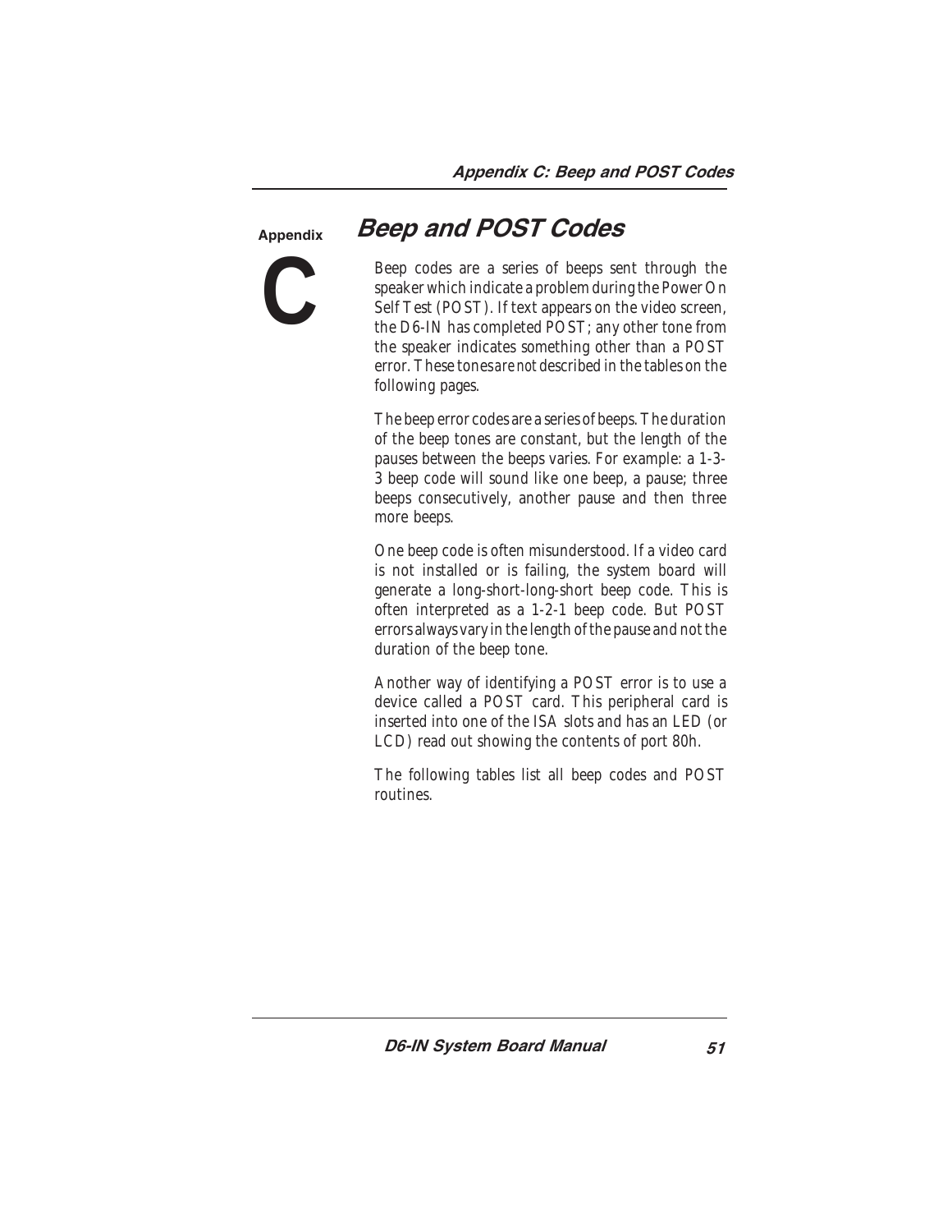**Appendix C**

# Beep and POST Codes

Beep codes are a series of beeps sent through the speaker which indicate a problem during the Power On Self Test (POST). If text appears on the video screen, the D6-IN has completed POST; any other tone from the speaker indicates something other than a POST error. These tones *are not* described in the tables on the following pages.

The beep error codes are a series of beeps. The duration of the beep tones are constant, but the length of the pauses between the beeps varies. For example: a 1-3-3 beep code will sound like one beep, a pause; three beeps consecutively, another pause and then three more beeps.

One beep code is often misunderstood. If a video card is not installed or is failing, the system board will generate a long-short-long-short beep code. This is often interpreted as a 1-2-1 beep code. But POST errors always vary in the length of the pause and not the duration of the beep tone.

Another way of identifying a POST error is to use a device called a POST card. This peripheral card is inserted into one of the ISA slots and has an LED (or LCD) read out showing the contents of port 80h.

The following tables list all beep codes and POST routines.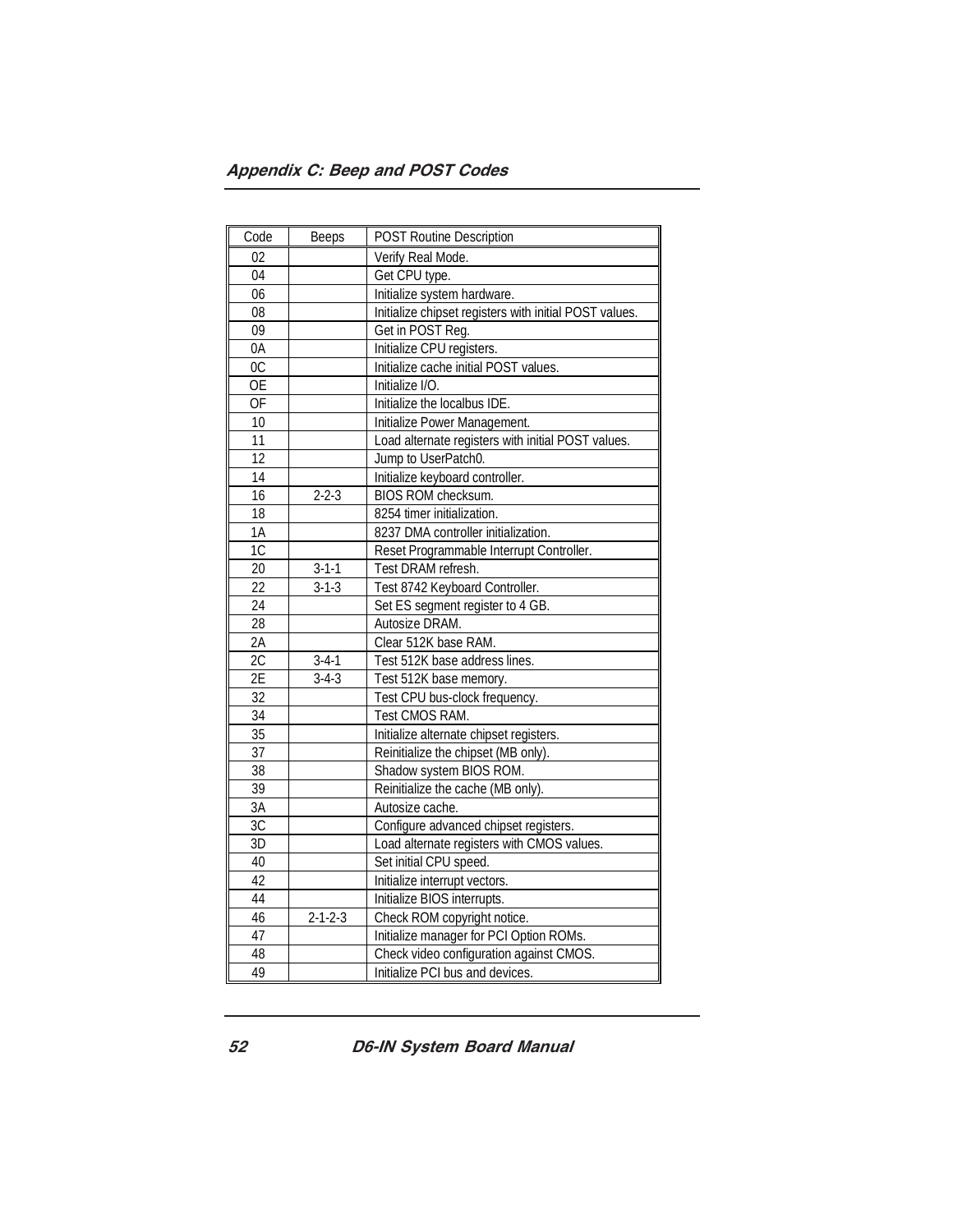| Code | Beeps | POST Routine Description |
|---|---|---|
| 02 | | Verify Real Mode. |
| 04 | | Get CPU type. |
| 06 | | Initialize system hardware. |
| 08 | | Initialize chipset registers with initial POST values. |
| 09 | | Get in POST Reg. |
| 0A | | Initialize CPU registers. |
| 0C | | Initialize cache initial POST values. |
| OE | | Initialize I/O. |
| OF | | Initialize the localbus IDE. |
| 10 | | Initialize Power Management. |
| 11 | | Load alternate registers with initial POST values. |
| 12 | | Jump to UserPatch0. |
| 14 | | Initialize keyboard controller. |
| 16 | 2-2-3 | BIOS ROM checksum. |
| 18 | | 8254 timer initialization. |
| 1A | | 8237 DMA controller initialization. |
| 1C | | Reset Programmable Interrupt Controller. |
| 20 | 3-1-1 | Test DRAM refresh. |
| 22 | 3-1-3 | Test 8742 Keyboard Controller. |
| 24 | | Set ES segment register to 4 GB. |
| 28 | | Autosize DRAM. |
| 2A | | Clear 512K base RAM. |
| 2C | 3-4-1 | Test 512K base address lines. |
| 2E | 3-4-3 | Test 512K base memory. |
| 32 | | Test CPU bus-clock frequency. |
| 34 | | Test CMOS RAM. |
| 35 | | Initialize alternate chipset registers. |
| 37 | | Reinitialize the chipset (MB only). |
| 38 | | Shadow system BIOS ROM. |
| 39 | | Reinitialize the cache (MB only). |
| 3A | | Autosize cache. |
| 3C | | Configure advanced chipset registers. |
| 3D | | Load alternate registers with CMOS values. |
| 40 | | Set initial CPU speed. |
| 42 | | Initialize interrupt vectors. |
| 44 | | Initialize BIOS interrupts. |
| 46 | 2-1-2-3 | Check ROM copyright notice. |
| 47 | | Initialize manager for PCI Option ROMs. |
| 48 | | Check video configuration against CMOS. |
| 49 | | Initialize PCI bus and devices. |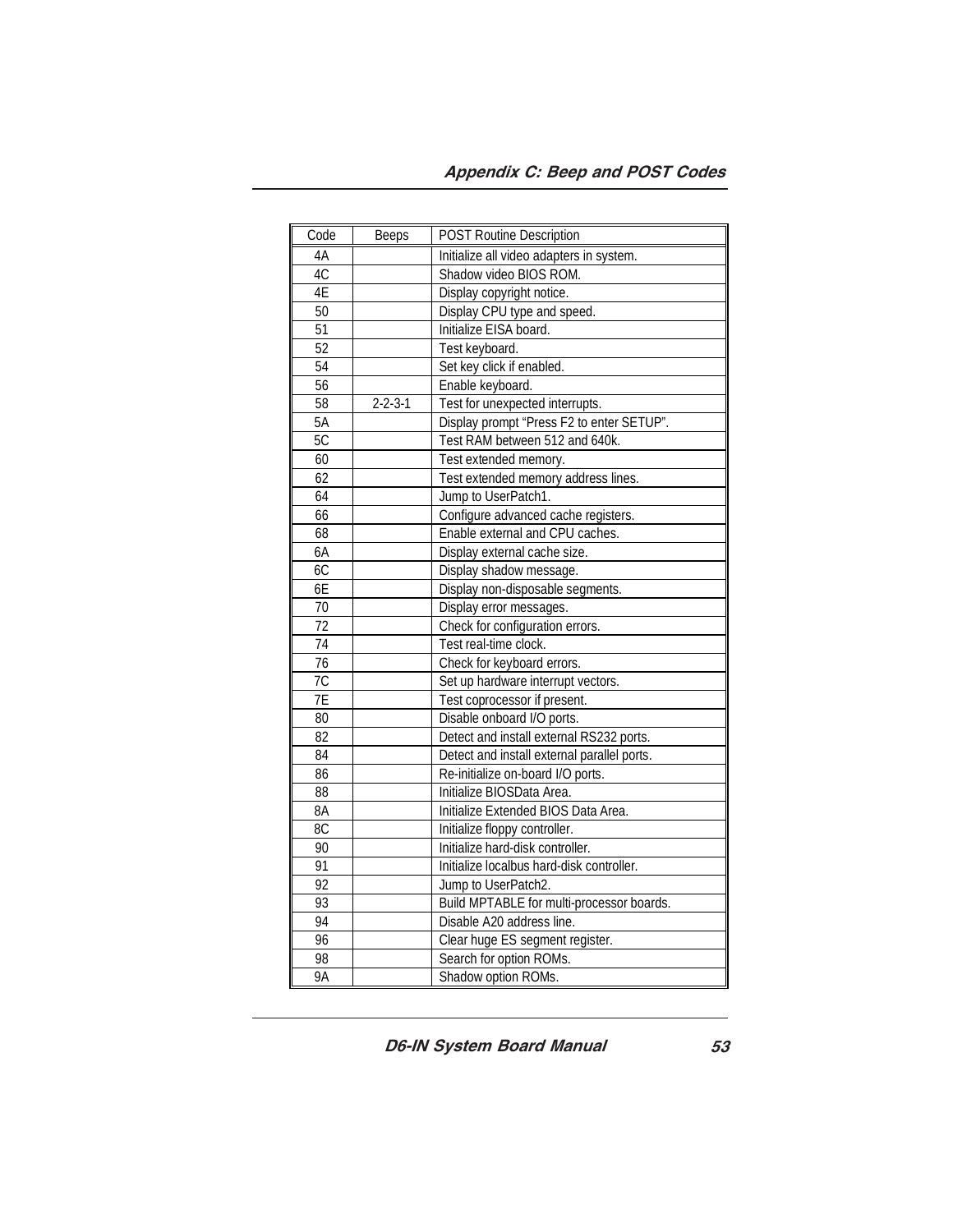| Code | Beeps | POST Routine Description |
| --- | --- | --- |
| 4A | | Initialize all video adapters in system. |
| 4C | | Shadow video BIOS ROM. |
| 4E | | Display copyright notice. |
| 50 | | Display CPU type and speed. |
| 51 | | Initialize EISA board. |
| 52 | | Test keyboard. |
| 54 | | Set key click if enabled. |
| 56 | | Enable keyboard. |
| 58 | 2-2-3-1 | Test for unexpected interrupts. |
| 5A | | Display prompt “Press F2 to enter SETUP”. |
| 5C | | Test RAM between 512 and 640k. |
| 60 | | Test extended memory. |
| 62 | | Test extended memory address lines. |
| 64 | | Jump to UserPatch1. |
| 66 | | Configure advanced cache registers. |
| 68 | | Enable external and CPU caches. |
| 6A | | Display external cache size. |
| 6C | | Display shadow message. |
| 6E | | Display non-disposable segments. |
| 70 | | Display error messages. |
| 72 | | Check for configuration errors. |
| 74 | | Test real-time clock. |
| 76 | | Check for keyboard errors. |
| 7C | | Set up hardware interrupt vectors. |
| 7E | | Test coprocessor if present. |
| 80 | | Disable onboard I/O ports. |
| 82 | | Detect and install external RS232 ports. |
| 84 | | Detect and install external parallel ports. |
| 86 | | Re-initialize on-board I/O ports. |
| 88 | | Initialize BIOSData Area. |
| 8A | | Initialize Extended BIOS Data Area. |
| 8C | | Initialize floppy controller. |
| 90 | | Initialize hard-disk controller. |
| 91 | | Initialize localbus hard-disk controller. |
| 92 | | Jump to UserPatch2. |
| 93 | | Build MPTABLE for multi-processor boards. |
| 94 | | Disable A20 address line. |
| 96 | | Clear huge ES segment register. |
| 98 | | Search for option ROMs. |
| 9A | | Shadow option ROMs. |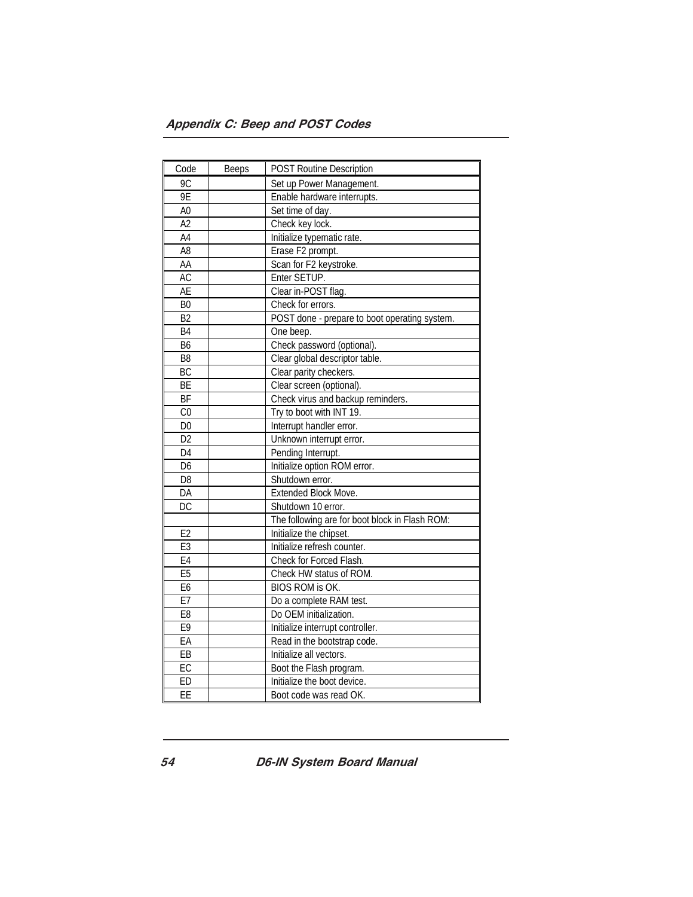| Code | Beeps | POST Routine Description |
|---|---|---|
| 9C | | Set up Power Management. |
| 9E | | Enable hardware interrupts. |
| A0 | | Set time of day. |
| A2 | | Check key lock. |
| A4 | | Initialize typematic rate. |
| A8 | | Erase F2 prompt. |
| AA | | Scan for F2 keystroke. |
| AC | | Enter SETUP. |
| AE | | Clear in-POST flag. |
| B0 | | Check for errors. |
| B2 | | POST done - prepare to boot operating system. |
| B4 | | One beep. |
| B6 | | Check password (optional). |
| B8 | | Clear global descriptor table. |
| BC | | Clear parity checkers. |
| BE | | Clear screen (optional). |
| BF | | Check virus and backup reminders. |
| C0 | | Try to boot with INT 19. |
| D0 | | Interrupt handler error. |
| D2 | | Unknown interrupt error. |
| D4 | | Pending Interrupt. |
| D6 | | Initialize option ROM error. |
| D8 | | Shutdown error. |
| DA | | Extended Block Move. |
| DC | | Shutdown 10 error. |
| | | The following are for boot block in Flash ROM: |
| E2 | | Initialize the chipset. |
| E3 | | Initialize refresh counter. |
| E4 | | Check for Forced Flash. |
| E5 | | Check HW status of ROM. |
| E6 | | BIOS ROM is OK. |
| E7 | | Do a complete RAM test. |
| E8 | | Do OEM initialization. |
| E9 | | Initialize interrupt controller. |
| EA | | Read in the bootstrap code. |
| EB | | Initialize all vectors. |
| EC | | Boot the Flash program. |
| ED | | Initialize the boot device. |
| EE | | Boot code was read OK. |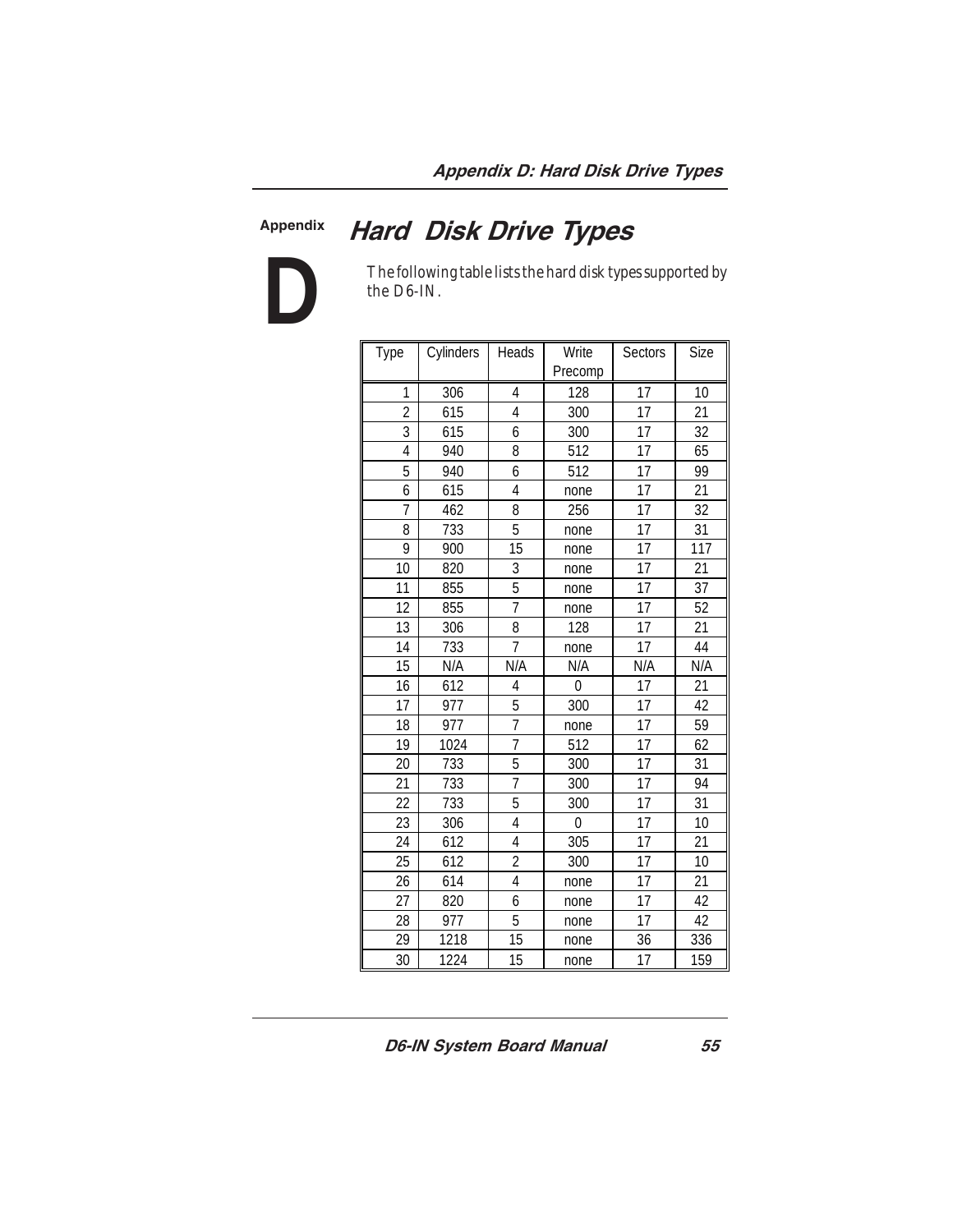Appendix

# D

# Hard Disk Drive Types

The following table lists the hard disk types supported by the D6-IN.

| Type | Cylinders | Heads | Write Precomp | Sectors | Size |
|---|---|---|---|---|---|
| 1 | 306 | 4 | 128 | 17 | 10 |
| 2 | 615 | 4 | 300 | 17 | 21 |
| 3 | 615 | 6 | 300 | 17 | 32 |
| 4 | 940 | 8 | 512 | 17 | 65 |
| 5 | 940 | 6 | 512 | 17 | 99 |
| 6 | 615 | 4 | none | 17 | 21 |
| 7 | 462 | 8 | 256 | 17 | 32 |
| 8 | 733 | 5 | none | 17 | 31 |
| 9 | 900 | 15 | none | 17 | 117 |
| 10 | 820 | 3 | none | 17 | 21 |
| 11 | 855 | 5 | none | 17 | 37 |
| 12 | 855 | 7 | none | 17 | 52 |
| 13 | 306 | 8 | 128 | 17 | 21 |
| 14 | 733 | 7 | none | 17 | 44 |
| 15 | N/A | N/A | N/A | N/A | N/A |
| 16 | 612 | 4 | 0 | 17 | 21 |
| 17 | 977 | 5 | 300 | 17 | 42 |
| 18 | 977 | 7 | none | 17 | 59 |
| 19 | 1024 | 7 | 512 | 17 | 62 |
| 20 | 733 | 5 | 300 | 17 | 31 |
| 21 | 733 | 7 | 300 | 17 | 94 |
| 22 | 733 | 5 | 300 | 17 | 31 |
| 23 | 306 | 4 | 0 | 17 | 10 |
| 24 | 612 | 4 | 305 | 17 | 21 |
| 25 | 612 | 2 | 300 | 17 | 10 |
| 26 | 614 | 4 | none | 17 | 21 |
| 27 | 820 | 6 | none | 17 | 42 |
| 28 | 977 | 5 | none | 17 | 42 |
| 29 | 1218 | 15 | none | 36 | 336 |
| 30 | 1224 | 15 | none | 17 | 159 |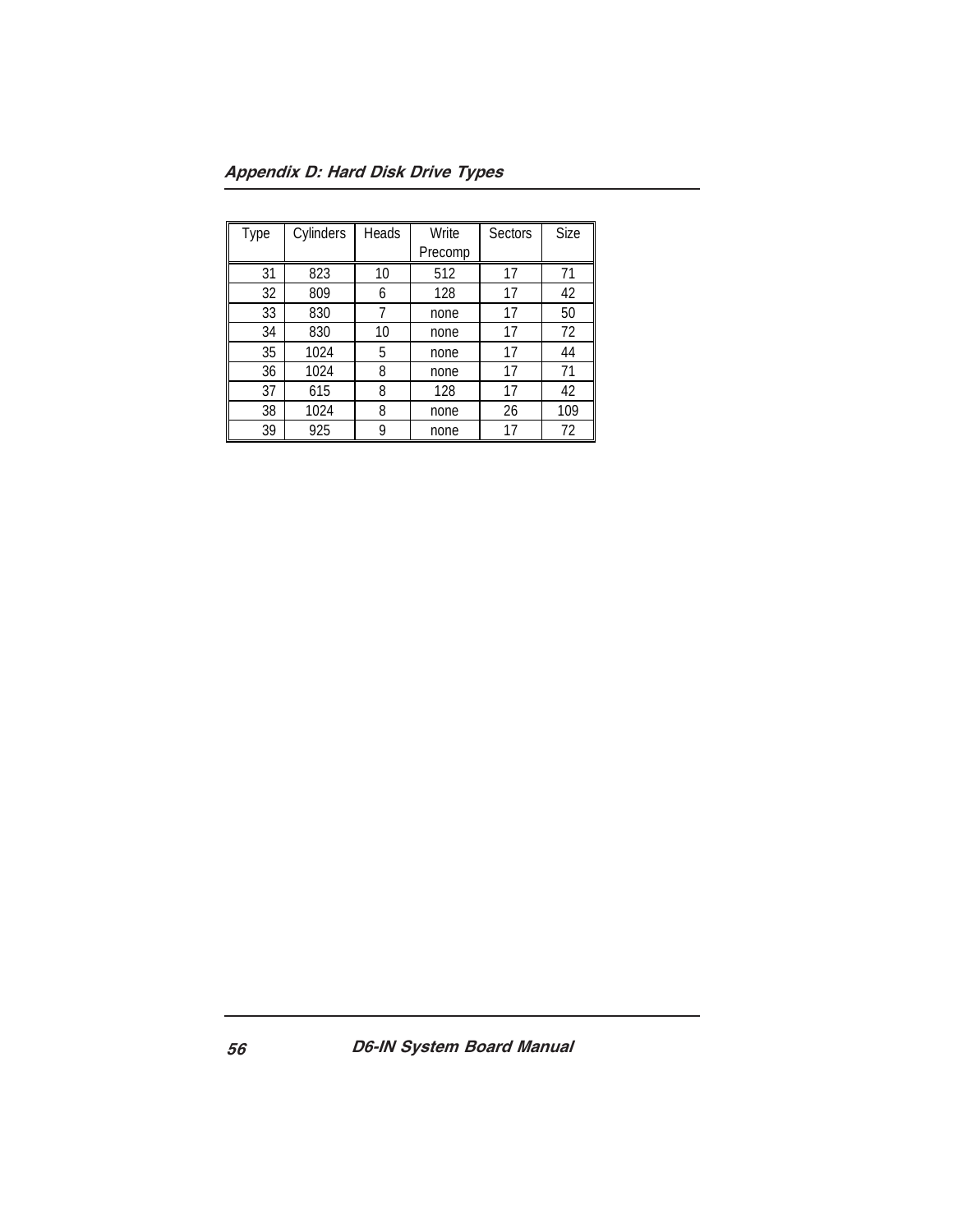| Type | Cylinders | Heads | Write Precomp | Sectors | Size |
|---|---|---|---|---|---|
| 31 | 823 | 10 | 512 | 17 | 71 |
| 32 | 809 | 6 | 128 | 17 | 42 |
| 33 | 830 | 7 | none | 17 | 50 |
| 34 | 830 | 10 | none | 17 | 72 |
| 35 | 1024 | 5 | none | 17 | 44 |
| 36 | 1024 | 8 | none | 17 | 71 |
| 37 | 615 | 8 | 128 | 17 | 42 |
| 38 | 1024 | 8 | none | 26 | 109 |
| 39 | 925 | 9 | none | 17 | 72 |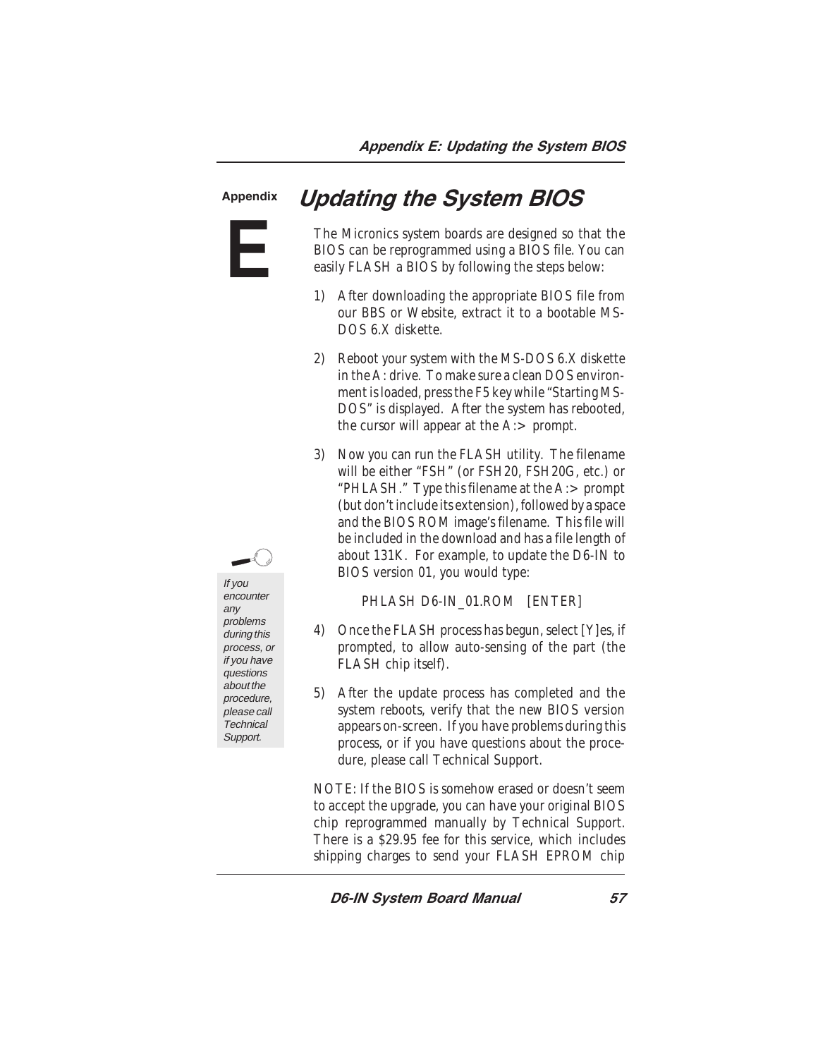Appendix

# E

## Updating the System BIOS

The Micronics system boards are designed so that the BIOS can be reprogrammed using a BIOS file. You can easily FLASH a BIOS by following the steps below:

1) After downloading the appropriate BIOS file from our BBS or Website, extract it to a bootable MS-DOS 6.X diskette.

2) Reboot your system with the MS-DOS 6.X diskette in the A: drive. To make sure a clean DOS environment is loaded, press the F5 key while "Starting MS-DOS" is displayed. After the system has rebooted, the cursor will appear at the A:> prompt.

3) Now you can run the FLASH utility. The filename will be either "FSH" (or FSH20, FSH20G, etc.) or "PHLASH." Type this filename at the A:> prompt (but don't include its extension), followed by a space and the BIOS ROM image's filename. This file will be included in the download and has a file length of about 131K. For example, to update the D6-IN to BIOS version 01, you would type:

   PHLASH D6-IN_01.ROM [ENTER]

4) Once the FLASH process has begun, select [Y]es, if prompted, to allow auto-sensing of the part (the FLASH chip itself).

5) After the update process has completed and the system reboots, verify that the new BIOS version appears on-screen. If you have problems during this process, or if you have questions about the procedure, please call Technical Support.

*If you encounter any problems during this process, or if you have questions about the procedure, please call Technical Support.*

NOTE: If the BIOS is somehow erased or doesn't seem to accept the upgrade, you can have your original BIOS chip reprogrammed manually by Technical Support. There is a $29.95 fee for this service, which includes shipping charges to send your FLASH EPROM chip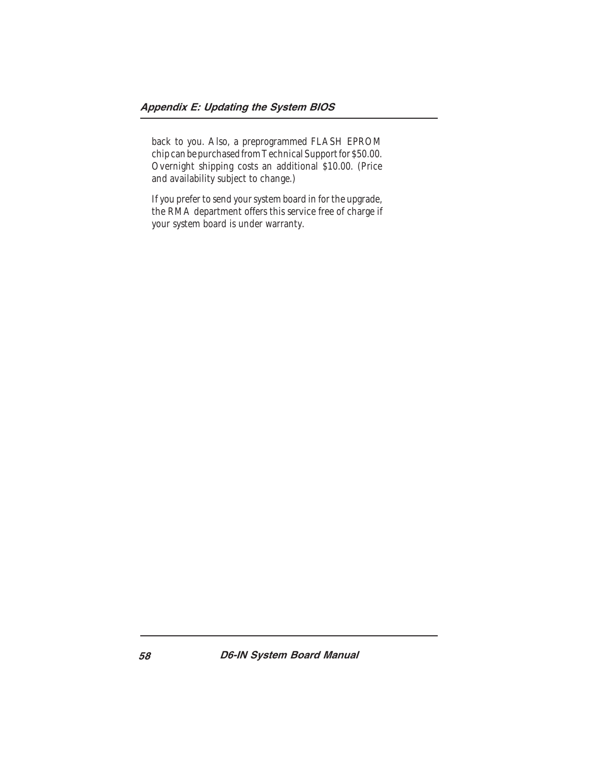back to you. Also, a preprogrammed FLASH EPROM chip can be purchased from Technical Support for $50.00. Overnight shipping costs an additional $10.00. (Price and availability subject to change.)

If you prefer to send your system board in for the upgrade, the RMA department offers this service free of charge if your system board is under warranty.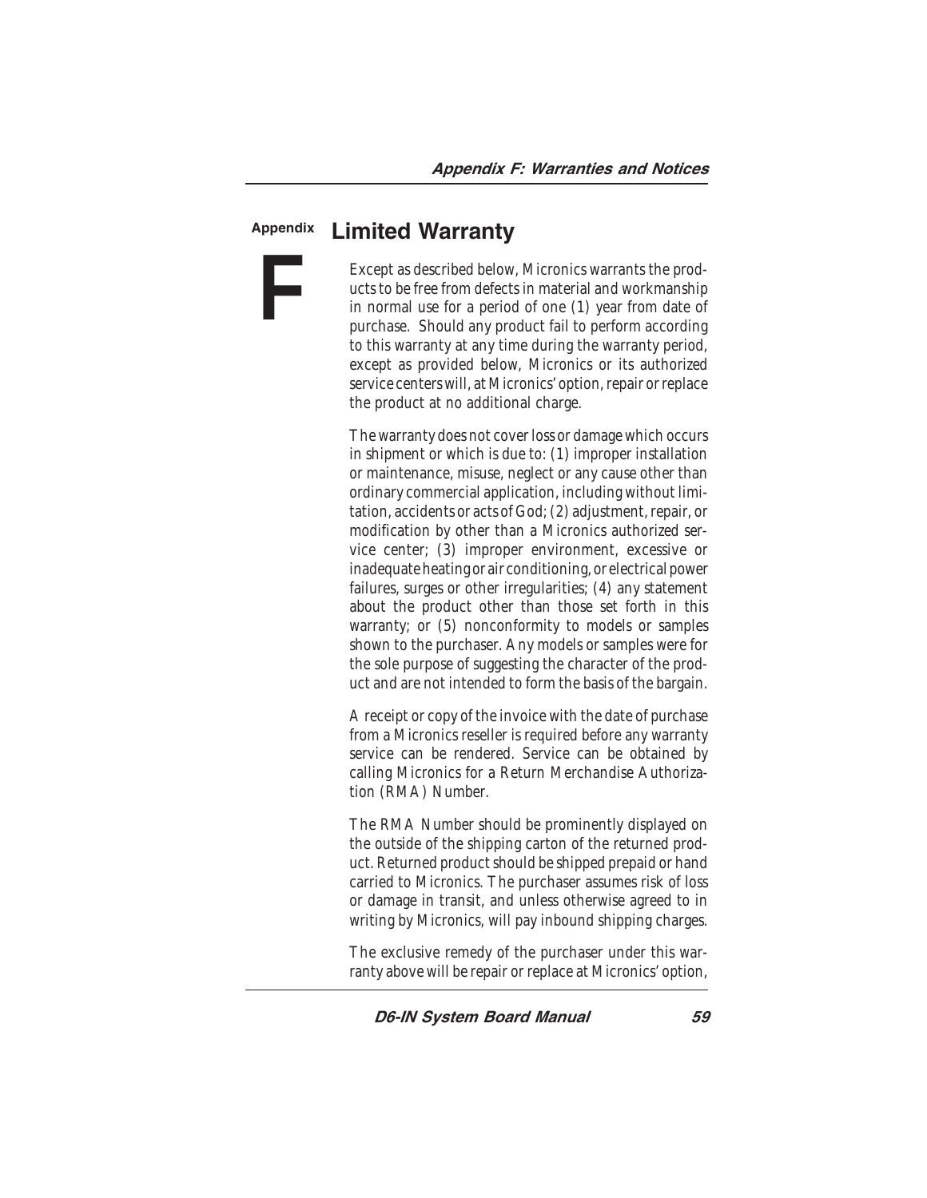## Appendix F

## Limited Warranty

Except as described below, Micronics warrants the products to be free from defects in material and workmanship in normal use for a period of one (1) year from date of purchase. Should any product fail to perform according to this warranty at any time during the warranty period, except as provided below, Micronics or its authorized service centers will, at Micronics' option, repair or replace the product at no additional charge.

The warranty does not cover loss or damage which occurs in shipment or which is due to: (1) improper installation or maintenance, misuse, neglect or any cause other than ordinary commercial application, including without limitation, accidents or acts of God; (2) adjustment, repair, or modification by other than a Micronics authorized service center; (3) improper environment, excessive or inadequate heating or air conditioning, or electrical power failures, surges or other irregularities; (4) any statement about the product other than those set forth in this warranty; or (5) nonconformity to models or samples shown to the purchaser. Any models or samples were for the sole purpose of suggesting the character of the product and are not intended to form the basis of the bargain.

A receipt or copy of the invoice with the date of purchase from a Micronics reseller is required before any warranty service can be rendered. Service can be obtained by calling Micronics for a Return Merchandise Authorization (RMA) Number.

The RMA Number should be prominently displayed on the outside of the shipping carton of the returned product. Returned product should be shipped prepaid or hand carried to Micronics. The purchaser assumes risk of loss or damage in transit, and unless otherwise agreed to in writing by Micronics, will pay inbound shipping charges.

The exclusive remedy of the purchaser under this warranty above will be repair or replace at Micronics' option,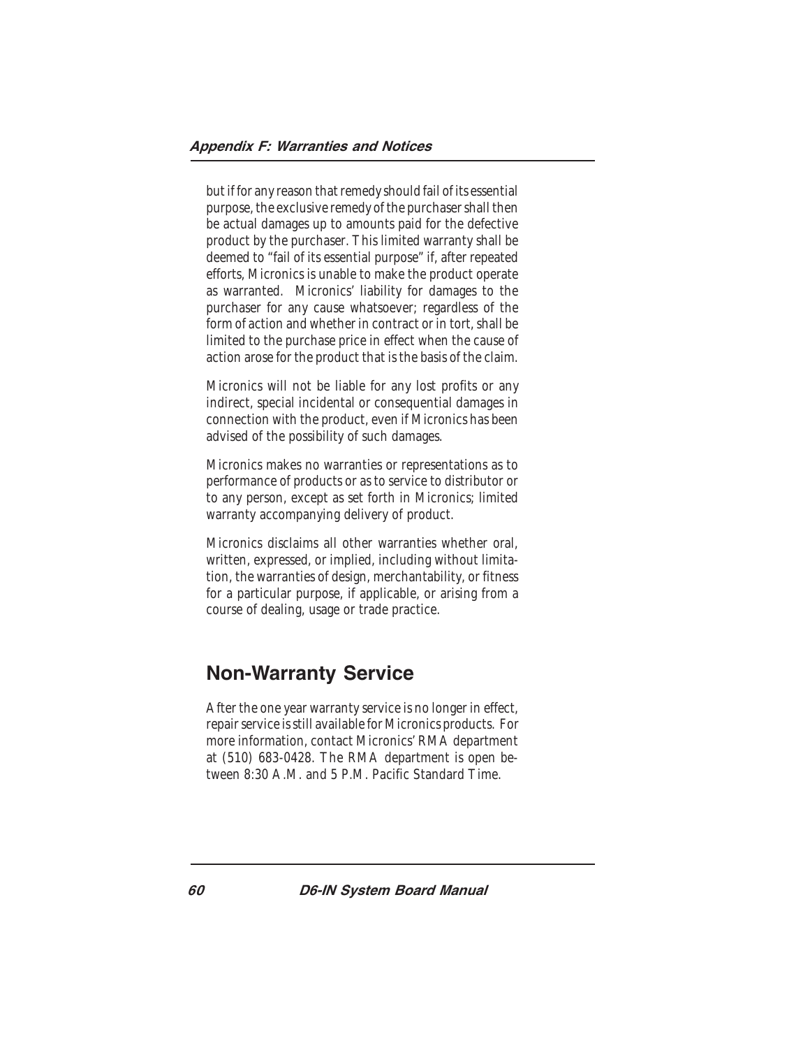but if for any reason that remedy should fail of its essential purpose, the exclusive remedy of the purchaser shall then be actual damages up to amounts paid for the defective product by the purchaser. This limited warranty shall be deemed to "fail of its essential purpose" if, after repeated efforts, Micronics is unable to make the product operate as warranted. Micronics' liability for damages to the purchaser for any cause whatsoever; regardless of the form of action and whether in contract or in tort, shall be limited to the purchase price in effect when the cause of action arose for the product that is the basis of the claim.

Micronics will not be liable for any lost profits or any indirect, special incidental or consequential damages in connection with the product, even if Micronics has been advised of the possibility of such damages.

Micronics makes no warranties or representations as to performance of products or as to service to distributor or to any person, except as set forth in Micronics; limited warranty accompanying delivery of product.

Micronics disclaims all other warranties whether oral, written, expressed, or implied, including without limitation, the warranties of design, merchantability, or fitness for a particular purpose, if applicable, or arising from a course of dealing, usage or trade practice.

## Non-Warranty Service

After the one year warranty service is no longer in effect, repair service is still available for Micronics products. For more information, contact Micronics' RMA department at (510) 683-0428. The RMA department is open between 8:30 A.M. and 5 P.M. Pacific Standard Time.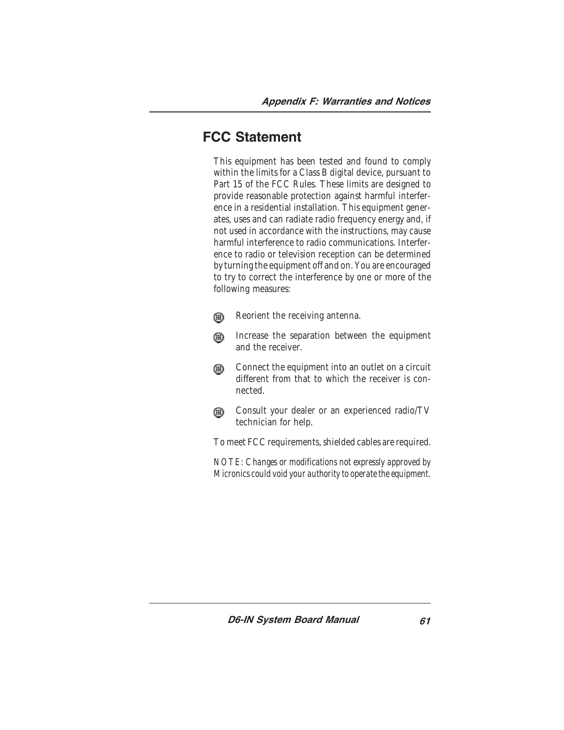## FCC Statement

This equipment has been tested and found to comply within the limits for a Class B digital device, pursuant to Part 15 of the FCC Rules. These limits are designed to provide reasonable protection against harmful interference in a residential installation. This equipment generates, uses and can radiate radio frequency energy and, if not used in accordance with the instructions, may cause harmful interference to radio communications. Interference to radio or television reception can be determined by turning the equipment off and on. You are encouraged to try to correct the interference by one or more of the following measures:

- Reorient the receiving antenna.
- Increase the separation between the equipment and the receiver.
- Connect the equipment into an outlet on a circuit different from that to which the receiver is connected.
- Consult your dealer or an experienced radio/TV technician for help.

To meet FCC requirements, shielded cables are required.

*NOTE: Changes or modifications not expressly approved by Micronics could void your authority to operate the equipment.*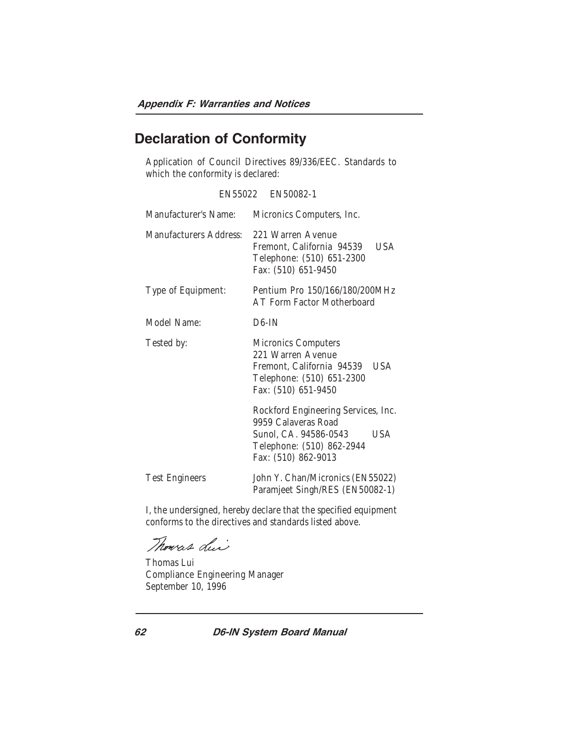## Declaration of Conformity

Application of Council Directives 89/336/EEC. Standards to which the conformity is declared:

EN55022 EN50082-1

| | |
|---|---|
| Manufacturer's Name: | Micronics Computers, Inc. |
| Manufacturers Address: | 221 Warren Avenue<br>Fremont, California 94539 USA<br>Telephone: (510) 651-2300<br>Fax: (510) 651-9450 |
| Type of Equipment: | Pentium Pro 150/166/180/200MHz<br>AT Form Factor Motherboard |
| Model Name: | D6-IN |
| Tested by: | Micronics Computers<br>221 Warren Avenue<br>Fremont, California 94539 USA<br>Telephone: (510) 651-2300<br>Fax: (510) 651-9450 |
| | Rockford Engineering Services, Inc.<br>9959 Calaveras Road<br>Sunol, CA. 94586-0543 USA<br>Telephone: (510) 862-2944<br>Fax: (510) 862-9013 |
| Test Engineers | John Y. Chan/Micronics (EN55022)<br>Paramjeet Singh/RES (EN50082-1) |

I, the undersigned, hereby declare that the specified equipment conforms to the directives and standards listed above.

*Thomas Lui*

Thomas Lui
Compliance Engineering Manager
September 10, 1996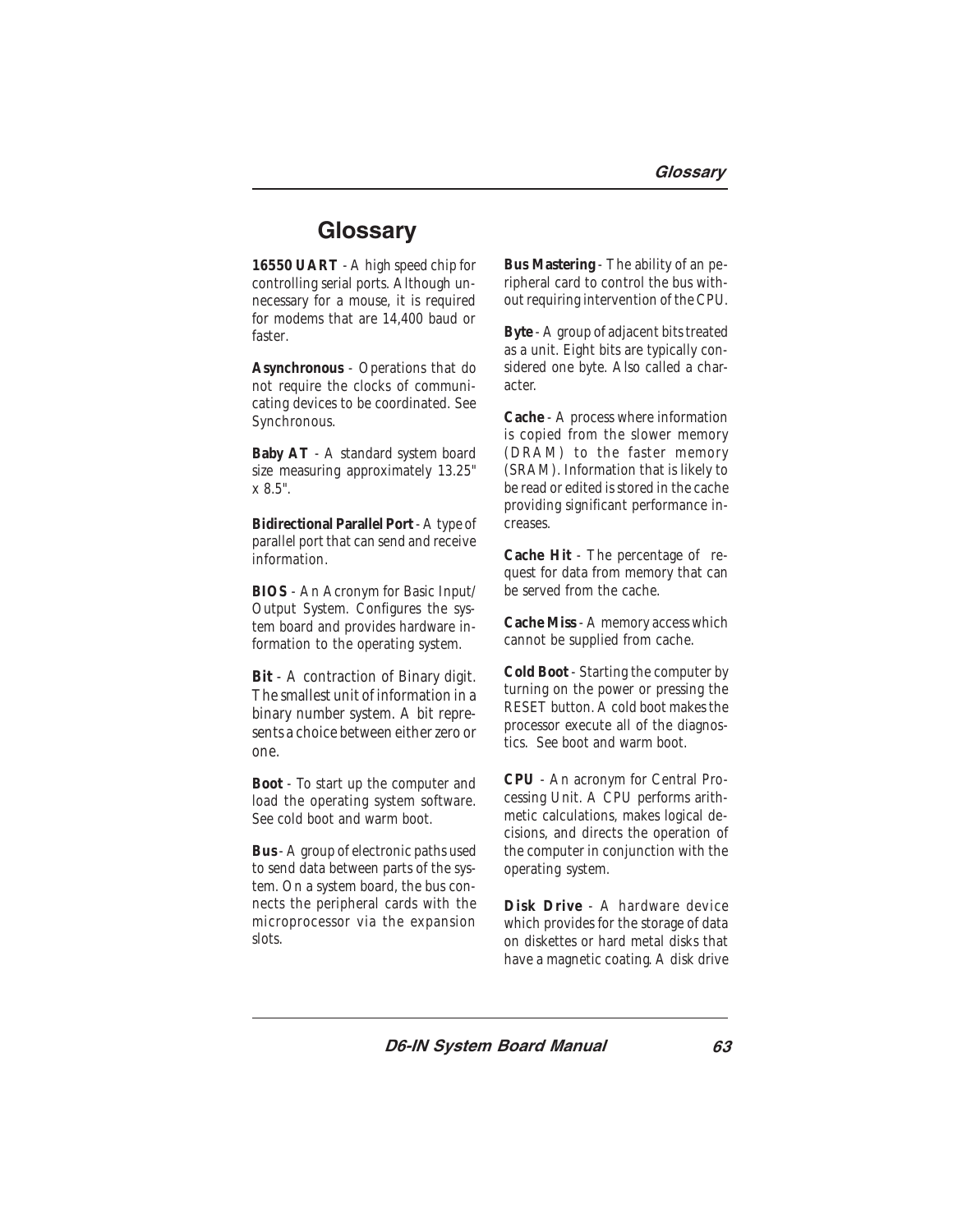# Glossary

**16550 UART** - A high speed chip for controlling serial ports. Although unnecessary for a mouse, it is required for modems that are 14,400 baud or faster.

**Asynchronous** - Operations that do not require the clocks of communicating devices to be coordinated. See Synchronous.

**Baby AT** - A standard system board size measuring approximately 13.25" x 8.5".

**Bidirectional Parallel Port** - A type of parallel port that can send and receive information.

**BIOS** - An Acronym for Basic Input/ Output System. Configures the system board and provides hardware information to the operating system.

**Bit** - A contraction of Binary digit. The smallest unit of information in a binary number system. A bit represents a choice between either zero or one.

**Boot** - To start up the computer and load the operating system software. See cold boot and warm boot.

**Bus** - A group of electronic paths used to send data between parts of the system. On a system board, the bus connects the peripheral cards with the microprocessor via the expansion slots.

**Bus Mastering** - The ability of an peripheral card to control the bus without requiring intervention of the CPU.

**Byte** - A group of adjacent bits treated as a unit. Eight bits are typically considered one byte. Also called a character.

**Cache** - A process where information is copied from the slower memory (DRAM) to the faster memory (SRAM). Information that is likely to be read or edited is stored in the cache providing significant performance increases.

**Cache Hit** - The percentage of request for data from memory that can be served from the cache.

**Cache Miss** - A memory access which cannot be supplied from cache.

**Cold Boot** - Starting the computer by turning on the power or pressing the RESET button. A cold boot makes the processor execute all of the diagnostics. See boot and warm boot.

**CPU** - An acronym for Central Processing Unit. A CPU performs arithmetic calculations, makes logical decisions, and directs the operation of the computer in conjunction with the operating system.

**Disk Drive** - A hardware device which provides for the storage of data on diskettes or hard metal disks that have a magnetic coating. A disk drive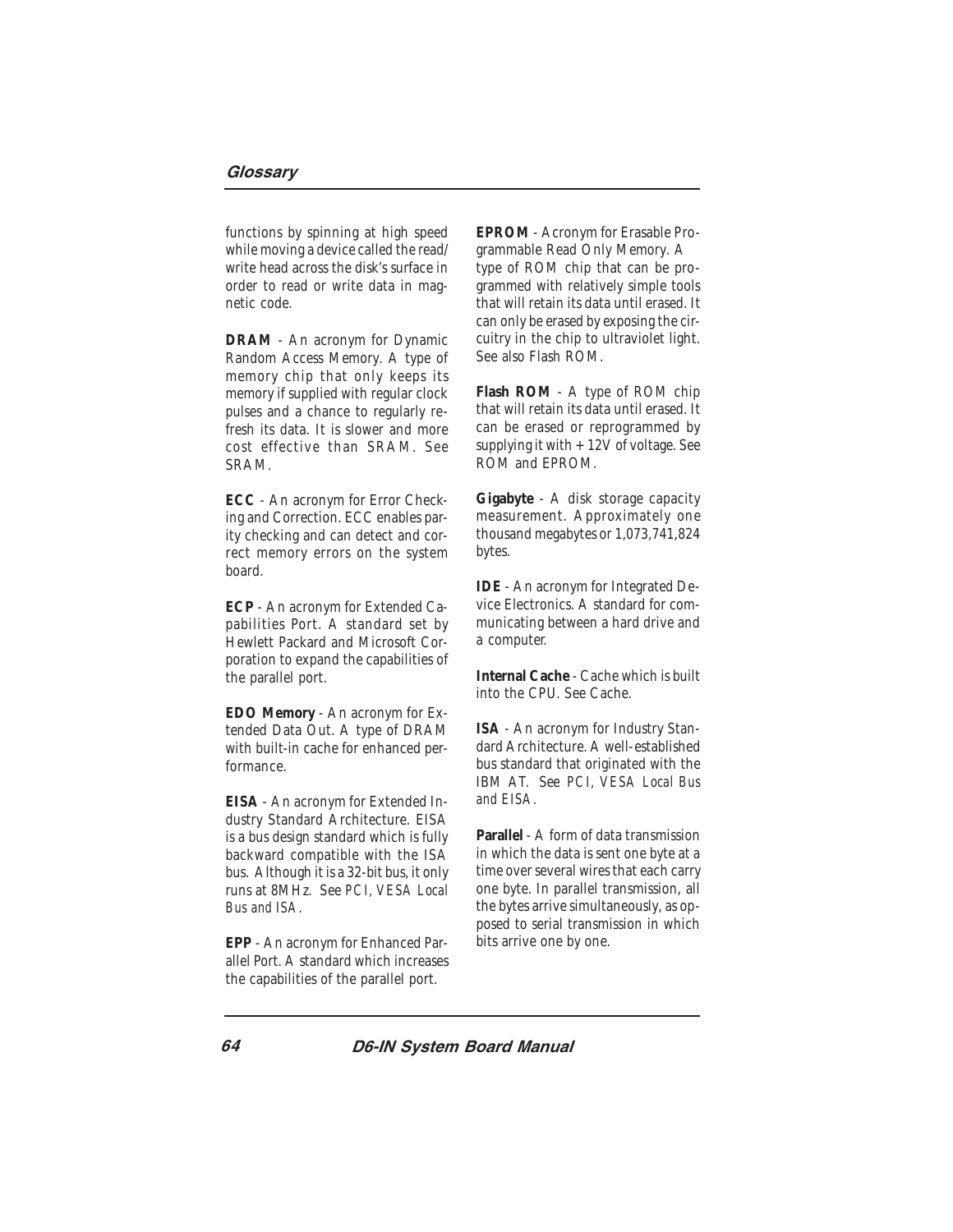functions by spinning at high speed while moving a device called the read/write head across the disk's surface in order to read or write data in magnetic code.

**DRAM** - An acronym for Dynamic Random Access Memory. A type of memory chip that only keeps its memory if supplied with regular clock pulses and a chance to regularly refresh its data. It is slower and more cost effective than SRAM. See SRAM.

**ECC** - An acronym for Error Checking and Correction. ECC enables parity checking and can detect and correct memory errors on the system board.

**ECP** - An acronym for Extended Capabilities Port. A standard set by Hewlett Packard and Microsoft Corporation to expand the capabilities of the parallel port.

**EDO Memory** - An acronym for Extended Data Out. A type of DRAM with built-in cache for enhanced performance.

**EISA** - An acronym for Extended Industry Standard Architecture. EISA is a bus design standard which is fully backward compatible with the ISA bus. Although it is a 32-bit bus, it only runs at 8MHz. See *PCI, VESA Local Bus and ISA.*

**EPP** - An acronym for Enhanced Parallel Port. A standard which increases the capabilities of the parallel port.

**EPROM** - Acronym for Erasable Programmable Read Only Memory. A type of ROM chip that can be programmed with relatively simple tools that will retain its data until erased. It can only be erased by exposing the circuitry in the chip to ultraviolet light. See also Flash ROM.

**Flash ROM** - A type of ROM chip that will retain its data until erased. It can be erased or reprogrammed by supplying it with +12V of voltage. See ROM and EPROM.

**Gigabyte** - A disk storage capacity measurement. Approximately one thousand megabytes or 1,073,741,824 bytes.

**IDE** - An acronym for Integrated Device Electronics. A standard for communicating between a hard drive and a computer.

**Internal Cache** - Cache which is built into the CPU. See Cache.

**ISA** - An acronym for Industry Standard Architecture. A well-established bus standard that originated with the IBM AT. See *PCI, VESA Local Bus and EISA.*

**Parallel** - A form of data transmission in which the data is sent one byte at a time over several wires that each carry one byte. In parallel transmission, all the bytes arrive simultaneously, as opposed to serial transmission in which bits arrive one by one.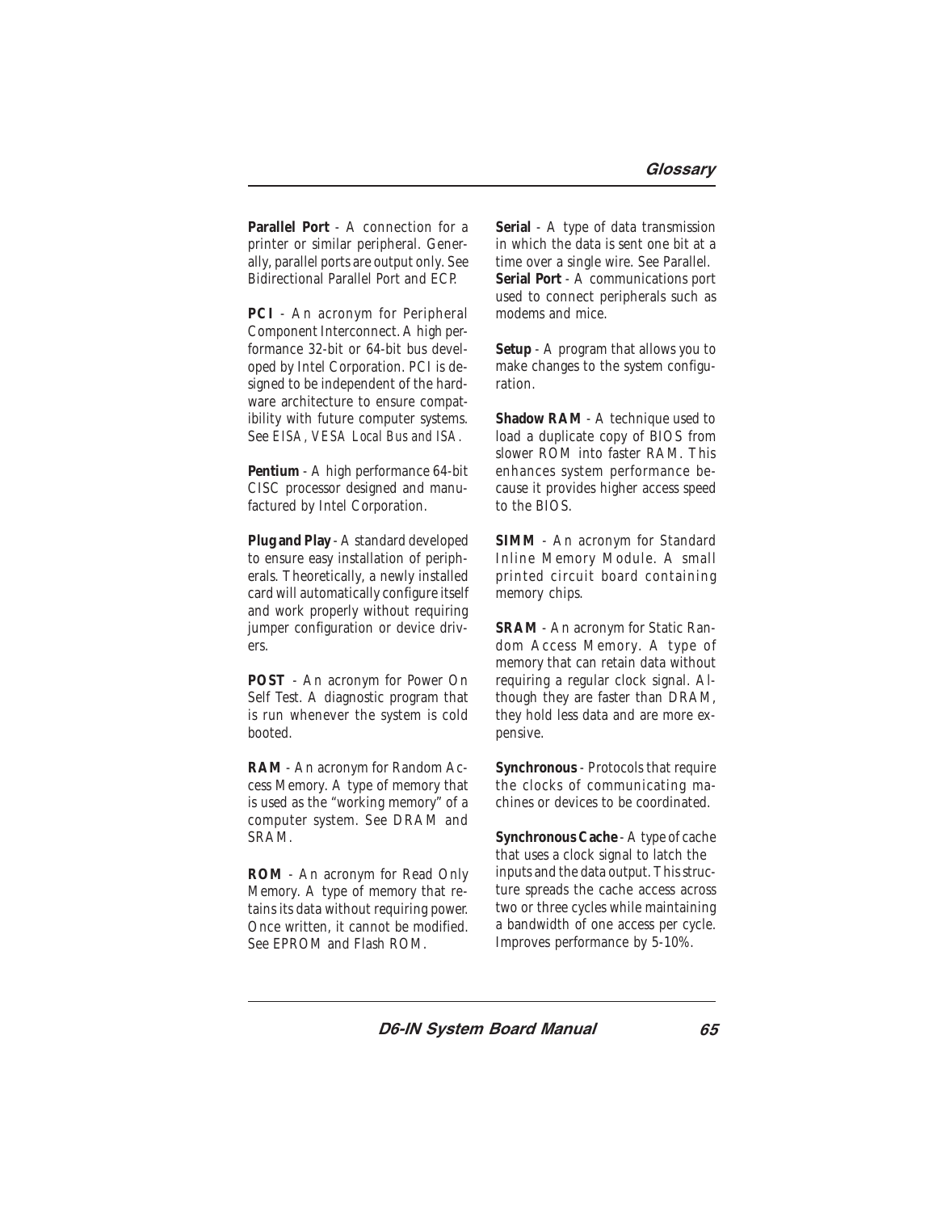**Parallel Port** - A connection for a printer or similar peripheral. Generally, parallel ports are output only. See Bidirectional Parallel Port and ECP.

**PCI** - An acronym for Peripheral Component Interconnect. A high performance 32-bit or 64-bit bus developed by Intel Corporation. PCI is designed to be independent of the hardware architecture to ensure compatibility with future computer systems. See *EISA, VESA Local Bus and ISA.*

**Pentium** - A high performance 64-bit CISC processor designed and manufactured by Intel Corporation.

**Plug and Play** - A standard developed to ensure easy installation of peripherals. Theoretically, a newly installed card will automatically configure itself and work properly without requiring jumper configuration or device drivers.

**POST** - An acronym for Power On Self Test. A diagnostic program that is run whenever the system is cold booted.

**RAM** - An acronym for Random Access Memory. A type of memory that is used as the "working memory" of a computer system. See DRAM and SRAM.

**ROM** - An acronym for Read Only Memory. A type of memory that retains its data without requiring power. Once written, it cannot be modified. See EPROM and Flash ROM.

**Serial** - A type of data transmission in which the data is sent one bit at a time over a single wire. See Parallel.

**Serial Port** - A communications port used to connect peripherals such as modems and mice.

**Setup** - A program that allows you to make changes to the system configuration.

**Shadow RAM** - A technique used to load a duplicate copy of BIOS from slower ROM into faster RAM. This enhances system performance because it provides higher access speed to the BIOS.

**SIMM** - An acronym for Standard Inline Memory Module. A small printed circuit board containing memory chips.

**SRAM** - An acronym for Static Random Access Memory. A type of memory that can retain data without requiring a regular clock signal. Although they are faster than DRAM, they hold less data and are more expensive.

**Synchronous** - Protocols that require the clocks of communicating machines or devices to be coordinated.

**Synchronous Cache** - A type of cache that uses a clock signal to latch the inputs and the data output. This structure spreads the cache access across two or three cycles while maintaining a bandwidth of one access per cycle. Improves performance by 5-10%.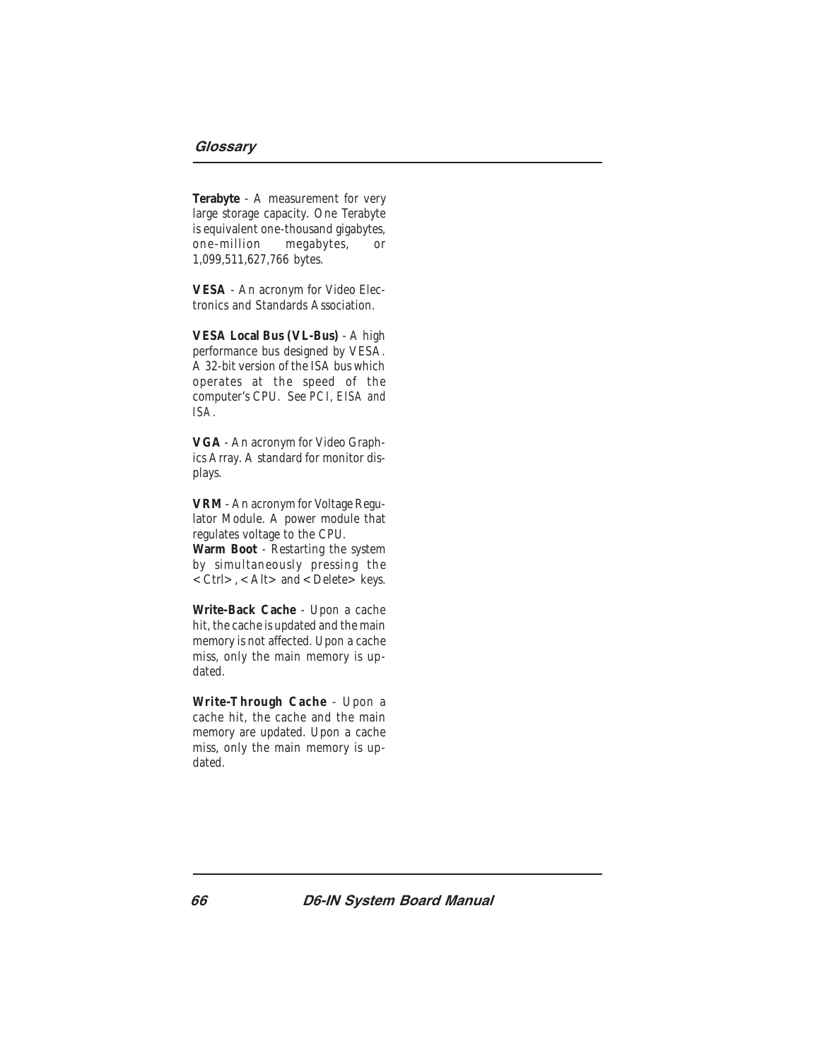**Terabyte** - A measurement for very large storage capacity. One Terabyte is equivalent one-thousand gigabytes, one-million megabytes, or 1,099,511,627,766 bytes.

**VESA** - An acronym for Video Electronics and Standards Association.

**VESA Local Bus (VL-Bus)** - A high performance bus designed by VESA. A 32-bit version of the ISA bus which operates at the speed of the computer's CPU. See PCI, EISA and ISA.

**VGA** - An acronym for Video Graphics Array. A standard for monitor displays.

**VRM** - An acronym for Voltage Regulator Module. A power module that regulates voltage to the CPU.

**Warm Boot** - Restarting the system by simultaneously pressing the <Ctrl>, <Alt> and <Delete> keys.

**Write-Back Cache** - Upon a cache hit, the cache is updated and the main memory is not affected. Upon a cache miss, only the main memory is updated.

**Write-Through Cache** - Upon a cache hit, the cache and the main memory are updated. Upon a cache miss, only the main memory is updated.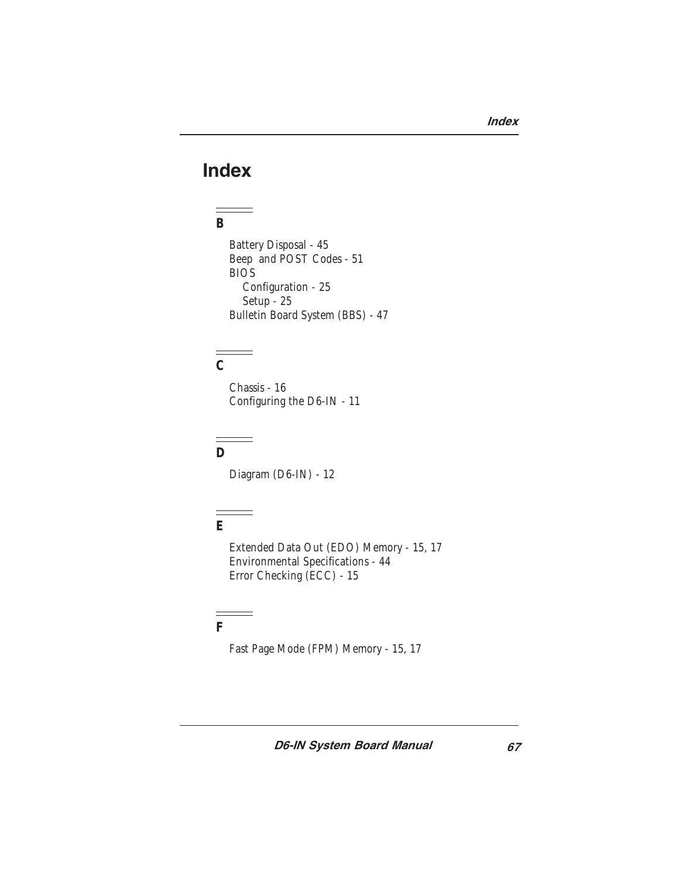# Index

## B

Battery Disposal - 45
Beep and POST Codes - 51
BIOS
- Configuration - 25
- Setup - 25

Bulletin Board System (BBS) - 47

## C

Chassis - 16
Configuring the D6-IN - 11

## D

Diagram (D6-IN) - 12

## E

Extended Data Out (EDO) Memory - 15, 17
Environmental Specifications - 44
Error Checking (ECC) - 15

## F

Fast Page Mode (FPM) Memory - 15, 17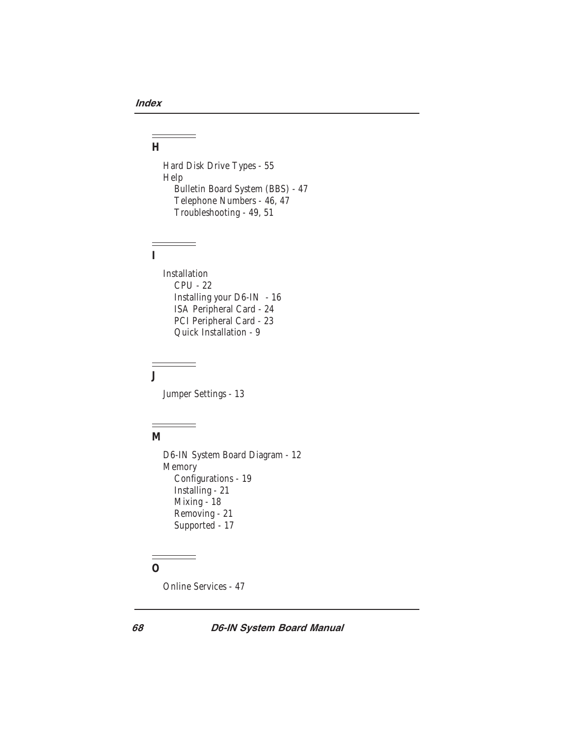## H

Hard Disk Drive Types - 55
Help
  Bulletin Board System (BBS) - 47
  Telephone Numbers - 46, 47
  Troubleshooting - 49, 51

## I

Installation
  CPU - 22
  Installing your D6-IN - 16
  ISA Peripheral Card - 24
  PCI Peripheral Card - 23
  Quick Installation - 9

## J

Jumper Settings - 13

## M

D6-IN System Board Diagram - 12
Memory
  Configurations - 19
  Installing - 21
  Mixing - 18
  Removing - 21
  Supported - 17

## O

Online Services - 47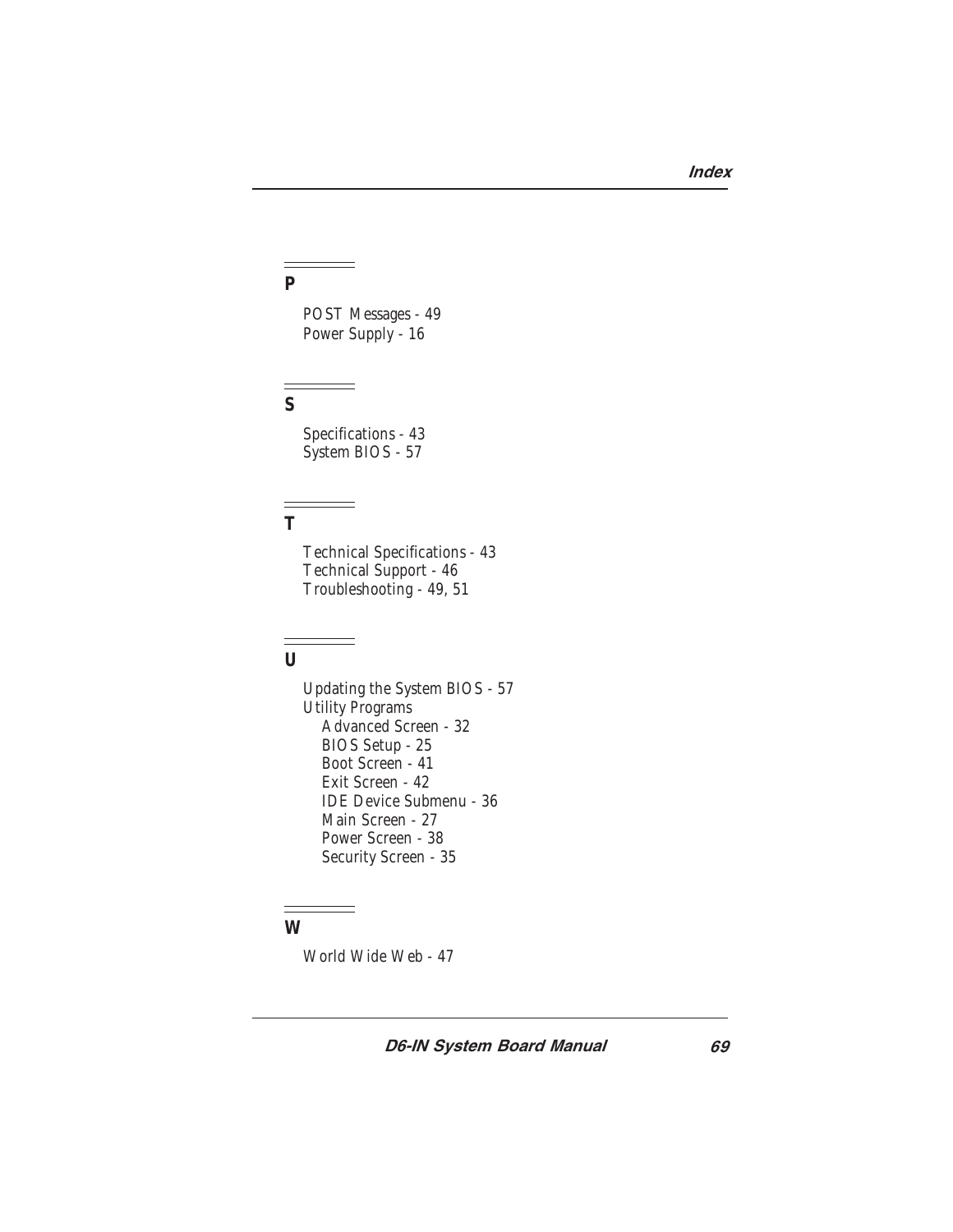## P

POST Messages - 49
Power Supply - 16

## S

Specifications - 43
System BIOS - 57

## T

Technical Specifications - 43
Technical Support - 46
Troubleshooting - 49, 51

## U

Updating the System BIOS - 57
Utility Programs
- Advanced Screen - 32
- BIOS Setup - 25
- Boot Screen - 41
- Exit Screen - 42
- IDE Device Submenu - 36
- Main Screen - 27
- Power Screen - 38
- Security Screen - 35

## W

World Wide Web - 47